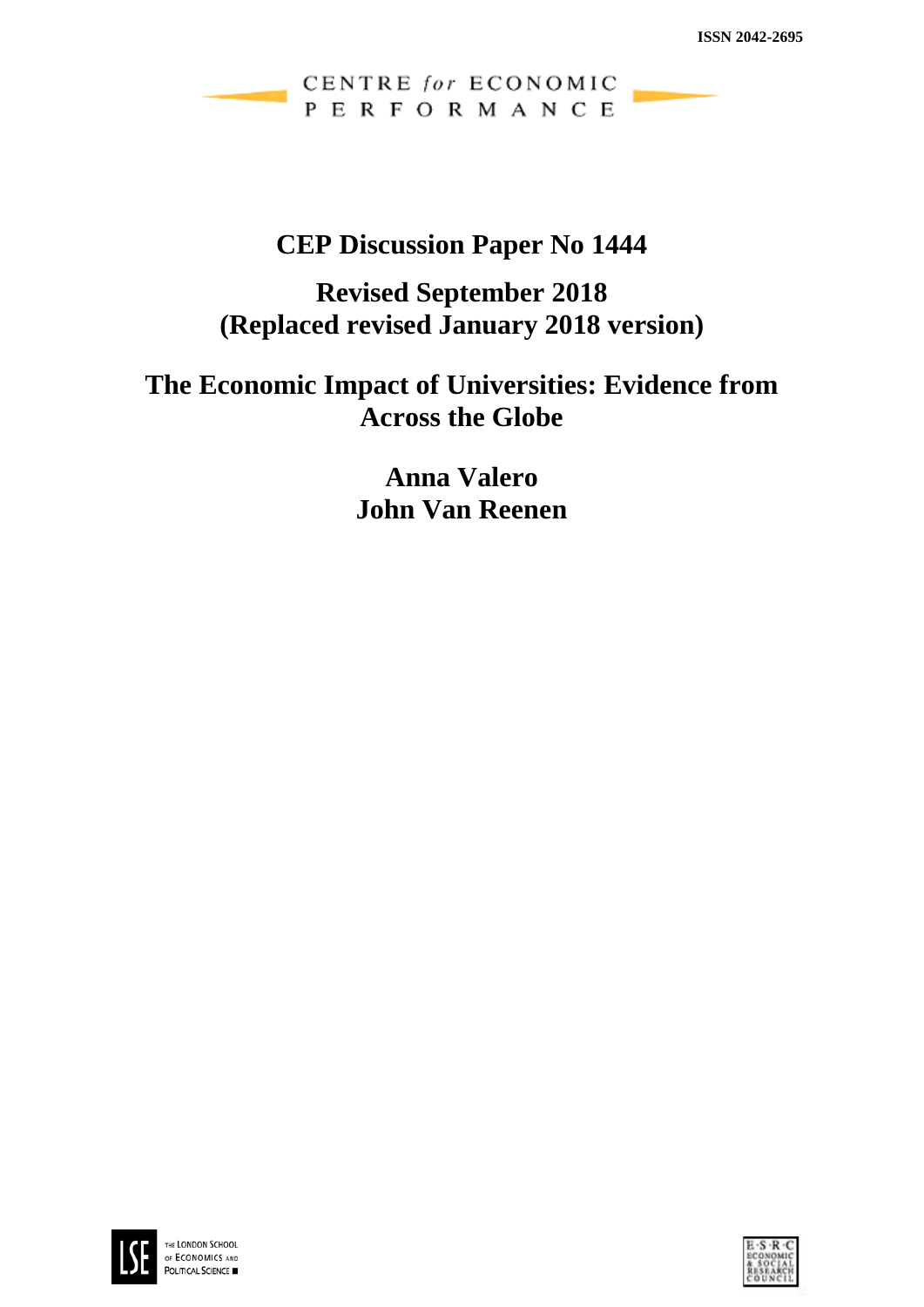ISSN 2042-2695

CENTRE *for* ECONOMIC PERFORMANCE

# CEP Discussion Paper No 1444

## Revised September 2018
## (Replaced revised January 2018 version)

# The Economic Impact of Universities: Evidence from Across the Globe

**Anna Valero**
**John Van Reenen**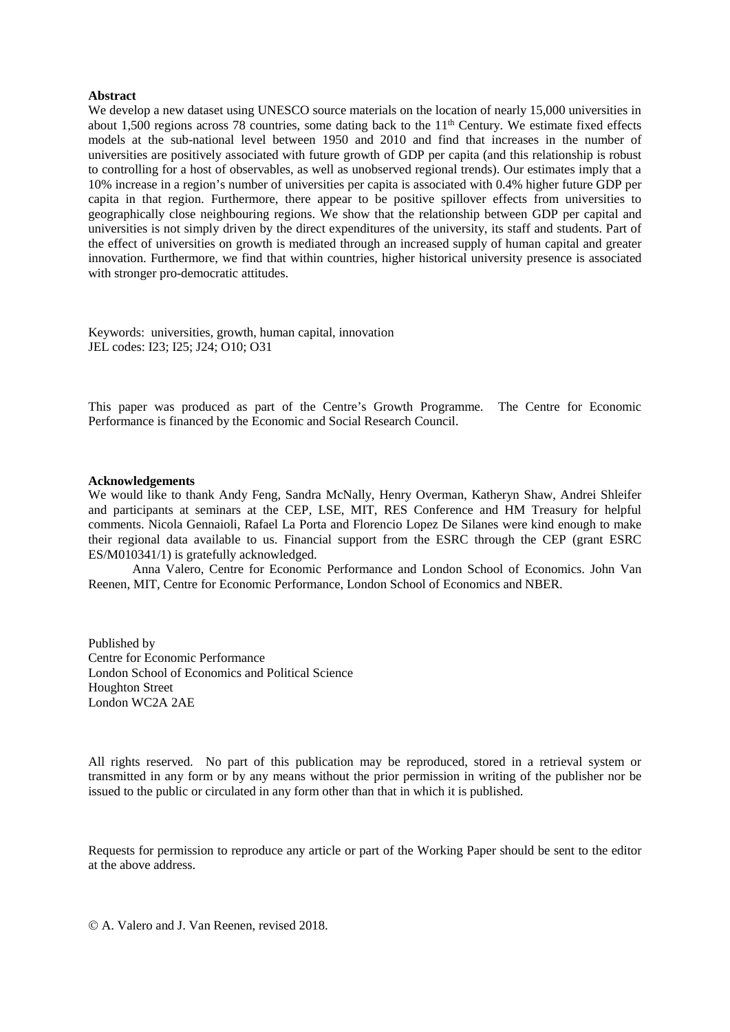**Abstract**

We develop a new dataset using UNESCO source materials on the location of nearly 15,000 universities in about 1,500 regions across 78 countries, some dating back to the 11th Century. We estimate fixed effects models at the sub-national level between 1950 and 2010 and find that increases in the number of universities are positively associated with future growth of GDP per capita (and this relationship is robust to controlling for a host of observables, as well as unobserved regional trends). Our estimates imply that a 10% increase in a region's number of universities per capita is associated with 0.4% higher future GDP per capita in that region. Furthermore, there appear to be positive spillover effects from universities to geographically close neighbouring regions. We show that the relationship between GDP per capital and universities is not simply driven by the direct expenditures of the university, its staff and students. Part of the effect of universities on growth is mediated through an increased supply of human capital and greater innovation. Furthermore, we find that within countries, higher historical university presence is associated with stronger pro-democratic attitudes.

Keywords: universities, growth, human capital, innovation
JEL codes: I23; I25; J24; O10; O31

This paper was produced as part of the Centre's Growth Programme. The Centre for Economic Performance is financed by the Economic and Social Research Council.

**Acknowledgements**

We would like to thank Andy Feng, Sandra McNally, Henry Overman, Katheryn Shaw, Andrei Shleifer and participants at seminars at the CEP, LSE, MIT, RES Conference and HM Treasury for helpful comments. Nicola Gennaioli, Rafael La Porta and Florencio Lopez De Silanes were kind enough to make their regional data available to us. Financial support from the ESRC through the CEP (grant ESRC ES/M010341/1) is gratefully acknowledged.

Anna Valero, Centre for Economic Performance and London School of Economics. John Van Reenen, MIT, Centre for Economic Performance, London School of Economics and NBER.

Published by
Centre for Economic Performance
London School of Economics and Political Science
Houghton Street
London WC2A 2AE

All rights reserved. No part of this publication may be reproduced, stored in a retrieval system or transmitted in any form or by any means without the prior permission in writing of the publisher nor be issued to the public or circulated in any form other than that in which it is published.

Requests for permission to reproduce any article or part of the Working Paper should be sent to the editor at the above address.

© A. Valero and J. Van Reenen, revised 2018.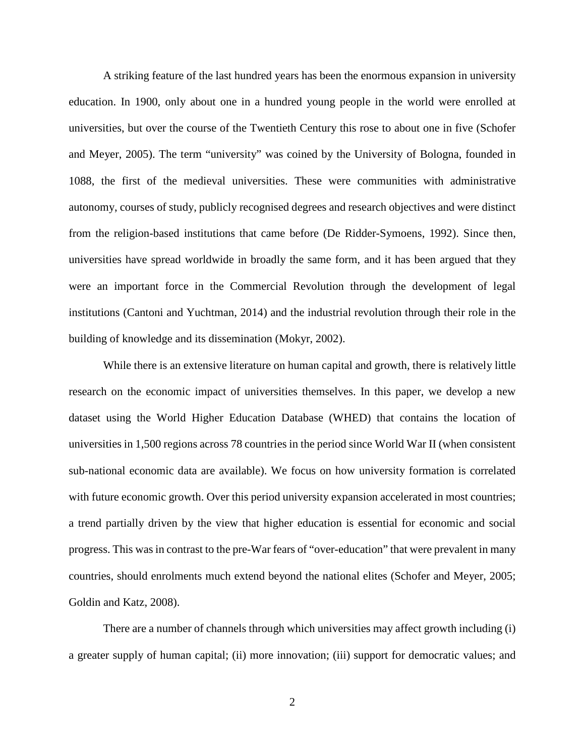A striking feature of the last hundred years has been the enormous expansion in university education. In 1900, only about one in a hundred young people in the world were enrolled at universities, but over the course of the Twentieth Century this rose to about one in five (Schofer and Meyer, 2005). The term "university" was coined by the University of Bologna, founded in 1088, the first of the medieval universities. These were communities with administrative autonomy, courses of study, publicly recognised degrees and research objectives and were distinct from the religion-based institutions that came before (De Ridder-Symoens, 1992). Since then, universities have spread worldwide in broadly the same form, and it has been argued that they were an important force in the Commercial Revolution through the development of legal institutions (Cantoni and Yuchtman, 2014) and the industrial revolution through their role in the building of knowledge and its dissemination (Mokyr, 2002).

While there is an extensive literature on human capital and growth, there is relatively little research on the economic impact of universities themselves. In this paper, we develop a new dataset using the World Higher Education Database (WHED) that contains the location of universities in 1,500 regions across 78 countries in the period since World War II (when consistent sub-national economic data are available). We focus on how university formation is correlated with future economic growth. Over this period university expansion accelerated in most countries; a trend partially driven by the view that higher education is essential for economic and social progress. This was in contrast to the pre-War fears of "over-education" that were prevalent in many countries, should enrolments much extend beyond the national elites (Schofer and Meyer, 2005; Goldin and Katz, 2008).

There are a number of channels through which universities may affect growth including (i) a greater supply of human capital; (ii) more innovation; (iii) support for democratic values; and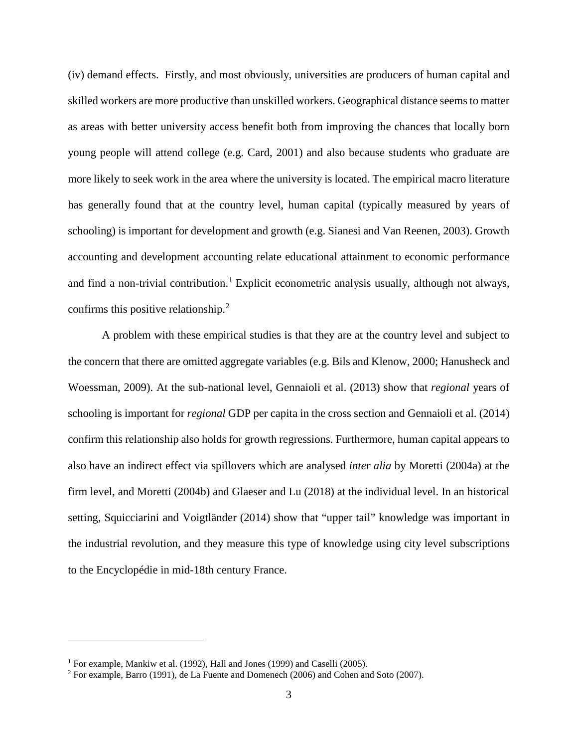(iv) demand effects. Firstly, and most obviously, universities are producers of human capital and skilled workers are more productive than unskilled workers. Geographical distance seems to matter as areas with better university access benefit both from improving the chances that locally born young people will attend college (e.g. Card, 2001) and also because students who graduate are more likely to seek work in the area where the university is located. The empirical macro literature has generally found that at the country level, human capital (typically measured by years of schooling) is important for development and growth (e.g. Sianesi and Van Reenen, 2003). Growth accounting and development accounting relate educational attainment to economic performance and find a non-trivial contribution.[1] Explicit econometric analysis usually, although not always, confirms this positive relationship.[2]

A problem with these empirical studies is that they are at the country level and subject to the concern that there are omitted aggregate variables (e.g. Bils and Klenow, 2000; Hanusheck and Woessman, 2009). At the sub-national level, Gennaioli et al. (2013) show that *regional* years of schooling is important for *regional* GDP per capita in the cross section and Gennaioli et al. (2014) confirm this relationship also holds for growth regressions. Furthermore, human capital appears to also have an indirect effect via spillovers which are analysed *inter alia* by Moretti (2004a) at the firm level, and Moretti (2004b) and Glaeser and Lu (2018) at the individual level. In an historical setting, Squicciarini and Voigtländer (2014) show that "upper tail" knowledge was important in the industrial revolution, and they measure this type of knowledge using city level subscriptions to the Encyclopédie in mid-18th century France.

---

[1] For example, Mankiw et al. (1992), Hall and Jones (1999) and Caselli (2005).

[2] For example, Barro (1991), de La Fuente and Domenech (2006) and Cohen and Soto (2007).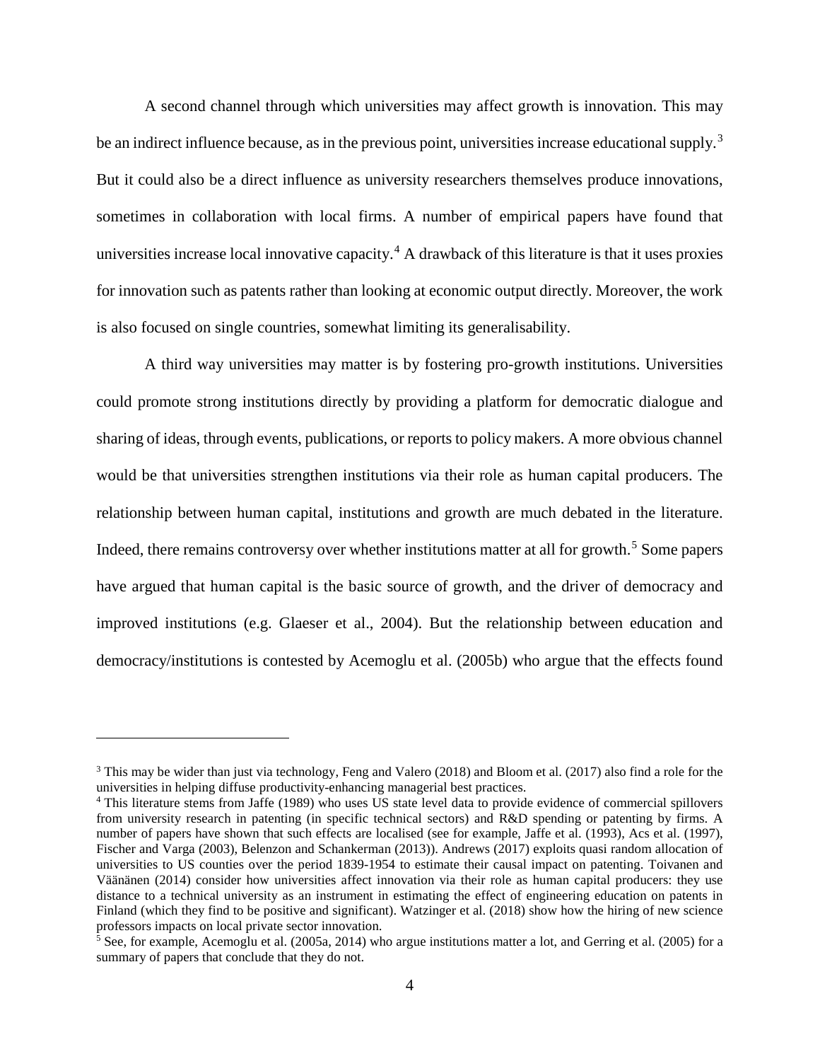A second channel through which universities may affect growth is innovation. This may be an indirect influence because, as in the previous point, universities increase educational supply.[3] But it could also be a direct influence as university researchers themselves produce innovations, sometimes in collaboration with local firms. A number of empirical papers have found that universities increase local innovative capacity.[4] A drawback of this literature is that it uses proxies for innovation such as patents rather than looking at economic output directly. Moreover, the work is also focused on single countries, somewhat limiting its generalisability.

A third way universities may matter is by fostering pro-growth institutions. Universities could promote strong institutions directly by providing a platform for democratic dialogue and sharing of ideas, through events, publications, or reports to policy makers. A more obvious channel would be that universities strengthen institutions via their role as human capital producers. The relationship between human capital, institutions and growth are much debated in the literature. Indeed, there remains controversy over whether institutions matter at all for growth.[5] Some papers have argued that human capital is the basic source of growth, and the driver of democracy and improved institutions (e.g. Glaeser et al., 2004). But the relationship between education and democracy/institutions is contested by Acemoglu et al. (2005b) who argue that the effects found

---

[3] This may be wider than just via technology, Feng and Valero (2018) and Bloom et al. (2017) also find a role for the universities in helping diffuse productivity-enhancing managerial best practices.

[4] This literature stems from Jaffe (1989) who uses US state level data to provide evidence of commercial spillovers from university research in patenting (in specific technical sectors) and R&D spending or patenting by firms. A number of papers have shown that such effects are localised (see for example, Jaffe et al. (1993), Acs et al. (1997), Fischer and Varga (2003), Belenzon and Schankerman (2013)). Andrews (2017) exploits quasi random allocation of universities to US counties over the period 1839-1954 to estimate their causal impact on patenting. Toivanen and Väänänen (2014) consider how universities affect innovation via their role as human capital producers: they use distance to a technical university as an instrument in estimating the effect of engineering education on patents in Finland (which they find to be positive and significant). Watzinger et al. (2018) show how the hiring of new science professors impacts on local private sector innovation.

[5] See, for example, Acemoglu et al. (2005a, 2014) who argue institutions matter a lot, and Gerring et al. (2005) for a summary of papers that conclude that they do not.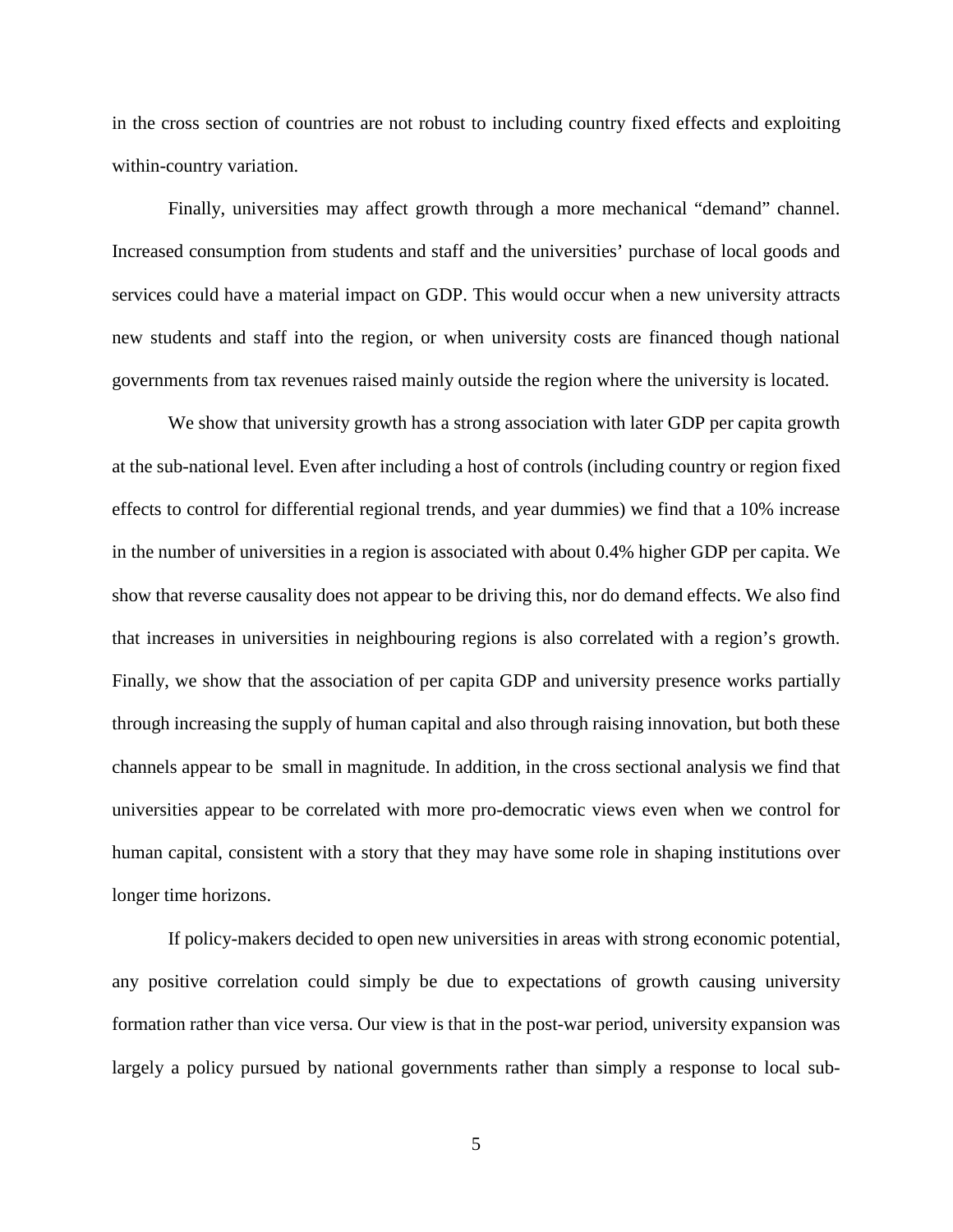in the cross section of countries are not robust to including country fixed effects and exploiting within-country variation.

Finally, universities may affect growth through a more mechanical "demand" channel. Increased consumption from students and staff and the universities' purchase of local goods and services could have a material impact on GDP. This would occur when a new university attracts new students and staff into the region, or when university costs are financed though national governments from tax revenues raised mainly outside the region where the university is located.

We show that university growth has a strong association with later GDP per capita growth at the sub-national level. Even after including a host of controls (including country or region fixed effects to control for differential regional trends, and year dummies) we find that a 10% increase in the number of universities in a region is associated with about 0.4% higher GDP per capita. We show that reverse causality does not appear to be driving this, nor do demand effects. We also find that increases in universities in neighbouring regions is also correlated with a region's growth. Finally, we show that the association of per capita GDP and university presence works partially through increasing the supply of human capital and also through raising innovation, but both these channels appear to be small in magnitude. In addition, in the cross sectional analysis we find that universities appear to be correlated with more pro-democratic views even when we control for human capital, consistent with a story that they may have some role in shaping institutions over longer time horizons.

If policy-makers decided to open new universities in areas with strong economic potential, any positive correlation could simply be due to expectations of growth causing university formation rather than vice versa. Our view is that in the post-war period, university expansion was largely a policy pursued by national governments rather than simply a response to local sub-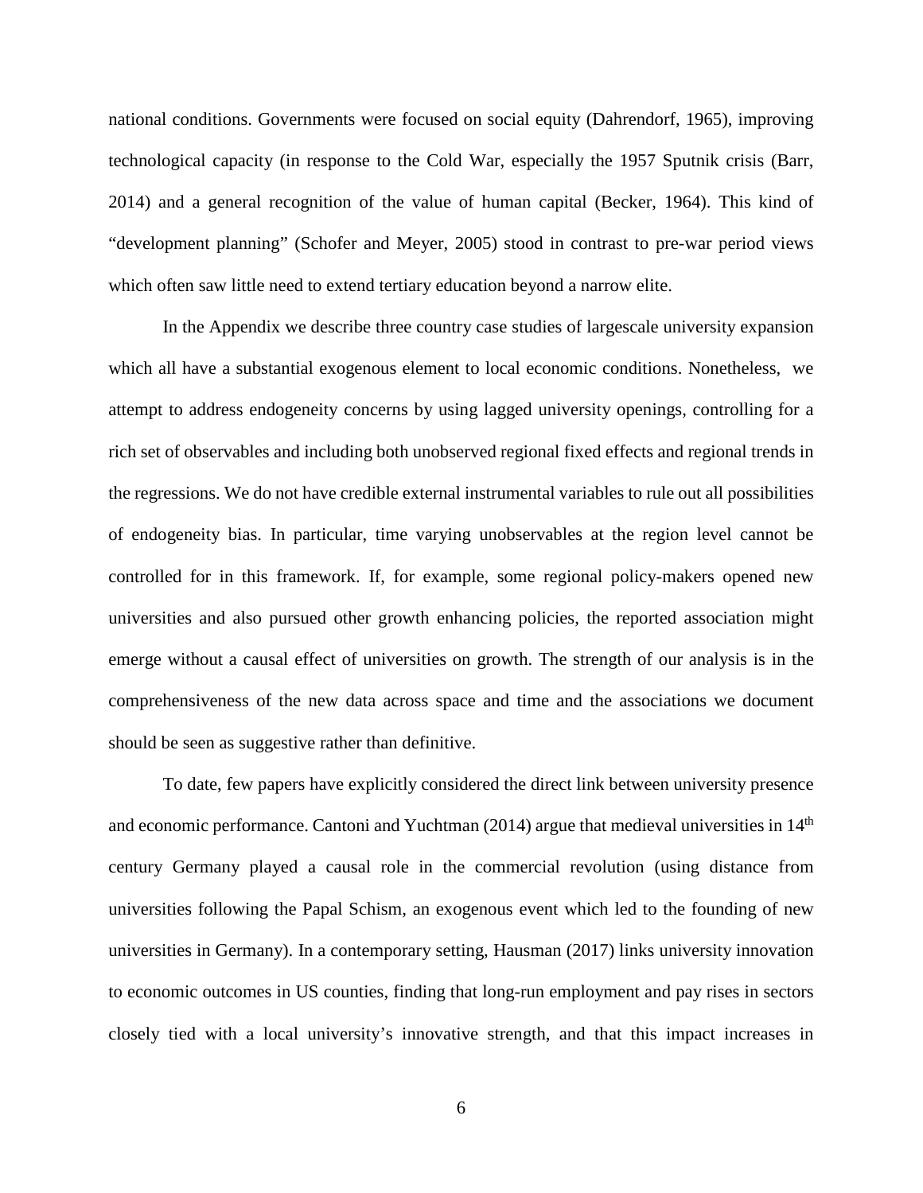national conditions. Governments were focused on social equity (Dahrendorf, 1965), improving technological capacity (in response to the Cold War, especially the 1957 Sputnik crisis (Barr, 2014) and a general recognition of the value of human capital (Becker, 1964). This kind of "development planning" (Schofer and Meyer, 2005) stood in contrast to pre-war period views which often saw little need to extend tertiary education beyond a narrow elite.

In the Appendix we describe three country case studies of largescale university expansion which all have a substantial exogenous element to local economic conditions. Nonetheless, we attempt to address endogeneity concerns by using lagged university openings, controlling for a rich set of observables and including both unobserved regional fixed effects and regional trends in the regressions. We do not have credible external instrumental variables to rule out all possibilities of endogeneity bias. In particular, time varying unobservables at the region level cannot be controlled for in this framework. If, for example, some regional policy-makers opened new universities and also pursued other growth enhancing policies, the reported association might emerge without a causal effect of universities on growth. The strength of our analysis is in the comprehensiveness of the new data across space and time and the associations we document should be seen as suggestive rather than definitive.

To date, few papers have explicitly considered the direct link between university presence and economic performance. Cantoni and Yuchtman (2014) argue that medieval universities in 14th century Germany played a causal role in the commercial revolution (using distance from universities following the Papal Schism, an exogenous event which led to the founding of new universities in Germany). In a contemporary setting, Hausman (2017) links university innovation to economic outcomes in US counties, finding that long-run employment and pay rises in sectors closely tied with a local university's innovative strength, and that this impact increases in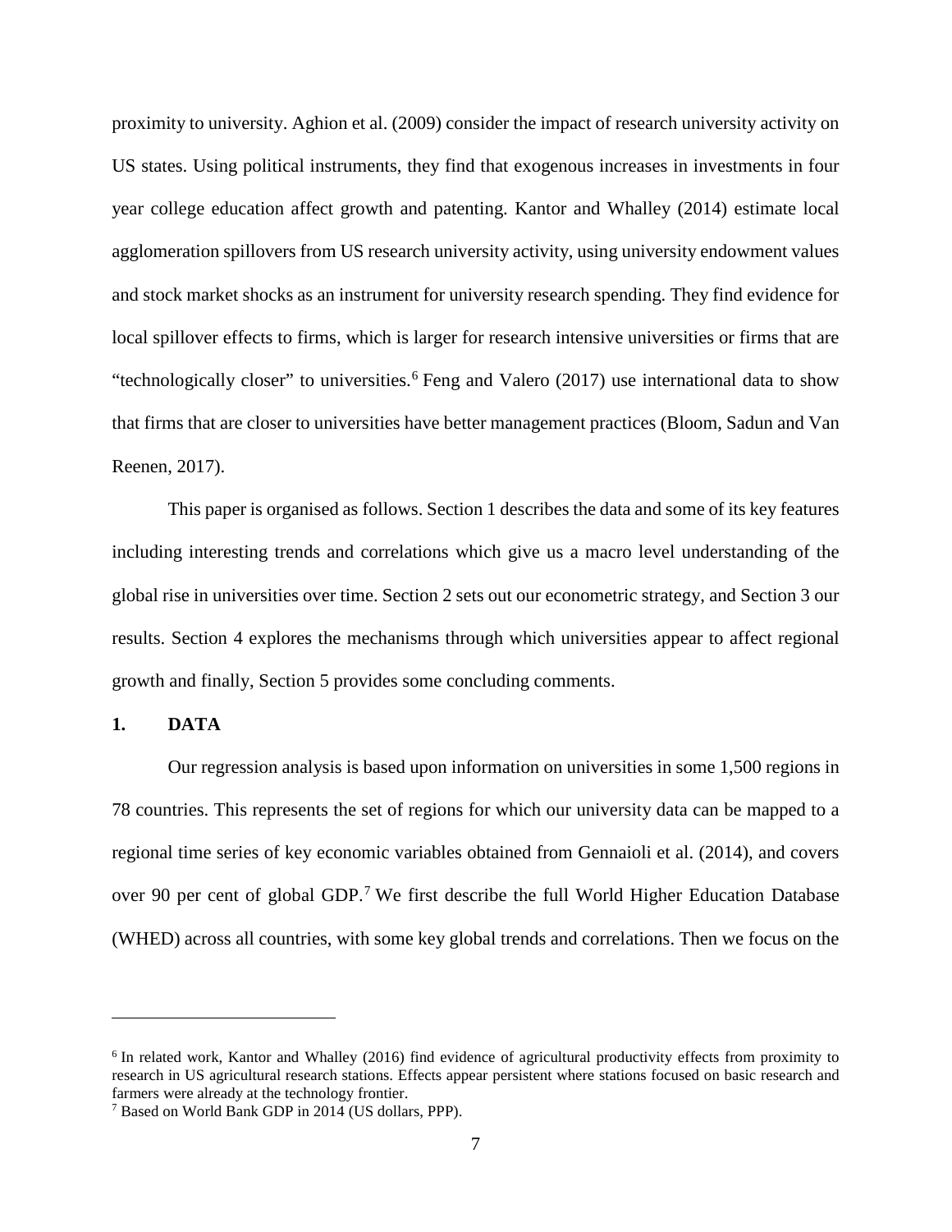proximity to university. Aghion et al. (2009) consider the impact of research university activity on US states. Using political instruments, they find that exogenous increases in investments in four year college education affect growth and patenting. Kantor and Whalley (2014) estimate local agglomeration spillovers from US research university activity, using university endowment values and stock market shocks as an instrument for university research spending. They find evidence for local spillover effects to firms, which is larger for research intensive universities or firms that are "technologically closer" to universities.[6] Feng and Valero (2017) use international data to show that firms that are closer to universities have better management practices (Bloom, Sadun and Van Reenen, 2017).

This paper is organised as follows. Section 1 describes the data and some of its key features including interesting trends and correlations which give us a macro level understanding of the global rise in universities over time. Section 2 sets out our econometric strategy, and Section 3 our results. Section 4 explores the mechanisms through which universities appear to affect regional growth and finally, Section 5 provides some concluding comments.

## 1. DATA

Our regression analysis is based upon information on universities in some 1,500 regions in 78 countries. This represents the set of regions for which our university data can be mapped to a regional time series of key economic variables obtained from Gennaioli et al. (2014), and covers over 90 per cent of global GDP.[7] We first describe the full World Higher Education Database (WHED) across all countries, with some key global trends and correlations. Then we focus on the

---

[6] In related work, Kantor and Whalley (2016) find evidence of agricultural productivity effects from proximity to research in US agricultural research stations. Effects appear persistent where stations focused on basic research and farmers were already at the technology frontier.

[7] Based on World Bank GDP in 2014 (US dollars, PPP).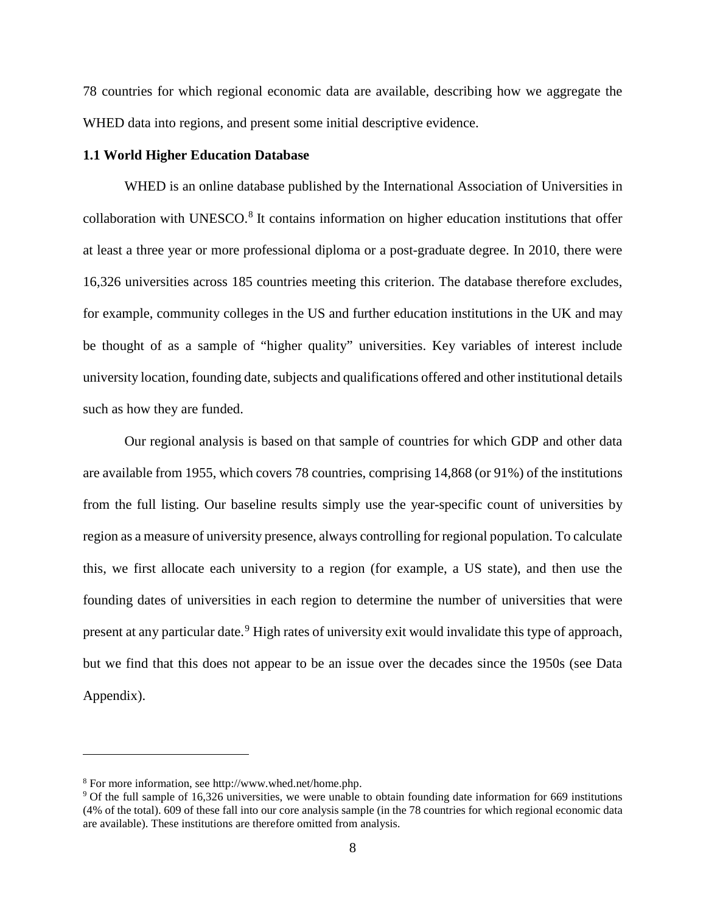78 countries for which regional economic data are available, describing how we aggregate the WHED data into regions, and present some initial descriptive evidence.

### 1.1 World Higher Education Database

WHED is an online database published by the International Association of Universities in collaboration with UNESCO.[8] It contains information on higher education institutions that offer at least a three year or more professional diploma or a post-graduate degree. In 2010, there were 16,326 universities across 185 countries meeting this criterion. The database therefore excludes, for example, community colleges in the US and further education institutions in the UK and may be thought of as a sample of "higher quality" universities. Key variables of interest include university location, founding date, subjects and qualifications offered and other institutional details such as how they are funded.

Our regional analysis is based on that sample of countries for which GDP and other data are available from 1955, which covers 78 countries, comprising 14,868 (or 91%) of the institutions from the full listing. Our baseline results simply use the year-specific count of universities by region as a measure of university presence, always controlling for regional population. To calculate this, we first allocate each university to a region (for example, a US state), and then use the founding dates of universities in each region to determine the number of universities that were present at any particular date.[9] High rates of university exit would invalidate this type of approach, but we find that this does not appear to be an issue over the decades since the 1950s (see Data Appendix).

---

[8] For more information, see http://www.whed.net/home.php.

[9] Of the full sample of 16,326 universities, we were unable to obtain founding date information for 669 institutions (4% of the total). 609 of these fall into our core analysis sample (in the 78 countries for which regional economic data are available). These institutions are therefore omitted from analysis.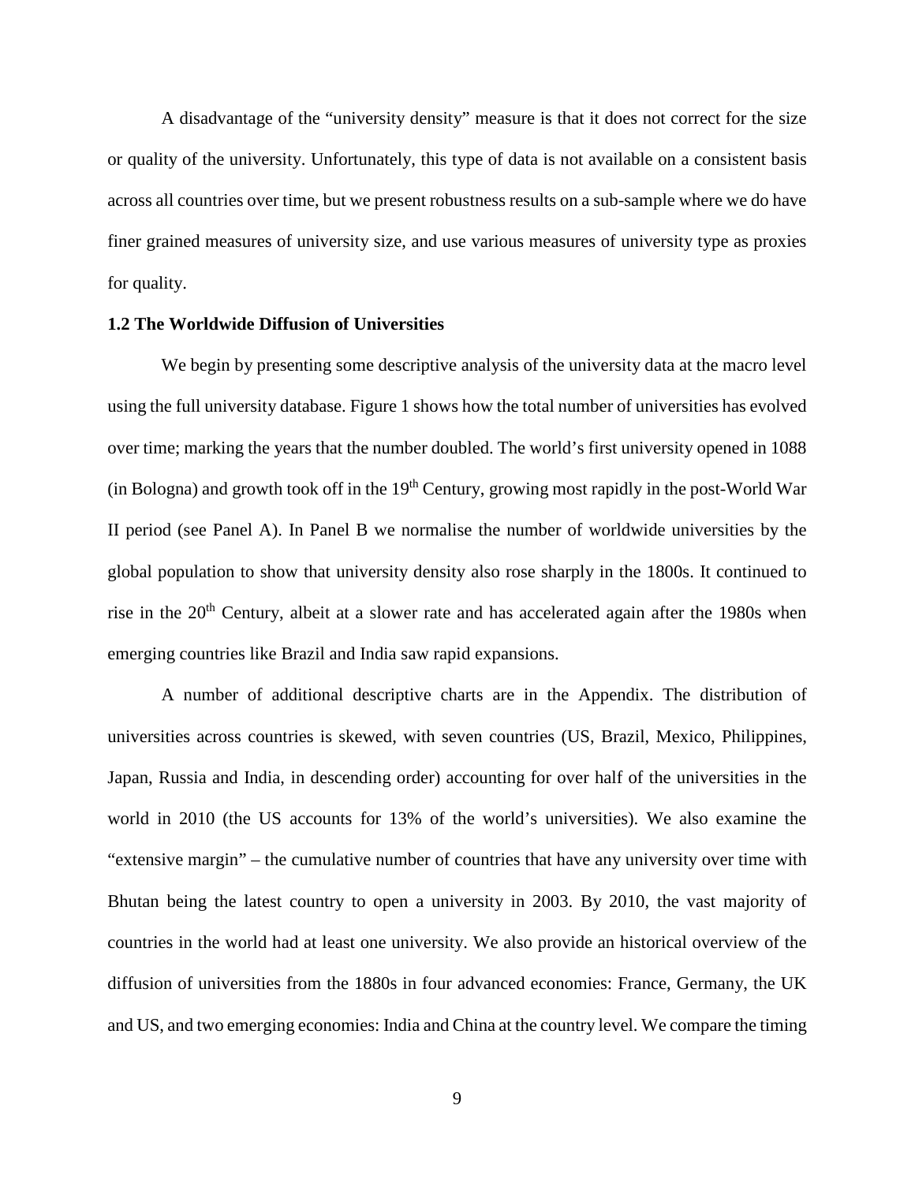A disadvantage of the "university density" measure is that it does not correct for the size or quality of the university. Unfortunately, this type of data is not available on a consistent basis across all countries over time, but we present robustness results on a sub-sample where we do have finer grained measures of university size, and use various measures of university type as proxies for quality.

### 1.2 The Worldwide Diffusion of Universities

We begin by presenting some descriptive analysis of the university data at the macro level using the full university database. Figure 1 shows how the total number of universities has evolved over time; marking the years that the number doubled. The world's first university opened in 1088 (in Bologna) and growth took off in the 19th Century, growing most rapidly in the post-World War II period (see Panel A). In Panel B we normalise the number of worldwide universities by the global population to show that university density also rose sharply in the 1800s. It continued to rise in the 20th Century, albeit at a slower rate and has accelerated again after the 1980s when emerging countries like Brazil and India saw rapid expansions.

A number of additional descriptive charts are in the Appendix. The distribution of universities across countries is skewed, with seven countries (US, Brazil, Mexico, Philippines, Japan, Russia and India, in descending order) accounting for over half of the universities in the world in 2010 (the US accounts for 13% of the world's universities). We also examine the "extensive margin" – the cumulative number of countries that have any university over time with Bhutan being the latest country to open a university in 2003. By 2010, the vast majority of countries in the world had at least one university. We also provide an historical overview of the diffusion of universities from the 1880s in four advanced economies: France, Germany, the UK and US, and two emerging economies: India and China at the country level. We compare the timing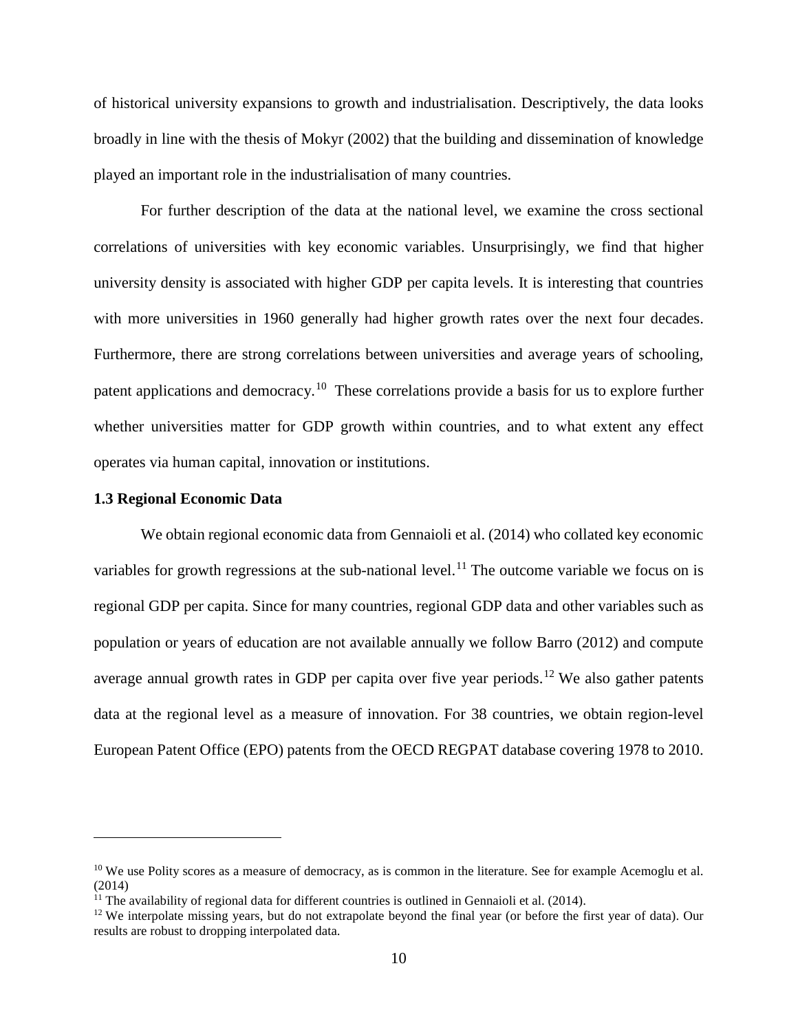of historical university expansions to growth and industrialisation. Descriptively, the data looks broadly in line with the thesis of Mokyr (2002) that the building and dissemination of knowledge played an important role in the industrialisation of many countries.

For further description of the data at the national level, we examine the cross sectional correlations of universities with key economic variables. Unsurprisingly, we find that higher university density is associated with higher GDP per capita levels. It is interesting that countries with more universities in 1960 generally had higher growth rates over the next four decades. Furthermore, there are strong correlations between universities and average years of schooling, patent applications and democracy.[10] These correlations provide a basis for us to explore further whether universities matter for GDP growth within countries, and to what extent any effect operates via human capital, innovation or institutions.

### 1.3 Regional Economic Data

We obtain regional economic data from Gennaioli et al. (2014) who collated key economic variables for growth regressions at the sub-national level.[11] The outcome variable we focus on is regional GDP per capita. Since for many countries, regional GDP data and other variables such as population or years of education are not available annually we follow Barro (2012) and compute average annual growth rates in GDP per capita over five year periods.[12] We also gather patents data at the regional level as a measure of innovation. For 38 countries, we obtain region-level European Patent Office (EPO) patents from the OECD REGPAT database covering 1978 to 2010.

---

[10] We use Polity scores as a measure of democracy, as is common in the literature. See for example Acemoglu et al. (2014)

[11] The availability of regional data for different countries is outlined in Gennaioli et al. (2014).

[12] We interpolate missing years, but do not extrapolate beyond the final year (or before the first year of data). Our results are robust to dropping interpolated data.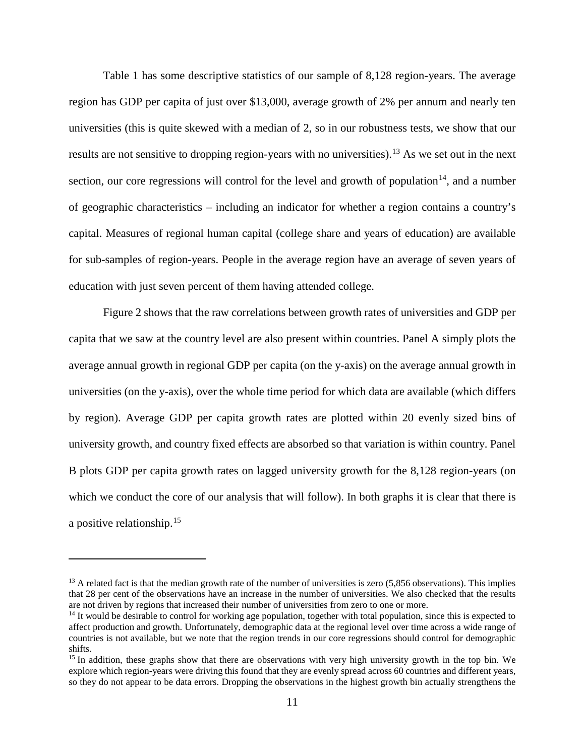Table 1 has some descriptive statistics of our sample of 8,128 region-years. The average region has GDP per capita of just over $13,000, average growth of 2% per annum and nearly ten universities (this is quite skewed with a median of 2, so in our robustness tests, we show that our results are not sensitive to dropping region-years with no universities).[13] As we set out in the next section, our core regressions will control for the level and growth of population[14], and a number of geographic characteristics – including an indicator for whether a region contains a country's capital. Measures of regional human capital (college share and years of education) are available for sub-samples of region-years. People in the average region have an average of seven years of education with just seven percent of them having attended college.

Figure 2 shows that the raw correlations between growth rates of universities and GDP per capita that we saw at the country level are also present within countries. Panel A simply plots the average annual growth in regional GDP per capita (on the y-axis) on the average annual growth in universities (on the y-axis), over the whole time period for which data are available (which differs by region). Average GDP per capita growth rates are plotted within 20 evenly sized bins of university growth, and country fixed effects are absorbed so that variation is within country. Panel B plots GDP per capita growth rates on lagged university growth for the 8,128 region-years (on which we conduct the core of our analysis that will follow). In both graphs it is clear that there is a positive relationship.[15]

---

[13] A related fact is that the median growth rate of the number of universities is zero (5,856 observations). This implies that 28 per cent of the observations have an increase in the number of universities. We also checked that the results are not driven by regions that increased their number of universities from zero to one or more.

[14] It would be desirable to control for working age population, together with total population, since this is expected to affect production and growth. Unfortunately, demographic data at the regional level over time across a wide range of countries is not available, but we note that the region trends in our core regressions should control for demographic shifts.

[15] In addition, these graphs show that there are observations with very high university growth in the top bin. We explore which region-years were driving this found that they are evenly spread across 60 countries and different years, so they do not appear to be data errors. Dropping the observations in the highest growth bin actually strengthens the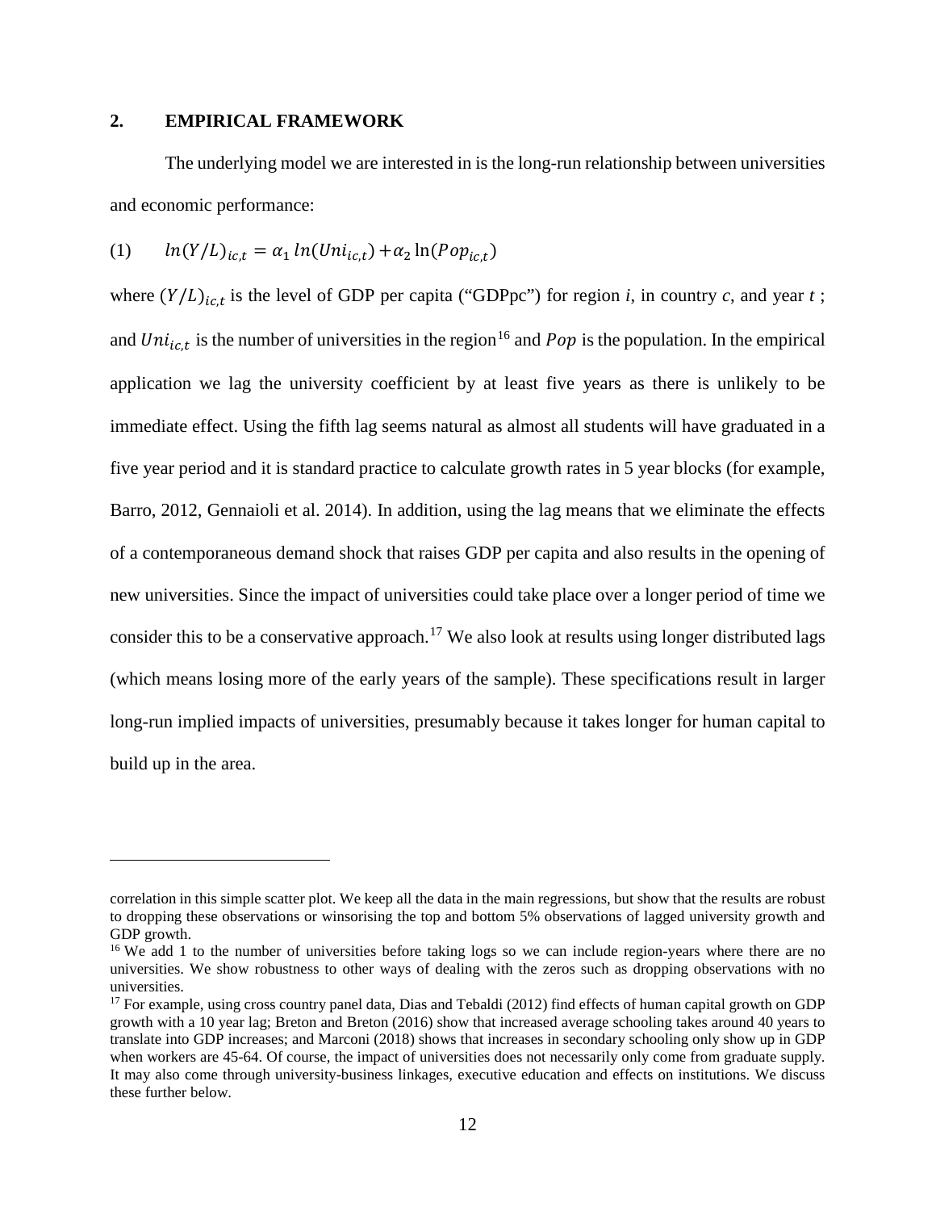## 2. EMPIRICAL FRAMEWORK

The underlying model we are interested in is the long-run relationship between universities and economic performance:

$$(1) \qquad ln(Y/L)_{ic,t} = \alpha_1 \, ln(Uni_{ic,t}) + \alpha_2 \ln(Pop_{ic,t})$$

where $(Y/L)_{ic,t}$ is the level of GDP per capita ("GDPpc") for region *i*, in country *c*, and year *t* ; and $Uni_{ic,t}$ is the number of universities in the region[16] and $Pop$ is the population. In the empirical application we lag the university coefficient by at least five years as there is unlikely to be immediate effect. Using the fifth lag seems natural as almost all students will have graduated in a five year period and it is standard practice to calculate growth rates in 5 year blocks (for example, Barro, 2012, Gennaioli et al. 2014). In addition, using the lag means that we eliminate the effects of a contemporaneous demand shock that raises GDP per capita and also results in the opening of new universities. Since the impact of universities could take place over a longer period of time we consider this to be a conservative approach.[17] We also look at results using longer distributed lags (which means losing more of the early years of the sample). These specifications result in larger long-run implied impacts of universities, presumably because it takes longer for human capital to build up in the area.

---

correlation in this simple scatter plot. We keep all the data in the main regressions, but show that the results are robust to dropping these observations or winsorising the top and bottom 5% observations of lagged university growth and GDP growth.

[16] We add 1 to the number of universities before taking logs so we can include region-years where there are no universities. We show robustness to other ways of dealing with the zeros such as dropping observations with no universities.

[17] For example, using cross country panel data, Dias and Tebaldi (2012) find effects of human capital growth on GDP growth with a 10 year lag; Breton and Breton (2016) show that increased average schooling takes around 40 years to translate into GDP increases; and Marconi (2018) shows that increases in secondary schooling only show up in GDP when workers are 45-64. Of course, the impact of universities does not necessarily only come from graduate supply. It may also come through university-business linkages, executive education and effects on institutions. We discuss these further below.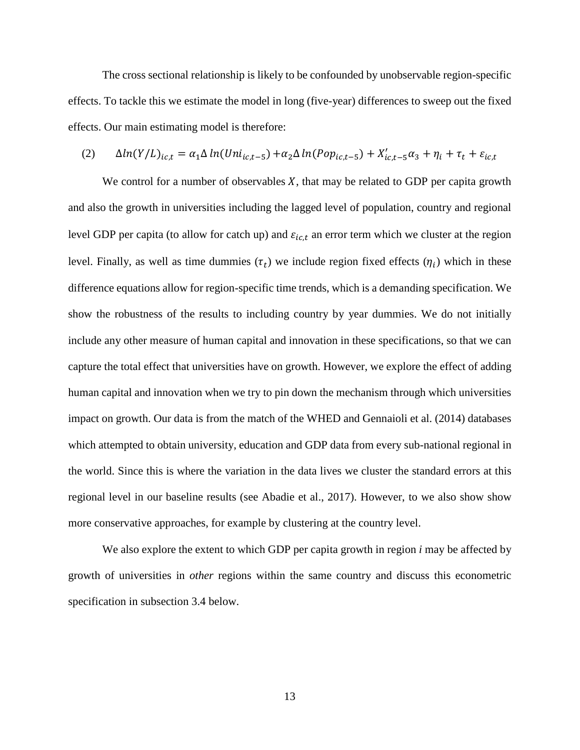The cross sectional relationship is likely to be confounded by unobservable region-specific effects. To tackle this we estimate the model in long (five-year) differences to sweep out the fixed effects. Our main estimating model is therefore:

$$(2) \qquad \Delta ln(Y/L)_{ic,t} = \alpha_1 \Delta\, ln(Uni_{ic,t-5}) + \alpha_2 \Delta\, ln(Pop_{ic,t-5}) + X'_{ic,t-5}\alpha_3 + \eta_i + \tau_t + \varepsilon_{ic,t}$$

We control for a number of observables $X$, that may be related to GDP per capita growth and also the growth in universities including the lagged level of population, country and regional level GDP per capita (to allow for catch up) and $\varepsilon_{ic,t}$ an error term which we cluster at the region level. Finally, as well as time dummies ($\tau_t$) we include region fixed effects ($\eta_i$) which in these difference equations allow for region-specific time trends, which is a demanding specification. We show the robustness of the results to including country by year dummies. We do not initially include any other measure of human capital and innovation in these specifications, so that we can capture the total effect that universities have on growth. However, we explore the effect of adding human capital and innovation when we try to pin down the mechanism through which universities impact on growth. Our data is from the match of the WHED and Gennaioli et al. (2014) databases which attempted to obtain university, education and GDP data from every sub-national regional in the world. Since this is where the variation in the data lives we cluster the standard errors at this regional level in our baseline results (see Abadie et al., 2017). However, to we also show show more conservative approaches, for example by clustering at the country level.

We also explore the extent to which GDP per capita growth in region *i* may be affected by growth of universities in *other* regions within the same country and discuss this econometric specification in subsection 3.4 below.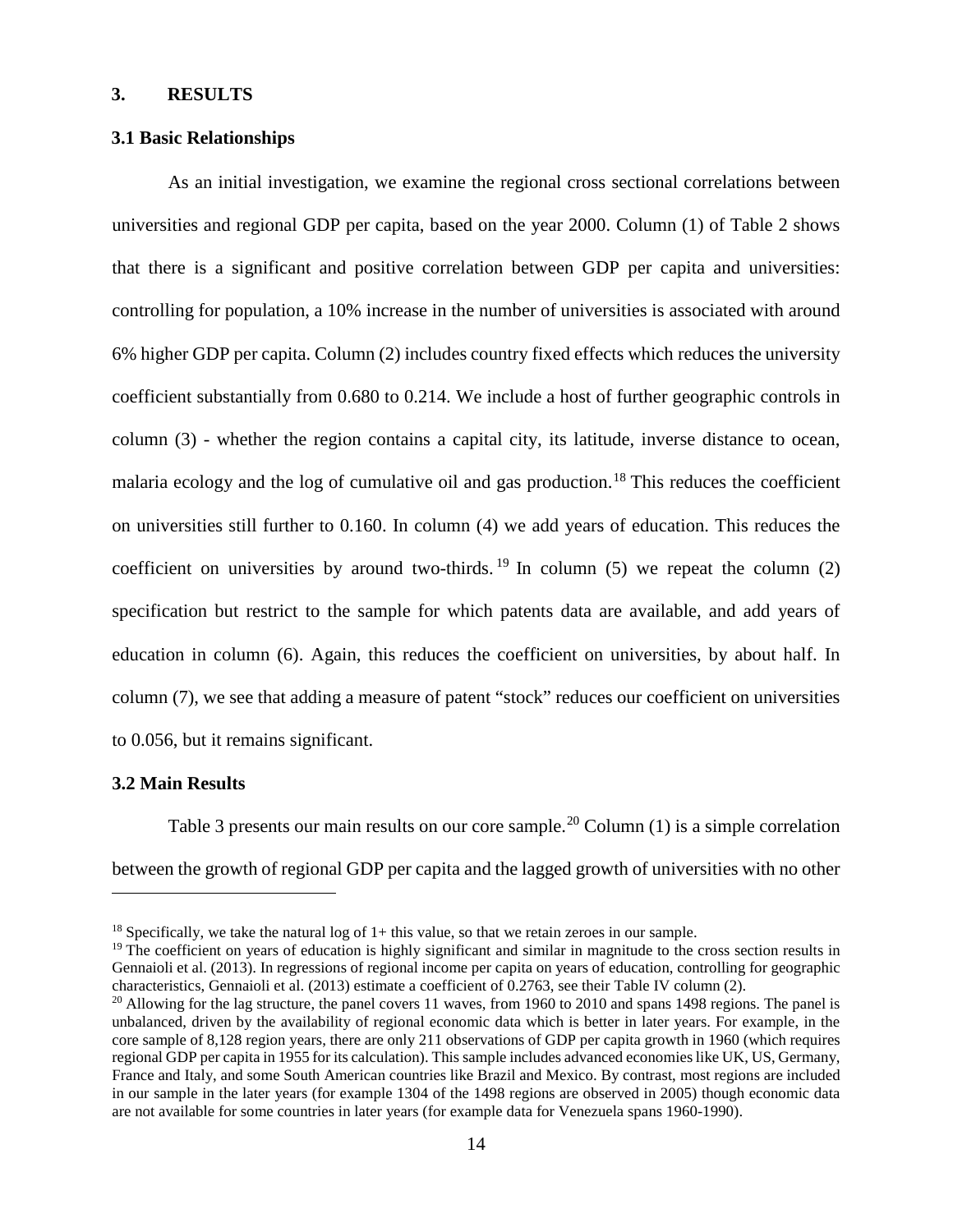## 3. RESULTS

### 3.1 Basic Relationships

As an initial investigation, we examine the regional cross sectional correlations between universities and regional GDP per capita, based on the year 2000. Column (1) of Table 2 shows that there is a significant and positive correlation between GDP per capita and universities: controlling for population, a 10% increase in the number of universities is associated with around 6% higher GDP per capita. Column (2) includes country fixed effects which reduces the university coefficient substantially from 0.680 to 0.214. We include a host of further geographic controls in column (3) - whether the region contains a capital city, its latitude, inverse distance to ocean, malaria ecology and the log of cumulative oil and gas production.[18] This reduces the coefficient on universities still further to 0.160. In column (4) we add years of education. This reduces the coefficient on universities by around two-thirds.[19] In column (5) we repeat the column (2) specification but restrict to the sample for which patents data are available, and add years of education in column (6). Again, this reduces the coefficient on universities, by about half. In column (7), we see that adding a measure of patent "stock" reduces our coefficient on universities to 0.056, but it remains significant.

### 3.2 Main Results

Table 3 presents our main results on our core sample.[20] Column (1) is a simple correlation between the growth of regional GDP per capita and the lagged growth of universities with no other

---

[18] Specifically, we take the natural log of 1+ this value, so that we retain zeroes in our sample.

[19] The coefficient on years of education is highly significant and similar in magnitude to the cross section results in Gennaioli et al. (2013). In regressions of regional income per capita on years of education, controlling for geographic characteristics, Gennaioli et al. (2013) estimate a coefficient of 0.2763, see their Table IV column (2).

[20] Allowing for the lag structure, the panel covers 11 waves, from 1960 to 2010 and spans 1498 regions. The panel is unbalanced, driven by the availability of regional economic data which is better in later years. For example, in the core sample of 8,128 region years, there are only 211 observations of GDP per capita growth in 1960 (which requires regional GDP per capita in 1955 for its calculation). This sample includes advanced economies like UK, US, Germany, France and Italy, and some South American countries like Brazil and Mexico. By contrast, most regions are included in our sample in the later years (for example 1304 of the 1498 regions are observed in 2005) though economic data are not available for some countries in later years (for example data for Venezuela spans 1960-1990).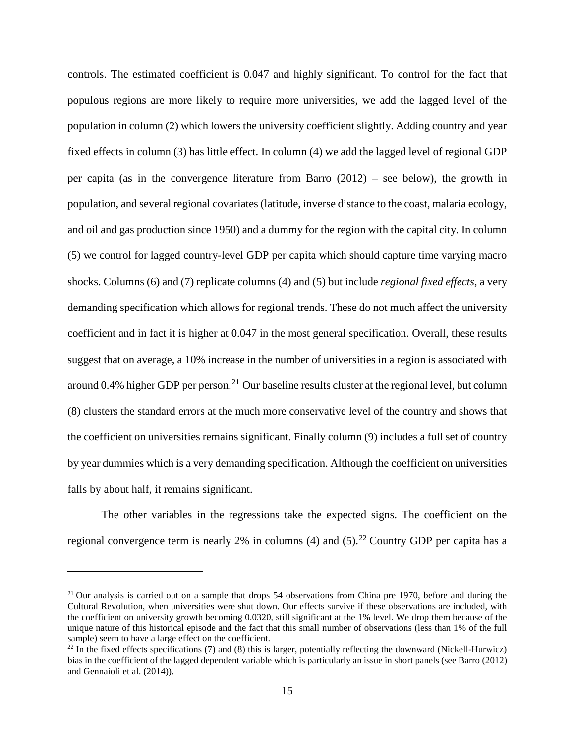controls. The estimated coefficient is 0.047 and highly significant. To control for the fact that populous regions are more likely to require more universities, we add the lagged level of the population in column (2) which lowers the university coefficient slightly. Adding country and year fixed effects in column (3) has little effect. In column (4) we add the lagged level of regional GDP per capita (as in the convergence literature from Barro (2012) – see below), the growth in population, and several regional covariates (latitude, inverse distance to the coast, malaria ecology, and oil and gas production since 1950) and a dummy for the region with the capital city. In column (5) we control for lagged country-level GDP per capita which should capture time varying macro shocks. Columns (6) and (7) replicate columns (4) and (5) but include *regional fixed effects*, a very demanding specification which allows for regional trends. These do not much affect the university coefficient and in fact it is higher at 0.047 in the most general specification. Overall, these results suggest that on average, a 10% increase in the number of universities in a region is associated with around 0.4% higher GDP per person.[21] Our baseline results cluster at the regional level, but column (8) clusters the standard errors at the much more conservative level of the country and shows that the coefficient on universities remains significant. Finally column (9) includes a full set of country by year dummies which is a very demanding specification. Although the coefficient on universities falls by about half, it remains significant.

The other variables in the regressions take the expected signs. The coefficient on the regional convergence term is nearly 2% in columns (4) and (5).[22] Country GDP per capita has a

---

[21] Our analysis is carried out on a sample that drops 54 observations from China pre 1970, before and during the Cultural Revolution, when universities were shut down. Our effects survive if these observations are included, with the coefficient on university growth becoming 0.0320, still significant at the 1% level. We drop them because of the unique nature of this historical episode and the fact that this small number of observations (less than 1% of the full sample) seem to have a large effect on the coefficient.

[22] In the fixed effects specifications (7) and (8) this is larger, potentially reflecting the downward (Nickell-Hurwicz) bias in the coefficient of the lagged dependent variable which is particularly an issue in short panels (see Barro (2012) and Gennaioli et al. (2014)).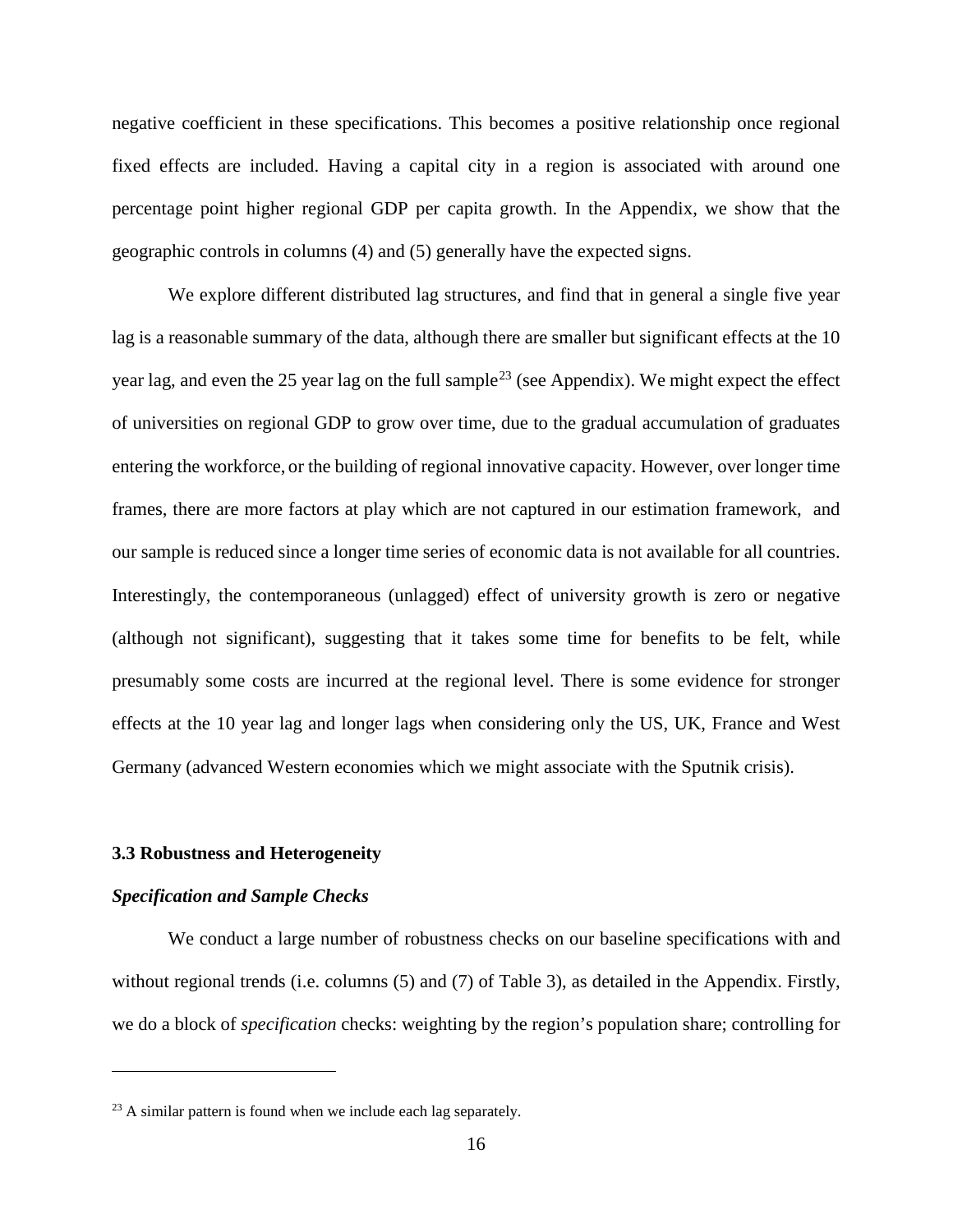negative coefficient in these specifications. This becomes a positive relationship once regional fixed effects are included. Having a capital city in a region is associated with around one percentage point higher regional GDP per capita growth. In the Appendix, we show that the geographic controls in columns (4) and (5) generally have the expected signs.

We explore different distributed lag structures, and find that in general a single five year lag is a reasonable summary of the data, although there are smaller but significant effects at the 10 year lag, and even the 25 year lag on the full sample[23] (see Appendix). We might expect the effect of universities on regional GDP to grow over time, due to the gradual accumulation of graduates entering the workforce, or the building of regional innovative capacity. However, over longer time frames, there are more factors at play which are not captured in our estimation framework, and our sample is reduced since a longer time series of economic data is not available for all countries. Interestingly, the contemporaneous (unlagged) effect of university growth is zero or negative (although not significant), suggesting that it takes some time for benefits to be felt, while presumably some costs are incurred at the regional level. There is some evidence for stronger effects at the 10 year lag and longer lags when considering only the US, UK, France and West Germany (advanced Western economies which we might associate with the Sputnik crisis).

### 3.3 Robustness and Heterogeneity

#### *Specification and Sample Checks*

We conduct a large number of robustness checks on our baseline specifications with and without regional trends (i.e. columns (5) and (7) of Table 3), as detailed in the Appendix. Firstly, we do a block of *specification* checks: weighting by the region's population share; controlling for

---

[23] A similar pattern is found when we include each lag separately.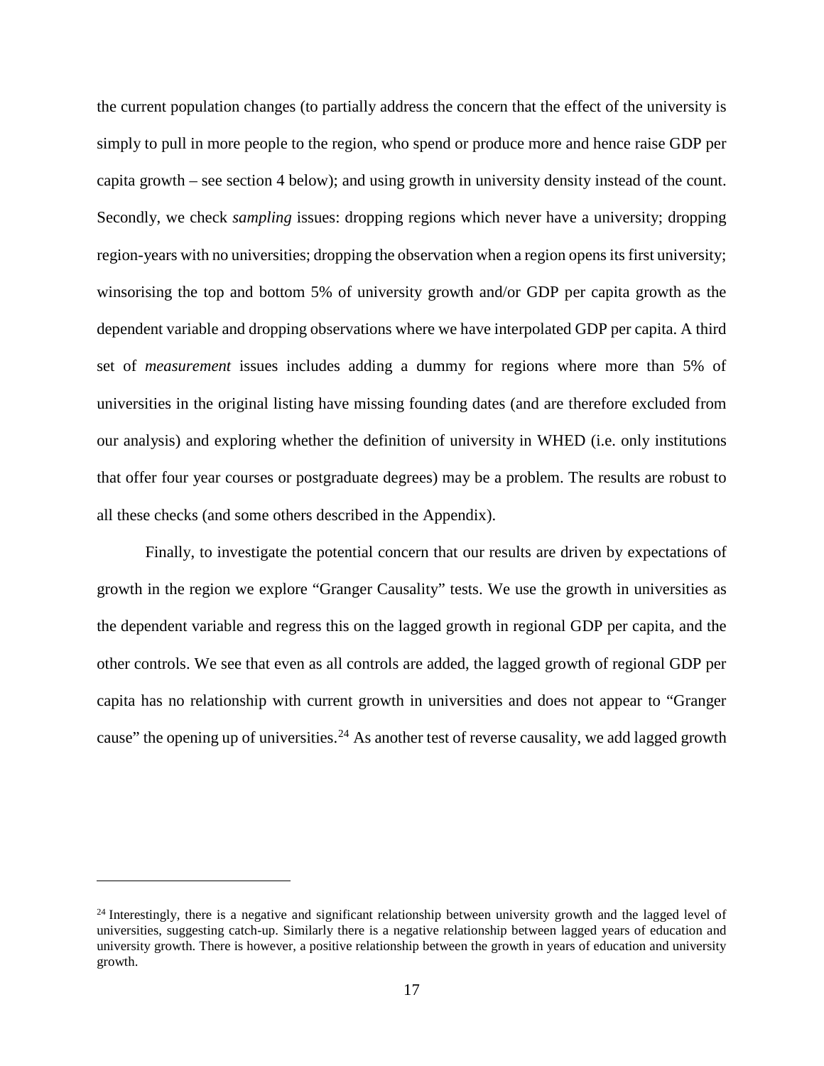the current population changes (to partially address the concern that the effect of the university is simply to pull in more people to the region, who spend or produce more and hence raise GDP per capita growth – see section 4 below); and using growth in university density instead of the count. Secondly, we check *sampling* issues: dropping regions which never have a university; dropping region-years with no universities; dropping the observation when a region opens its first university; winsorising the top and bottom 5% of university growth and/or GDP per capita growth as the dependent variable and dropping observations where we have interpolated GDP per capita. A third set of *measurement* issues includes adding a dummy for regions where more than 5% of universities in the original listing have missing founding dates (and are therefore excluded from our analysis) and exploring whether the definition of university in WHED (i.e. only institutions that offer four year courses or postgraduate degrees) may be a problem. The results are robust to all these checks (and some others described in the Appendix).

Finally, to investigate the potential concern that our results are driven by expectations of growth in the region we explore "Granger Causality" tests. We use the growth in universities as the dependent variable and regress this on the lagged growth in regional GDP per capita, and the other controls. We see that even as all controls are added, the lagged growth of regional GDP per capita has no relationship with current growth in universities and does not appear to "Granger cause" the opening up of universities.[24] As another test of reverse causality, we add lagged growth

[24] Interestingly, there is a negative and significant relationship between university growth and the lagged level of universities, suggesting catch-up. Similarly there is a negative relationship between lagged years of education and university growth. There is however, a positive relationship between the growth in years of education and university growth.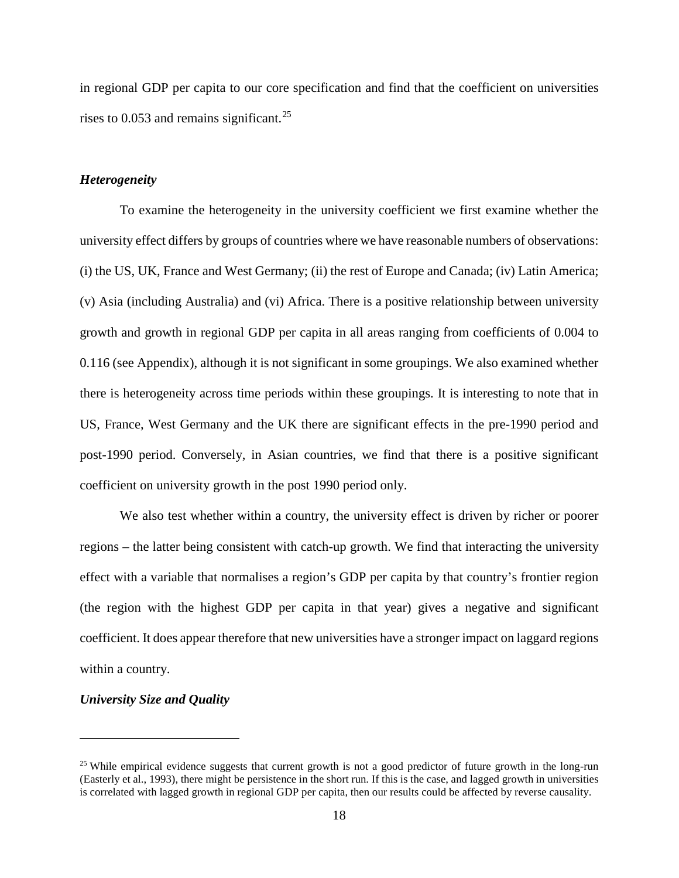in regional GDP per capita to our core specification and find that the coefficient on universities rises to 0.053 and remains significant.[25]

### *Heterogeneity*

To examine the heterogeneity in the university coefficient we first examine whether the university effect differs by groups of countries where we have reasonable numbers of observations: (i) the US, UK, France and West Germany; (ii) the rest of Europe and Canada; (iv) Latin America; (v) Asia (including Australia) and (vi) Africa. There is a positive relationship between university growth and growth in regional GDP per capita in all areas ranging from coefficients of 0.004 to 0.116 (see Appendix), although it is not significant in some groupings. We also examined whether there is heterogeneity across time periods within these groupings. It is interesting to note that in US, France, West Germany and the UK there are significant effects in the pre-1990 period and post-1990 period. Conversely, in Asian countries, we find that there is a positive significant coefficient on university growth in the post 1990 period only.

We also test whether within a country, the university effect is driven by richer or poorer regions – the latter being consistent with catch-up growth. We find that interacting the university effect with a variable that normalises a region's GDP per capita by that country's frontier region (the region with the highest GDP per capita in that year) gives a negative and significant coefficient. It does appear therefore that new universities have a stronger impact on laggard regions within a country.

### *University Size and Quality*

---

[25] While empirical evidence suggests that current growth is not a good predictor of future growth in the long-run (Easterly et al., 1993), there might be persistence in the short run. If this is the case, and lagged growth in universities is correlated with lagged growth in regional GDP per capita, then our results could be affected by reverse causality.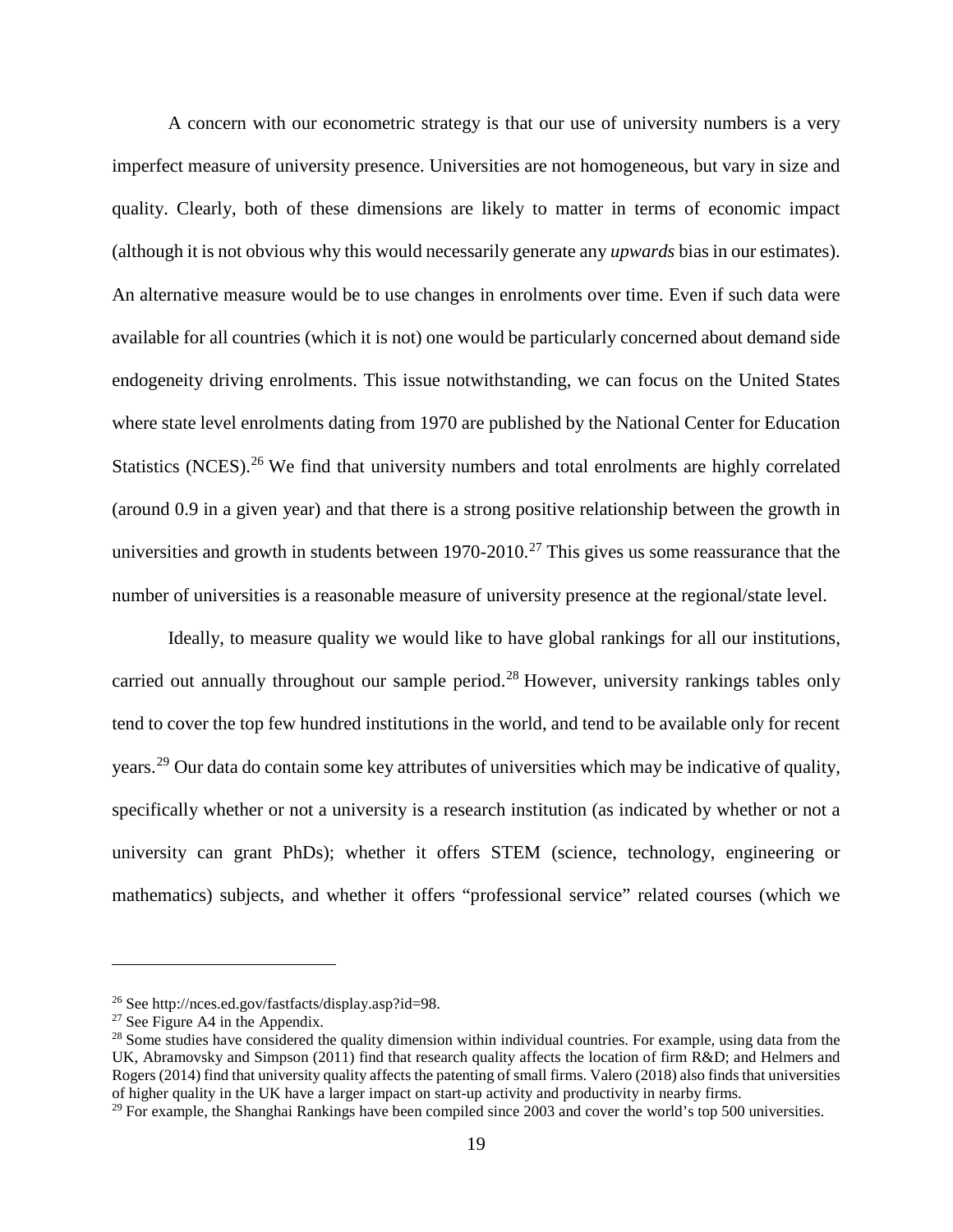A concern with our econometric strategy is that our use of university numbers is a very imperfect measure of university presence. Universities are not homogeneous, but vary in size and quality. Clearly, both of these dimensions are likely to matter in terms of economic impact (although it is not obvious why this would necessarily generate any *upwards* bias in our estimates). An alternative measure would be to use changes in enrolments over time. Even if such data were available for all countries (which it is not) one would be particularly concerned about demand side endogeneity driving enrolments. This issue notwithstanding, we can focus on the United States where state level enrolments dating from 1970 are published by the National Center for Education Statistics (NCES).[26] We find that university numbers and total enrolments are highly correlated (around 0.9 in a given year) and that there is a strong positive relationship between the growth in universities and growth in students between 1970-2010.[27] This gives us some reassurance that the number of universities is a reasonable measure of university presence at the regional/state level.

Ideally, to measure quality we would like to have global rankings for all our institutions, carried out annually throughout our sample period.[28] However, university rankings tables only tend to cover the top few hundred institutions in the world, and tend to be available only for recent years.[29] Our data do contain some key attributes of universities which may be indicative of quality, specifically whether or not a university is a research institution (as indicated by whether or not a university can grant PhDs); whether it offers STEM (science, technology, engineering or mathematics) subjects, and whether it offers "professional service" related courses (which we

---

[26] See http://nces.ed.gov/fastfacts/display.asp?id=98.

[27] See Figure A4 in the Appendix.

[28] Some studies have considered the quality dimension within individual countries. For example, using data from the UK, Abramovsky and Simpson (2011) find that research quality affects the location of firm R&D; and Helmers and Rogers (2014) find that university quality affects the patenting of small firms. Valero (2018) also finds that universities of higher quality in the UK have a larger impact on start-up activity and productivity in nearby firms.

[29] For example, the Shanghai Rankings have been compiled since 2003 and cover the world's top 500 universities.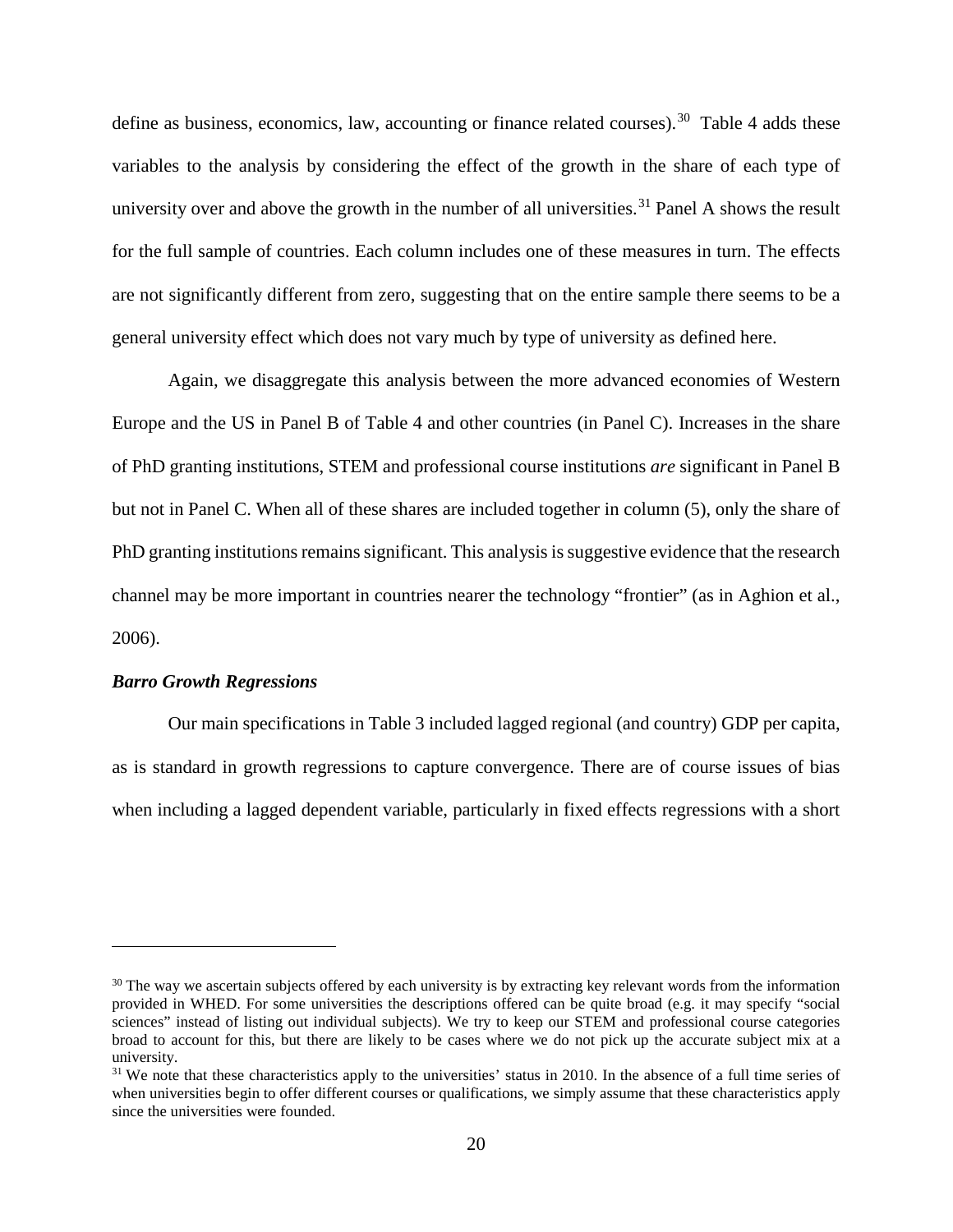define as business, economics, law, accounting or finance related courses).[30] Table 4 adds these variables to the analysis by considering the effect of the growth in the share of each type of university over and above the growth in the number of all universities.[31] Panel A shows the result for the full sample of countries. Each column includes one of these measures in turn. The effects are not significantly different from zero, suggesting that on the entire sample there seems to be a general university effect which does not vary much by type of university as defined here.

Again, we disaggregate this analysis between the more advanced economies of Western Europe and the US in Panel B of Table 4 and other countries (in Panel C). Increases in the share of PhD granting institutions, STEM and professional course institutions *are* significant in Panel B but not in Panel C. When all of these shares are included together in column (5), only the share of PhD granting institutions remains significant. This analysis is suggestive evidence that the research channel may be more important in countries nearer the technology "frontier" (as in Aghion et al., 2006).

***Barro Growth Regressions***

Our main specifications in Table 3 included lagged regional (and country) GDP per capita, as is standard in growth regressions to capture convergence. There are of course issues of bias when including a lagged dependent variable, particularly in fixed effects regressions with a short

[30] The way we ascertain subjects offered by each university is by extracting key relevant words from the information provided in WHED. For some universities the descriptions offered can be quite broad (e.g. it may specify "social sciences" instead of listing out individual subjects). We try to keep our STEM and professional course categories broad to account for this, but there are likely to be cases where we do not pick up the accurate subject mix at a university.

[31] We note that these characteristics apply to the universities' status in 2010. In the absence of a full time series of when universities begin to offer different courses or qualifications, we simply assume that these characteristics apply since the universities were founded.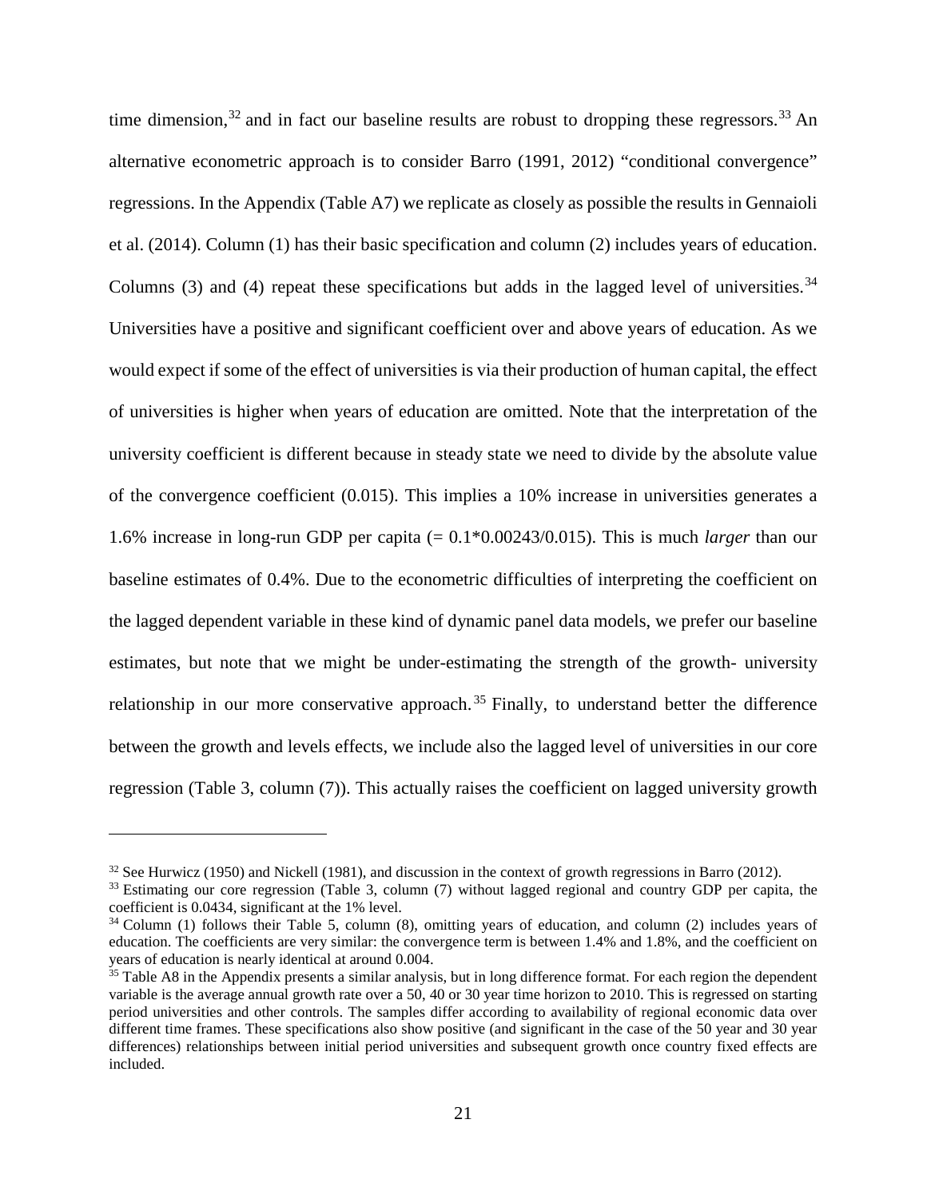time dimension,[32] and in fact our baseline results are robust to dropping these regressors.[33] An alternative econometric approach is to consider Barro (1991, 2012) "conditional convergence" regressions. In the Appendix (Table A7) we replicate as closely as possible the results in Gennaioli et al. (2014). Column (1) has their basic specification and column (2) includes years of education. Columns (3) and (4) repeat these specifications but adds in the lagged level of universities.[34] Universities have a positive and significant coefficient over and above years of education. As we would expect if some of the effect of universities is via their production of human capital, the effect of universities is higher when years of education are omitted. Note that the interpretation of the university coefficient is different because in steady state we need to divide by the absolute value of the convergence coefficient (0.015). This implies a 10% increase in universities generates a 1.6% increase in long-run GDP per capita (= 0.1*0.00243/0.015). This is much *larger* than our baseline estimates of 0.4%. Due to the econometric difficulties of interpreting the coefficient on the lagged dependent variable in these kind of dynamic panel data models, we prefer our baseline estimates, but note that we might be under-estimating the strength of the growth- university relationship in our more conservative approach.[35] Finally, to understand better the difference between the growth and levels effects, we include also the lagged level of universities in our core regression (Table 3, column (7)). This actually raises the coefficient on lagged university growth

---

[32] See Hurwicz (1950) and Nickell (1981), and discussion in the context of growth regressions in Barro (2012).

[33] Estimating our core regression (Table 3, column (7) without lagged regional and country GDP per capita, the coefficient is 0.0434, significant at the 1% level.

[34] Column (1) follows their Table 5, column (8), omitting years of education, and column (2) includes years of education. The coefficients are very similar: the convergence term is between 1.4% and 1.8%, and the coefficient on years of education is nearly identical at around 0.004.

[35] Table A8 in the Appendix presents a similar analysis, but in long difference format. For each region the dependent variable is the average annual growth rate over a 50, 40 or 30 year time horizon to 2010. This is regressed on starting period universities and other controls. The samples differ according to availability of regional economic data over different time frames. These specifications also show positive (and significant in the case of the 50 year and 30 year differences) relationships between initial period universities and subsequent growth once country fixed effects are included.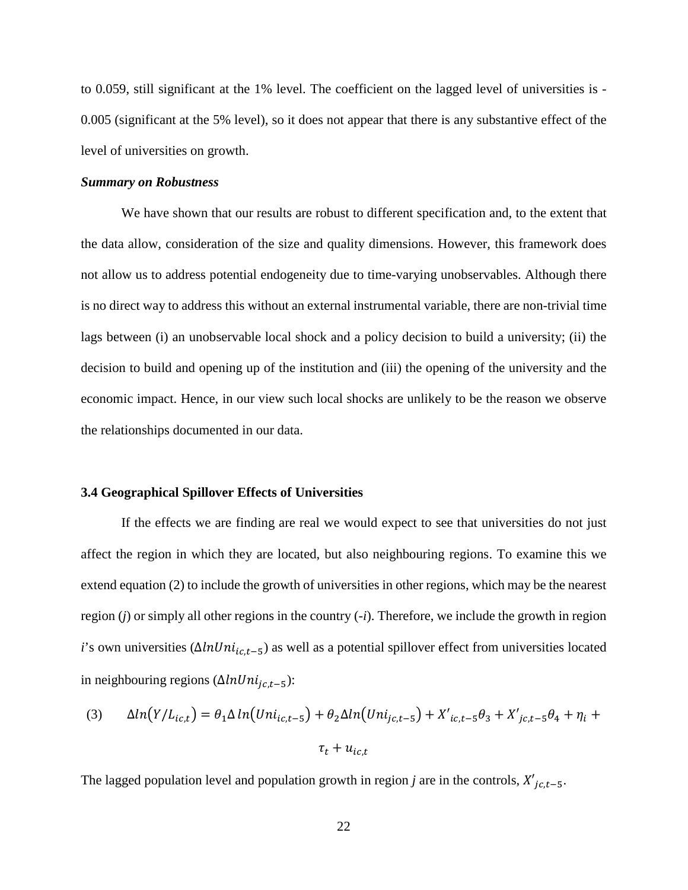to 0.059, still significant at the 1% level. The coefficient on the lagged level of universities is -0.005 (significant at the 5% level), so it does not appear that there is any substantive effect of the level of universities on growth.

***Summary on Robustness***

We have shown that our results are robust to different specification and, to the extent that the data allow, consideration of the size and quality dimensions. However, this framework does not allow us to address potential endogeneity due to time-varying unobservables. Although there is no direct way to address this without an external instrumental variable, there are non-trivial time lags between (i) an unobservable local shock and a policy decision to build a university; (ii) the decision to build and opening up of the institution and (iii) the opening of the university and the economic impact. Hence, in our view such local shocks are unlikely to be the reason we observe the relationships documented in our data.

### 3.4 Geographical Spillover Effects of Universities

If the effects we are finding are real we would expect to see that universities do not just affect the region in which they are located, but also neighbouring regions. To examine this we extend equation (2) to include the growth of universities in other regions, which may be the nearest region (*j*) or simply all other regions in the country (-*i*). Therefore, we include the growth in region *i*'s own universities ($\Delta lnUni_{ic,t-5}$) as well as a potential spillover effect from universities located in neighbouring regions ($\Delta lnUni_{jc,t-5}$):

$$\text{(3)} \qquad \Delta ln\left(Y/L_{ic,t}\right) = \theta_1 \Delta\, ln\left(Uni_{ic,t-5}\right) + \theta_2 \Delta ln\left(Uni_{jc,t-5}\right) + X'_{ic,t-5}\theta_3 + X'_{jc,t-5}\theta_4 + \eta_i + \tau_t + u_{ic,t}$$

The lagged population level and population growth in region *j* are in the controls, $X'_{jc,t-5}$.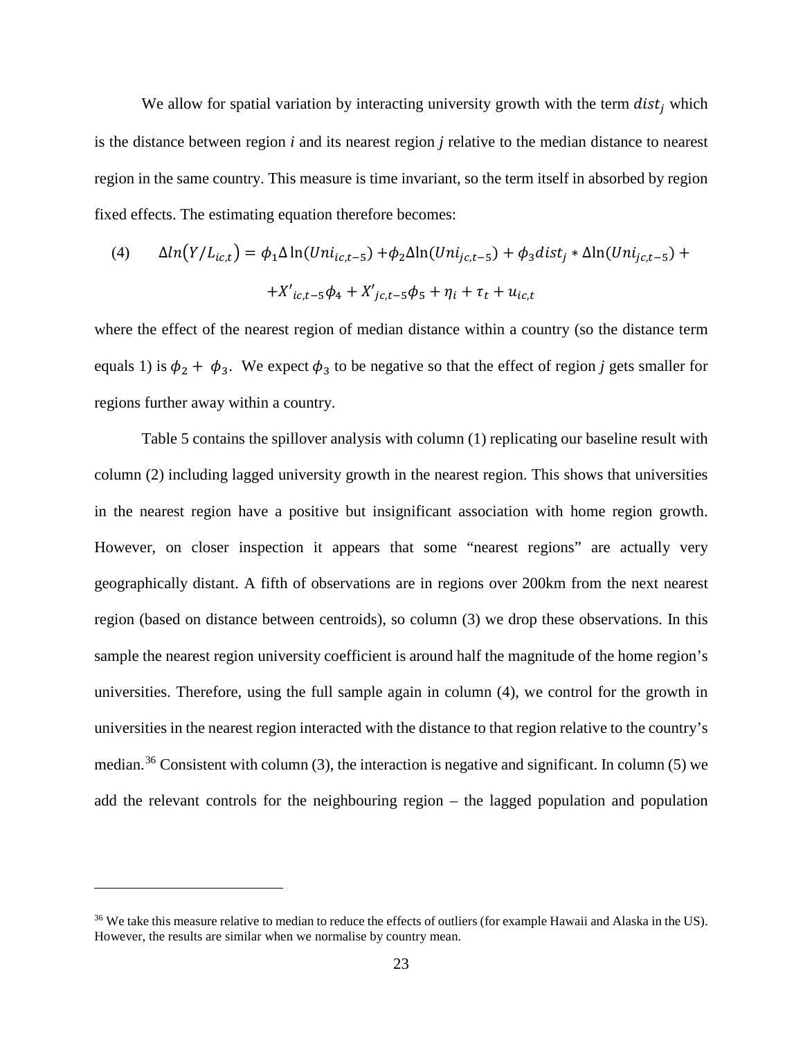We allow for spatial variation by interacting university growth with the term $dist_j$ which is the distance between region *i* and its nearest region *j* relative to the median distance to nearest region in the same country. This measure is time invariant, so the term itself in absorbed by region fixed effects. The estimating equation therefore becomes:

$$(4) \qquad \Delta ln\left(Y/L_{ic,t}\right) = \phi_1 \Delta \ln(Uni_{ic,t-5}) + \phi_2 \Delta \ln(Uni_{jc,t-5}) + \phi_3 dist_j * \Delta \ln(Uni_{jc,t-5}) + + X'_{ic,t-5}\phi_4 + X'_{jc,t-5}\phi_5 + \eta_i + \tau_t + u_{ic,t}$$

where the effect of the nearest region of median distance within a country (so the distance term equals 1) is $\phi_2 + \phi_3$. We expect $\phi_3$ to be negative so that the effect of region *j* gets smaller for regions further away within a country.

Table 5 contains the spillover analysis with column (1) replicating our baseline result with column (2) including lagged university growth in the nearest region. This shows that universities in the nearest region have a positive but insignificant association with home region growth. However, on closer inspection it appears that some "nearest regions" are actually very geographically distant. A fifth of observations are in regions over 200km from the next nearest region (based on distance between centroids), so column (3) we drop these observations. In this sample the nearest region university coefficient is around half the magnitude of the home region's universities. Therefore, using the full sample again in column (4), we control for the growth in universities in the nearest region interacted with the distance to that region relative to the country's median.[36] Consistent with column (3), the interaction is negative and significant. In column (5) we add the relevant controls for the neighbouring region – the lagged population and population

[36] We take this measure relative to median to reduce the effects of outliers (for example Hawaii and Alaska in the US). However, the results are similar when we normalise by country mean.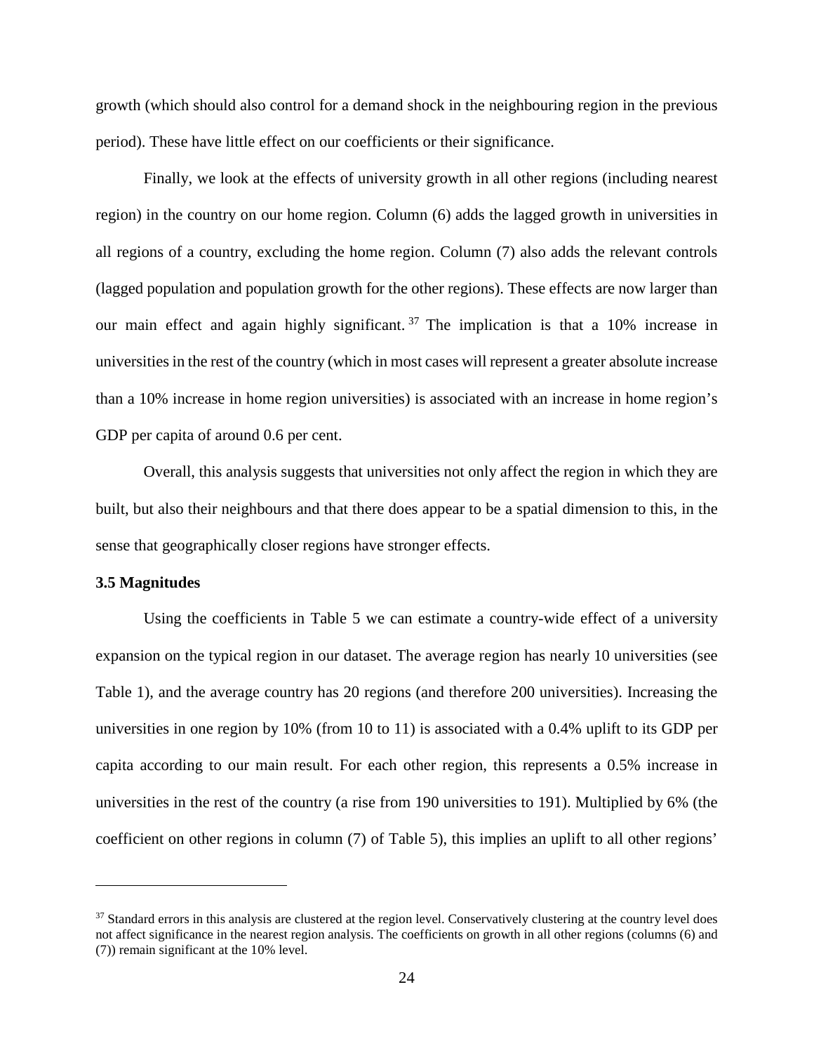growth (which should also control for a demand shock in the neighbouring region in the previous period). These have little effect on our coefficients or their significance.

Finally, we look at the effects of university growth in all other regions (including nearest region) in the country on our home region. Column (6) adds the lagged growth in universities in all regions of a country, excluding the home region. Column (7) also adds the relevant controls (lagged population and population growth for the other regions). These effects are now larger than our main effect and again highly significant.[37] The implication is that a 10% increase in universities in the rest of the country (which in most cases will represent a greater absolute increase than a 10% increase in home region universities) is associated with an increase in home region's GDP per capita of around 0.6 per cent.

Overall, this analysis suggests that universities not only affect the region in which they are built, but also their neighbours and that there does appear to be a spatial dimension to this, in the sense that geographically closer regions have stronger effects.

**3.5 Magnitudes**

Using the coefficients in Table 5 we can estimate a country-wide effect of a university expansion on the typical region in our dataset. The average region has nearly 10 universities (see Table 1), and the average country has 20 regions (and therefore 200 universities). Increasing the universities in one region by 10% (from 10 to 11) is associated with a 0.4% uplift to its GDP per capita according to our main result. For each other region, this represents a 0.5% increase in universities in the rest of the country (a rise from 190 universities to 191). Multiplied by 6% (the coefficient on other regions in column (7) of Table 5), this implies an uplift to all other regions'

---

[37] Standard errors in this analysis are clustered at the region level. Conservatively clustering at the country level does not affect significance in the nearest region analysis. The coefficients on growth in all other regions (columns (6) and (7)) remain significant at the 10% level.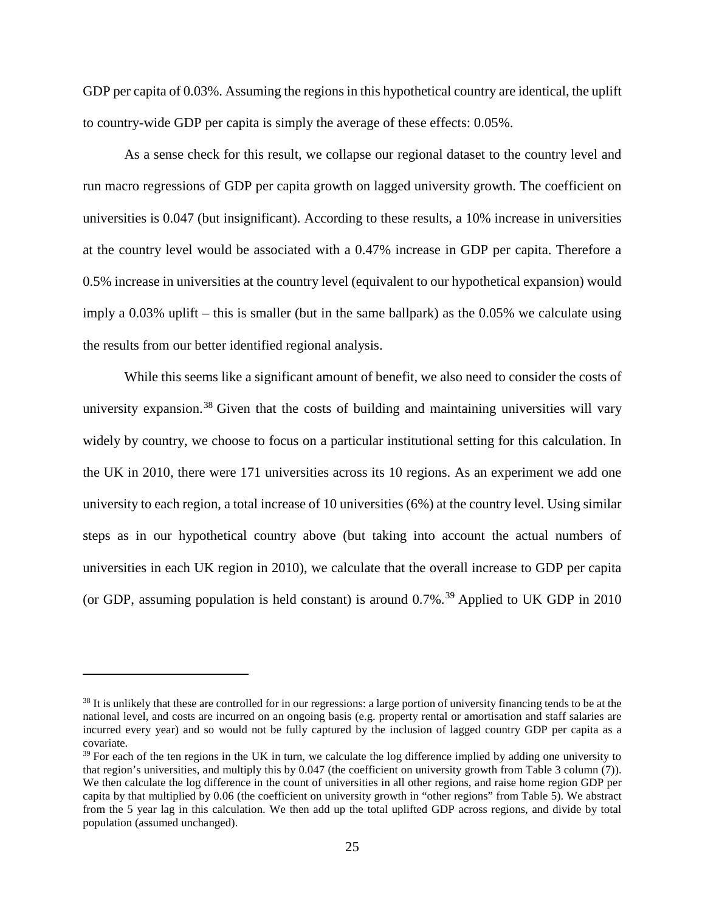GDP per capita of 0.03%. Assuming the regions in this hypothetical country are identical, the uplift to country-wide GDP per capita is simply the average of these effects: 0.05%.

As a sense check for this result, we collapse our regional dataset to the country level and run macro regressions of GDP per capita growth on lagged university growth. The coefficient on universities is 0.047 (but insignificant). According to these results, a 10% increase in universities at the country level would be associated with a 0.47% increase in GDP per capita. Therefore a 0.5% increase in universities at the country level (equivalent to our hypothetical expansion) would imply a 0.03% uplift – this is smaller (but in the same ballpark) as the 0.05% we calculate using the results from our better identified regional analysis.

While this seems like a significant amount of benefit, we also need to consider the costs of university expansion.[38] Given that the costs of building and maintaining universities will vary widely by country, we choose to focus on a particular institutional setting for this calculation. In the UK in 2010, there were 171 universities across its 10 regions. As an experiment we add one university to each region, a total increase of 10 universities (6%) at the country level. Using similar steps as in our hypothetical country above (but taking into account the actual numbers of universities in each UK region in 2010), we calculate that the overall increase to GDP per capita (or GDP, assuming population is held constant) is around 0.7%.[39] Applied to UK GDP in 2010

---

[38] It is unlikely that these are controlled for in our regressions: a large portion of university financing tends to be at the national level, and costs are incurred on an ongoing basis (e.g. property rental or amortisation and staff salaries are incurred every year) and so would not be fully captured by the inclusion of lagged country GDP per capita as a covariate.

[39] For each of the ten regions in the UK in turn, we calculate the log difference implied by adding one university to that region's universities, and multiply this by 0.047 (the coefficient on university growth from Table 3 column (7)). We then calculate the log difference in the count of universities in all other regions, and raise home region GDP per capita by that multiplied by 0.06 (the coefficient on university growth in "other regions" from Table 5). We abstract from the 5 year lag in this calculation. We then add up the total uplifted GDP across regions, and divide by total population (assumed unchanged).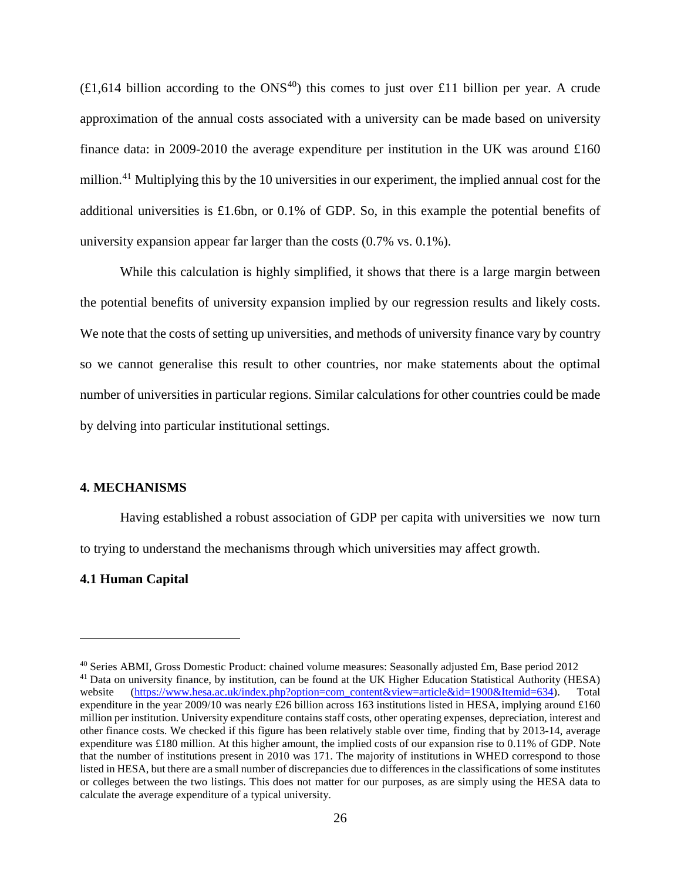(£1,614 billion according to the ONS[40]) this comes to just over £11 billion per year. A crude approximation of the annual costs associated with a university can be made based on university finance data: in 2009-2010 the average expenditure per institution in the UK was around £160 million.[41] Multiplying this by the 10 universities in our experiment, the implied annual cost for the additional universities is £1.6bn, or 0.1% of GDP. So, in this example the potential benefits of university expansion appear far larger than the costs (0.7% vs. 0.1%).

While this calculation is highly simplified, it shows that there is a large margin between the potential benefits of university expansion implied by our regression results and likely costs. We note that the costs of setting up universities, and methods of university finance vary by country so we cannot generalise this result to other countries, nor make statements about the optimal number of universities in particular regions. Similar calculations for other countries could be made by delving into particular institutional settings.

## 4. MECHANISMS

Having established a robust association of GDP per capita with universities we now turn to trying to understand the mechanisms through which universities may affect growth.

### 4.1 Human Capital

---

[40] Series ABMI, Gross Domestic Product: chained volume measures: Seasonally adjusted £m, Base period 2012

[41] Data on university finance, by institution, can be found at the UK Higher Education Statistical Authority (HESA) website (https://www.hesa.ac.uk/index.php?option=com_content&view=article&id=1900&Itemid=634). Total expenditure in the year 2009/10 was nearly £26 billion across 163 institutions listed in HESA, implying around £160 million per institution. University expenditure contains staff costs, other operating expenses, depreciation, interest and other finance costs. We checked if this figure has been relatively stable over time, finding that by 2013-14, average expenditure was £180 million. At this higher amount, the implied costs of our expansion rise to 0.11% of GDP. Note that the number of institutions present in 2010 was 171. The majority of institutions in WHED correspond to those listed in HESA, but there are a small number of discrepancies due to differences in the classifications of some institutes or colleges between the two listings. This does not matter for our purposes, as are simply using the HESA data to calculate the average expenditure of a typical university.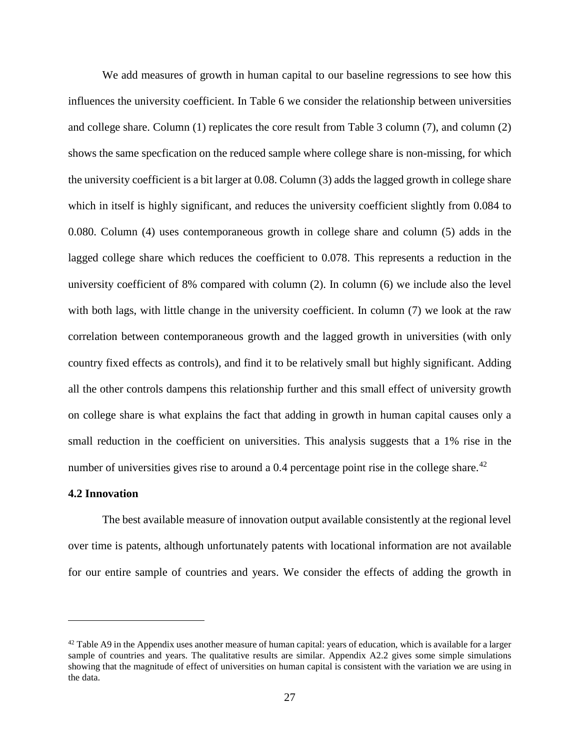We add measures of growth in human capital to our baseline regressions to see how this influences the university coefficient. In Table 6 we consider the relationship between universities and college share. Column (1) replicates the core result from Table 3 column (7), and column (2) shows the same specfication on the reduced sample where college share is non-missing, for which the university coefficient is a bit larger at 0.08. Column (3) adds the lagged growth in college share which in itself is highly significant, and reduces the university coefficient slightly from 0.084 to 0.080. Column (4) uses contemporaneous growth in college share and column (5) adds in the lagged college share which reduces the coefficient to 0.078. This represents a reduction in the university coefficient of 8% compared with column (2). In column (6) we include also the level with both lags, with little change in the university coefficient. In column (7) we look at the raw correlation between contemporaneous growth and the lagged growth in universities (with only country fixed effects as controls), and find it to be relatively small but highly significant. Adding all the other controls dampens this relationship further and this small effect of university growth on college share is what explains the fact that adding in growth in human capital causes only a small reduction in the coefficient on universities. This analysis suggests that a 1% rise in the number of universities gives rise to around a 0.4 percentage point rise in the college share.[42]

### 4.2 Innovation

The best available measure of innovation output available consistently at the regional level over time is patents, although unfortunately patents with locational information are not available for our entire sample of countries and years. We consider the effects of adding the growth in

[42] Table A9 in the Appendix uses another measure of human capital: years of education, which is available for a larger sample of countries and years. The qualitative results are similar. Appendix A2.2 gives some simple simulations showing that the magnitude of effect of universities on human capital is consistent with the variation we are using in the data.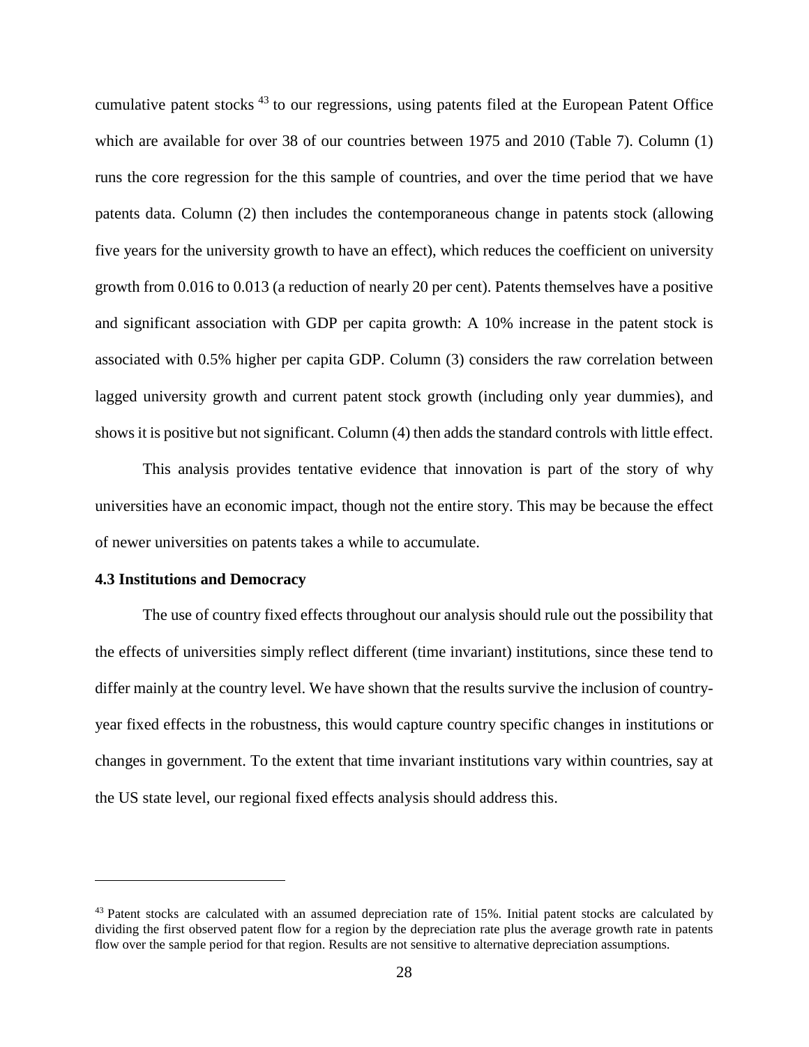cumulative patent stocks [43] to our regressions, using patents filed at the European Patent Office which are available for over 38 of our countries between 1975 and 2010 (Table 7). Column (1) runs the core regression for the this sample of countries, and over the time period that we have patents data. Column (2) then includes the contemporaneous change in patents stock (allowing five years for the university growth to have an effect), which reduces the coefficient on university growth from 0.016 to 0.013 (a reduction of nearly 20 per cent). Patents themselves have a positive and significant association with GDP per capita growth: A 10% increase in the patent stock is associated with 0.5% higher per capita GDP. Column (3) considers the raw correlation between lagged university growth and current patent stock growth (including only year dummies), and shows it is positive but not significant. Column (4) then adds the standard controls with little effect.

This analysis provides tentative evidence that innovation is part of the story of why universities have an economic impact, though not the entire story. This may be because the effect of newer universities on patents takes a while to accumulate.

### 4.3 Institutions and Democracy

The use of country fixed effects throughout our analysis should rule out the possibility that the effects of universities simply reflect different (time invariant) institutions, since these tend to differ mainly at the country level. We have shown that the results survive the inclusion of country-year fixed effects in the robustness, this would capture country specific changes in institutions or changes in government. To the extent that time invariant institutions vary within countries, say at the US state level, our regional fixed effects analysis should address this.

---

[43] Patent stocks are calculated with an assumed depreciation rate of 15%. Initial patent stocks are calculated by dividing the first observed patent flow for a region by the depreciation rate plus the average growth rate in patents flow over the sample period for that region. Results are not sensitive to alternative depreciation assumptions.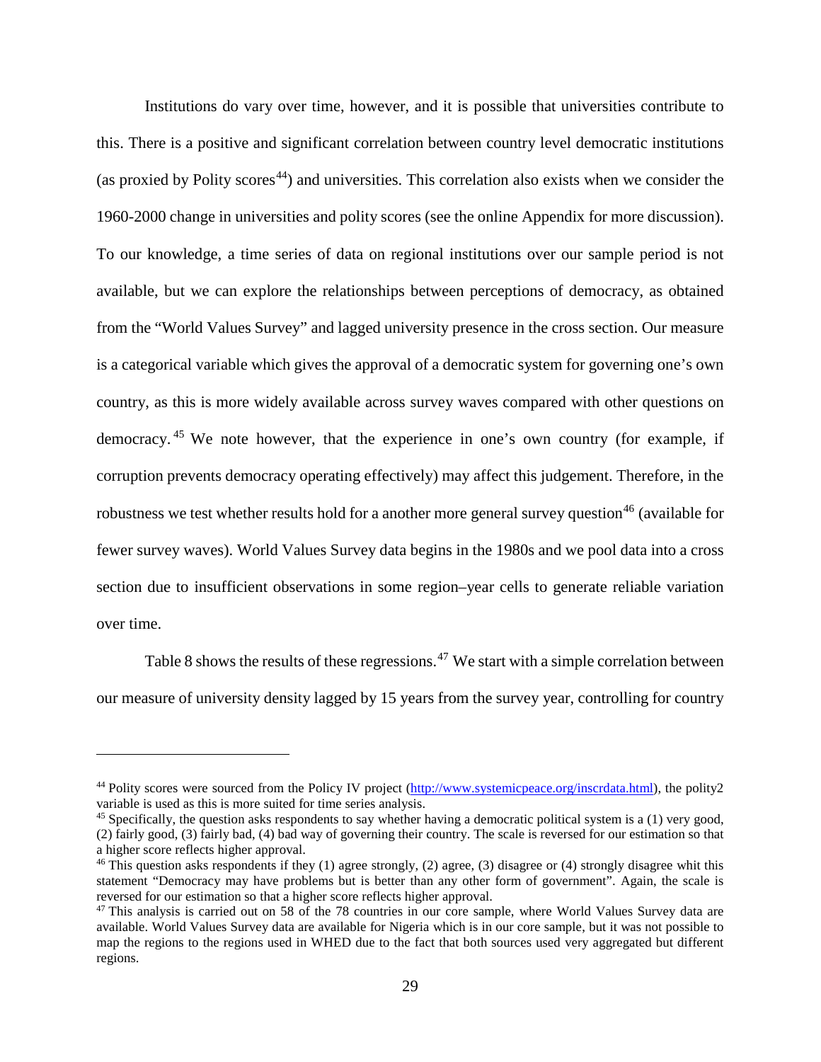Institutions do vary over time, however, and it is possible that universities contribute to this. There is a positive and significant correlation between country level democratic institutions (as proxied by Polity scores[44]) and universities. This correlation also exists when we consider the 1960-2000 change in universities and polity scores (see the online Appendix for more discussion). To our knowledge, a time series of data on regional institutions over our sample period is not available, but we can explore the relationships between perceptions of democracy, as obtained from the "World Values Survey" and lagged university presence in the cross section. Our measure is a categorical variable which gives the approval of a democratic system for governing one's own country, as this is more widely available across survey waves compared with other questions on democracy.[45] We note however, that the experience in one's own country (for example, if corruption prevents democracy operating effectively) may affect this judgement. Therefore, in the robustness we test whether results hold for a another more general survey question[46] (available for fewer survey waves). World Values Survey data begins in the 1980s and we pool data into a cross section due to insufficient observations in some region–year cells to generate reliable variation over time.

Table 8 shows the results of these regressions.[47] We start with a simple correlation between our measure of university density lagged by 15 years from the survey year, controlling for country

---

[44] Polity scores were sourced from the Policy IV project (http://www.systemicpeace.org/inscrdata.html), the polity2 variable is used as this is more suited for time series analysis.

[45] Specifically, the question asks respondents to say whether having a democratic political system is a (1) very good, (2) fairly good, (3) fairly bad, (4) bad way of governing their country. The scale is reversed for our estimation so that a higher score reflects higher approval.

[46] This question asks respondents if they (1) agree strongly, (2) agree, (3) disagree or (4) strongly disagree whit this statement "Democracy may have problems but is better than any other form of government". Again, the scale is reversed for our estimation so that a higher score reflects higher approval.

[47] This analysis is carried out on 58 of the 78 countries in our core sample, where World Values Survey data are available. World Values Survey data are available for Nigeria which is in our core sample, but it was not possible to map the regions to the regions used in WHED due to the fact that both sources used very aggregated but different regions.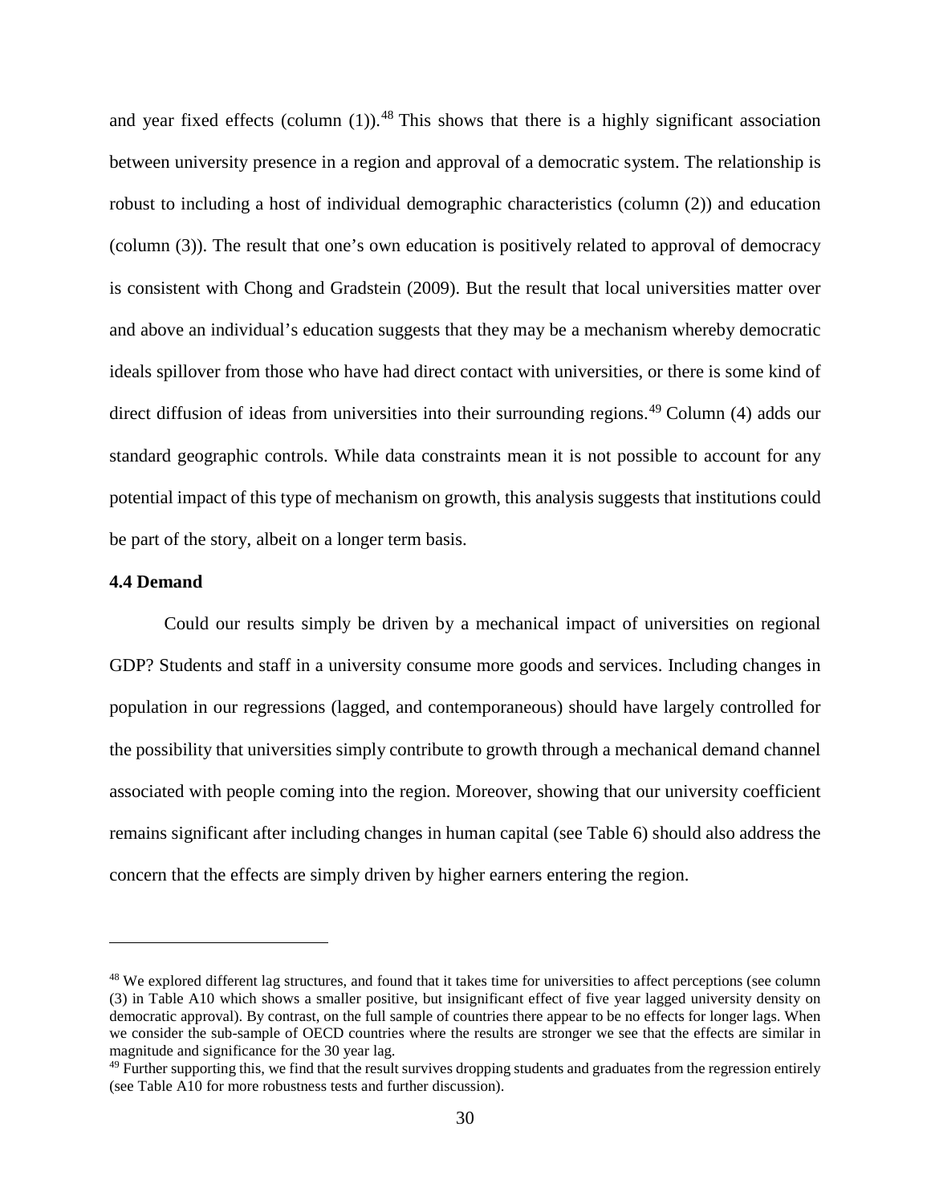and year fixed effects (column (1)).[48] This shows that there is a highly significant association between university presence in a region and approval of a democratic system. The relationship is robust to including a host of individual demographic characteristics (column (2)) and education (column (3)). The result that one's own education is positively related to approval of democracy is consistent with Chong and Gradstein (2009). But the result that local universities matter over and above an individual's education suggests that they may be a mechanism whereby democratic ideals spillover from those who have had direct contact with universities, or there is some kind of direct diffusion of ideas from universities into their surrounding regions.[49] Column (4) adds our standard geographic controls. While data constraints mean it is not possible to account for any potential impact of this type of mechanism on growth, this analysis suggests that institutions could be part of the story, albeit on a longer term basis.

### 4.4 Demand

Could our results simply be driven by a mechanical impact of universities on regional GDP? Students and staff in a university consume more goods and services. Including changes in population in our regressions (lagged, and contemporaneous) should have largely controlled for the possibility that universities simply contribute to growth through a mechanical demand channel associated with people coming into the region. Moreover, showing that our university coefficient remains significant after including changes in human capital (see Table 6) should also address the concern that the effects are simply driven by higher earners entering the region.

---

[48] We explored different lag structures, and found that it takes time for universities to affect perceptions (see column (3) in Table A10 which shows a smaller positive, but insignificant effect of five year lagged university density on democratic approval). By contrast, on the full sample of countries there appear to be no effects for longer lags. When we consider the sub-sample of OECD countries where the results are stronger we see that the effects are similar in magnitude and significance for the 30 year lag.

[49] Further supporting this, we find that the result survives dropping students and graduates from the regression entirely (see Table A10 for more robustness tests and further discussion).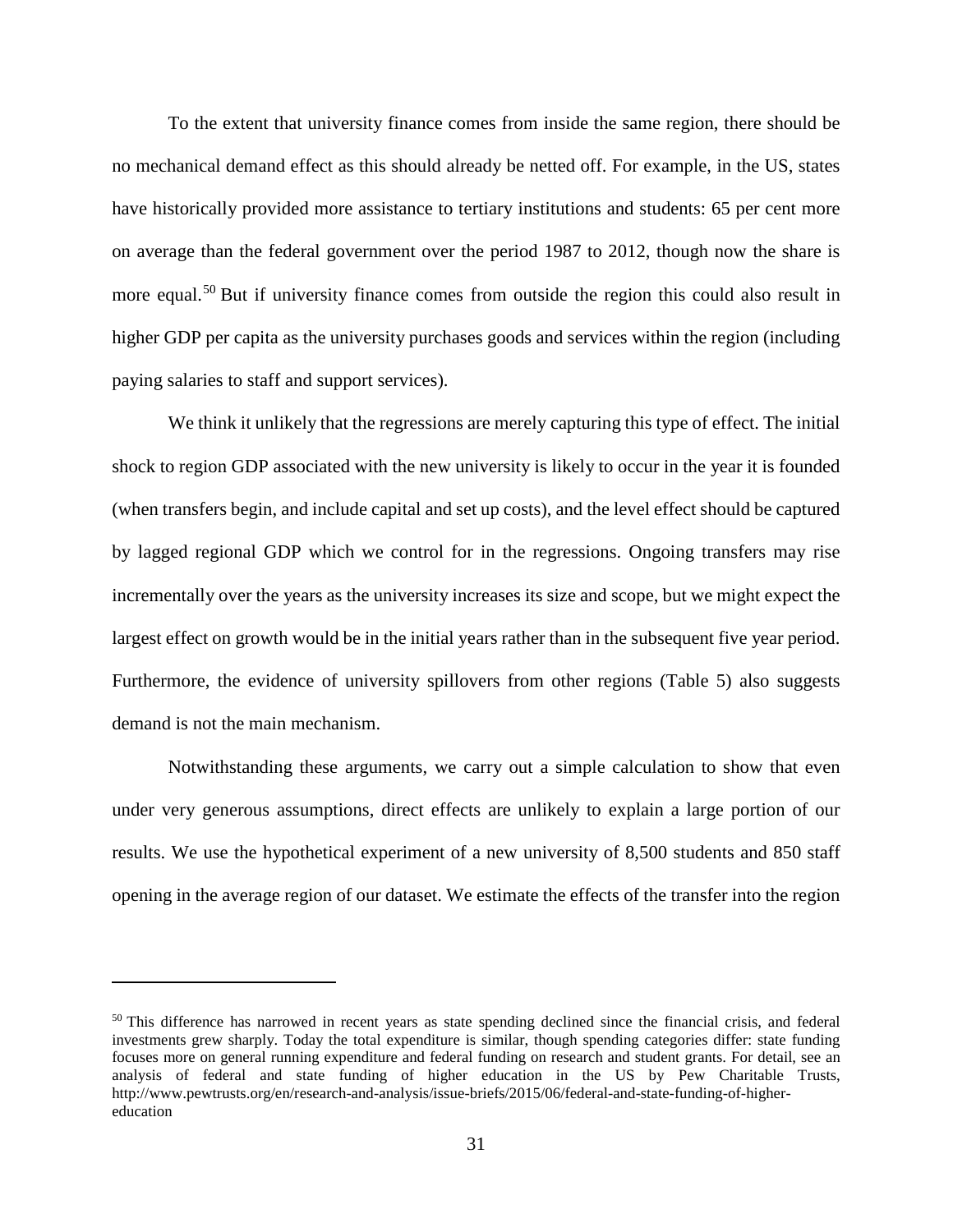To the extent that university finance comes from inside the same region, there should be no mechanical demand effect as this should already be netted off. For example, in the US, states have historically provided more assistance to tertiary institutions and students: 65 per cent more on average than the federal government over the period 1987 to 2012, though now the share is more equal.[50] But if university finance comes from outside the region this could also result in higher GDP per capita as the university purchases goods and services within the region (including paying salaries to staff and support services).

We think it unlikely that the regressions are merely capturing this type of effect. The initial shock to region GDP associated with the new university is likely to occur in the year it is founded (when transfers begin, and include capital and set up costs), and the level effect should be captured by lagged regional GDP which we control for in the regressions. Ongoing transfers may rise incrementally over the years as the university increases its size and scope, but we might expect the largest effect on growth would be in the initial years rather than in the subsequent five year period. Furthermore, the evidence of university spillovers from other regions (Table 5) also suggests demand is not the main mechanism.

Notwithstanding these arguments, we carry out a simple calculation to show that even under very generous assumptions, direct effects are unlikely to explain a large portion of our results. We use the hypothetical experiment of a new university of 8,500 students and 850 staff opening in the average region of our dataset. We estimate the effects of the transfer into the region

---

[50] This difference has narrowed in recent years as state spending declined since the financial crisis, and federal investments grew sharply. Today the total expenditure is similar, though spending categories differ: state funding focuses more on general running expenditure and federal funding on research and student grants. For detail, see an analysis of federal and state funding of higher education in the US by Pew Charitable Trusts, http://www.pewtrusts.org/en/research-and-analysis/issue-briefs/2015/06/federal-and-state-funding-of-higher-education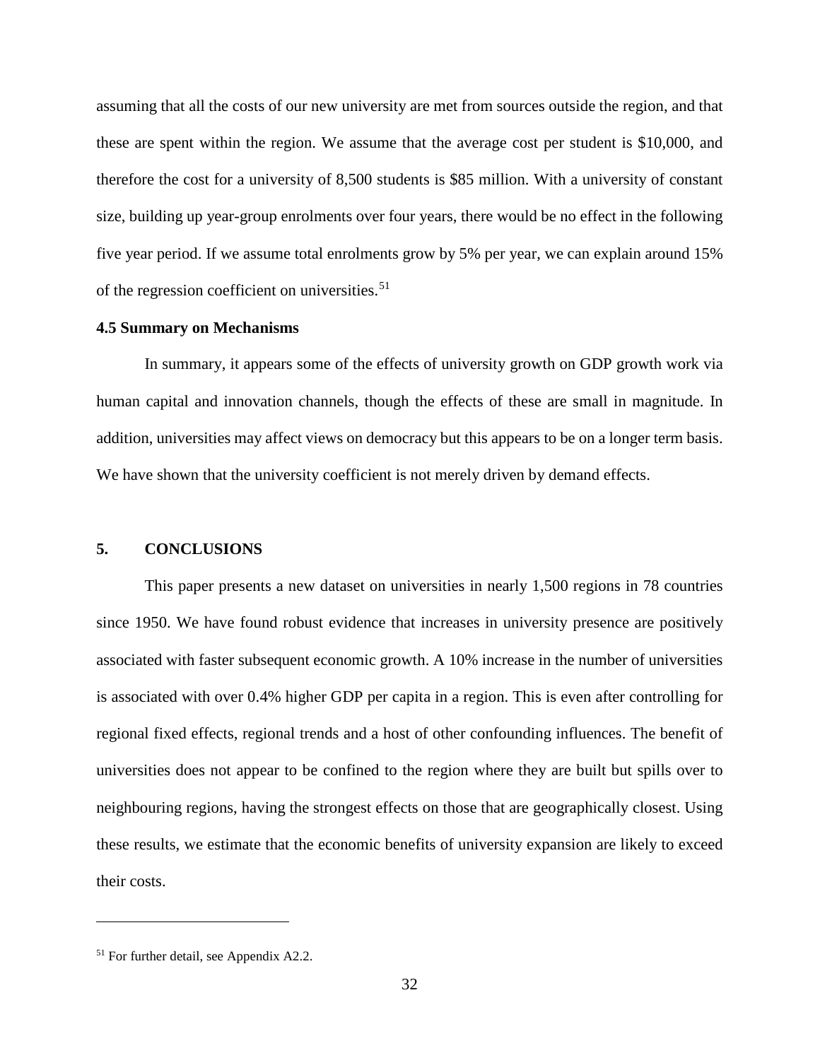assuming that all the costs of our new university are met from sources outside the region, and that these are spent within the region. We assume that the average cost per student is $10,000, and therefore the cost for a university of 8,500 students is $85 million. With a university of constant size, building up year-group enrolments over four years, there would be no effect in the following five year period. If we assume total enrolments grow by 5% per year, we can explain around 15% of the regression coefficient on universities.[51]

### 4.5 Summary on Mechanisms

In summary, it appears some of the effects of university growth on GDP growth work via human capital and innovation channels, though the effects of these are small in magnitude. In addition, universities may affect views on democracy but this appears to be on a longer term basis. We have shown that the university coefficient is not merely driven by demand effects.

## 5. CONCLUSIONS

This paper presents a new dataset on universities in nearly 1,500 regions in 78 countries since 1950. We have found robust evidence that increases in university presence are positively associated with faster subsequent economic growth. A 10% increase in the number of universities is associated with over 0.4% higher GDP per capita in a region. This is even after controlling for regional fixed effects, regional trends and a host of other confounding influences. The benefit of universities does not appear to be confined to the region where they are built but spills over to neighbouring regions, having the strongest effects on those that are geographically closest. Using these results, we estimate that the economic benefits of university expansion are likely to exceed their costs.

---

[51] For further detail, see Appendix A2.2.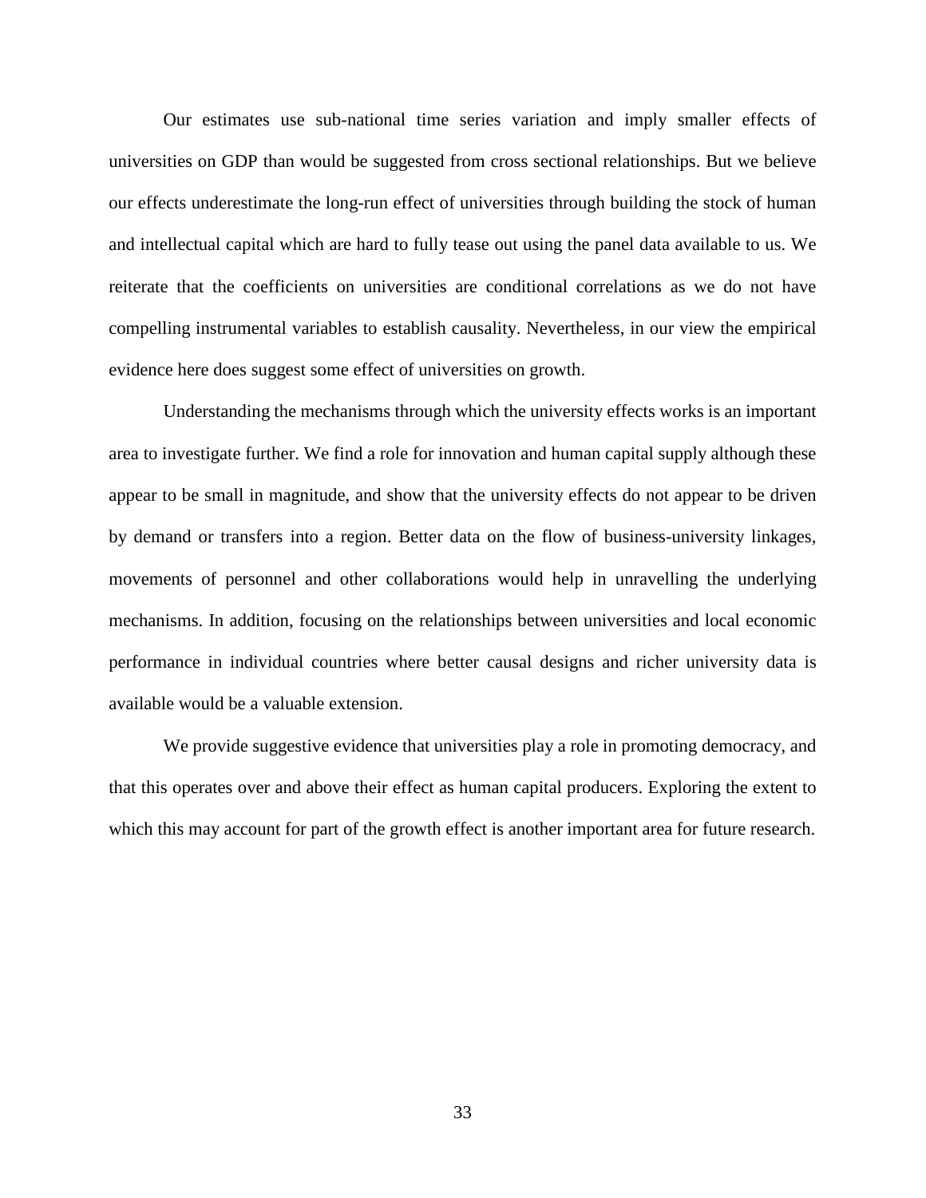Our estimates use sub-national time series variation and imply smaller effects of universities on GDP than would be suggested from cross sectional relationships. But we believe our effects underestimate the long-run effect of universities through building the stock of human and intellectual capital which are hard to fully tease out using the panel data available to us. We reiterate that the coefficients on universities are conditional correlations as we do not have compelling instrumental variables to establish causality. Nevertheless, in our view the empirical evidence here does suggest some effect of universities on growth.

Understanding the mechanisms through which the university effects works is an important area to investigate further. We find a role for innovation and human capital supply although these appear to be small in magnitude, and show that the university effects do not appear to be driven by demand or transfers into a region. Better data on the flow of business-university linkages, movements of personnel and other collaborations would help in unravelling the underlying mechanisms. In addition, focusing on the relationships between universities and local economic performance in individual countries where better causal designs and richer university data is available would be a valuable extension.

We provide suggestive evidence that universities play a role in promoting democracy, and that this operates over and above their effect as human capital producers. Exploring the extent to which this may account for part of the growth effect is another important area for future research.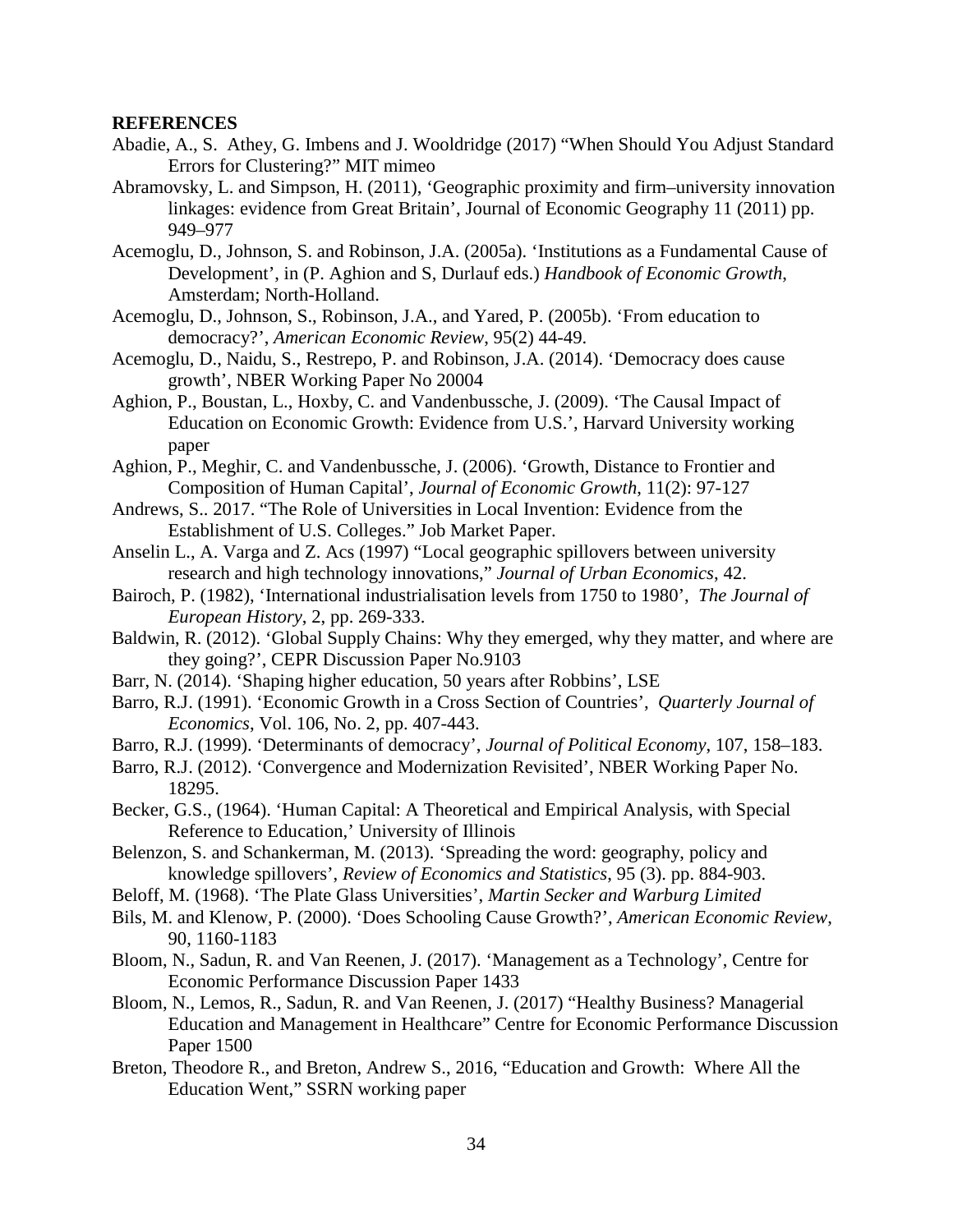**REFERENCES**

Abadie, A., S. Athey, G. Imbens and J. Wooldridge (2017) "When Should You Adjust Standard Errors for Clustering?" MIT mimeo

Abramovsky, L. and Simpson, H. (2011), 'Geographic proximity and firm–university innovation linkages: evidence from Great Britain', Journal of Economic Geography 11 (2011) pp. 949–977

Acemoglu, D., Johnson, S. and Robinson, J.A. (2005a). 'Institutions as a Fundamental Cause of Development', in (P. Aghion and S, Durlauf eds.) *Handbook of Economic Growth*, Amsterdam; North-Holland.

Acemoglu, D., Johnson, S., Robinson, J.A., and Yared, P. (2005b). 'From education to democracy?', *American Economic Review*, 95(2) 44-49.

Acemoglu, D., Naidu, S., Restrepo, P. and Robinson, J.A. (2014). 'Democracy does cause growth', NBER Working Paper No 20004

Aghion, P., Boustan, L., Hoxby, C. and Vandenbussche, J. (2009). 'The Causal Impact of Education on Economic Growth: Evidence from U.S.', Harvard University working paper

Aghion, P., Meghir, C. and Vandenbussche, J. (2006). 'Growth, Distance to Frontier and Composition of Human Capital', *Journal of Economic Growth*, 11(2): 97-127

Andrews, S.. 2017. "The Role of Universities in Local Invention: Evidence from the Establishment of U.S. Colleges." Job Market Paper.

Anselin L., A. Varga and Z. Acs (1997) "Local geographic spillovers between university research and high technology innovations," *Journal of Urban Economics*, 42.

Bairoch, P. (1982), 'International industrialisation levels from 1750 to 1980', *The Journal of European History*, 2, pp. 269-333.

Baldwin, R. (2012). 'Global Supply Chains: Why they emerged, why they matter, and where are they going?', CEPR Discussion Paper No.9103

Barr, N. (2014). 'Shaping higher education, 50 years after Robbins', LSE

Barro, R.J. (1991). 'Economic Growth in a Cross Section of Countries', *Quarterly Journal of Economics*, Vol. 106, No. 2, pp. 407-443.

Barro, R.J. (1999). 'Determinants of democracy', *Journal of Political Economy*, 107, 158–183.

Barro, R.J. (2012). 'Convergence and Modernization Revisited', NBER Working Paper No. 18295.

Becker, G.S., (1964). 'Human Capital: A Theoretical and Empirical Analysis, with Special Reference to Education,' University of Illinois

Belenzon, S. and Schankerman, M. (2013). 'Spreading the word: geography, policy and knowledge spillovers', *Review of Economics and Statistics*, 95 (3). pp. 884-903.

Beloff, M. (1968). 'The Plate Glass Universities', *Martin Secker and Warburg Limited*

Bils, M. and Klenow, P. (2000). 'Does Schooling Cause Growth?', *American Economic Review*, 90, 1160-1183

Bloom, N., Sadun, R. and Van Reenen, J. (2017). 'Management as a Technology', Centre for Economic Performance Discussion Paper 1433

Bloom, N., Lemos, R., Sadun, R. and Van Reenen, J. (2017) "Healthy Business? Managerial Education and Management in Healthcare" Centre for Economic Performance Discussion Paper 1500

Breton, Theodore R., and Breton, Andrew S., 2016, "Education and Growth: Where All the Education Went," SSRN working paper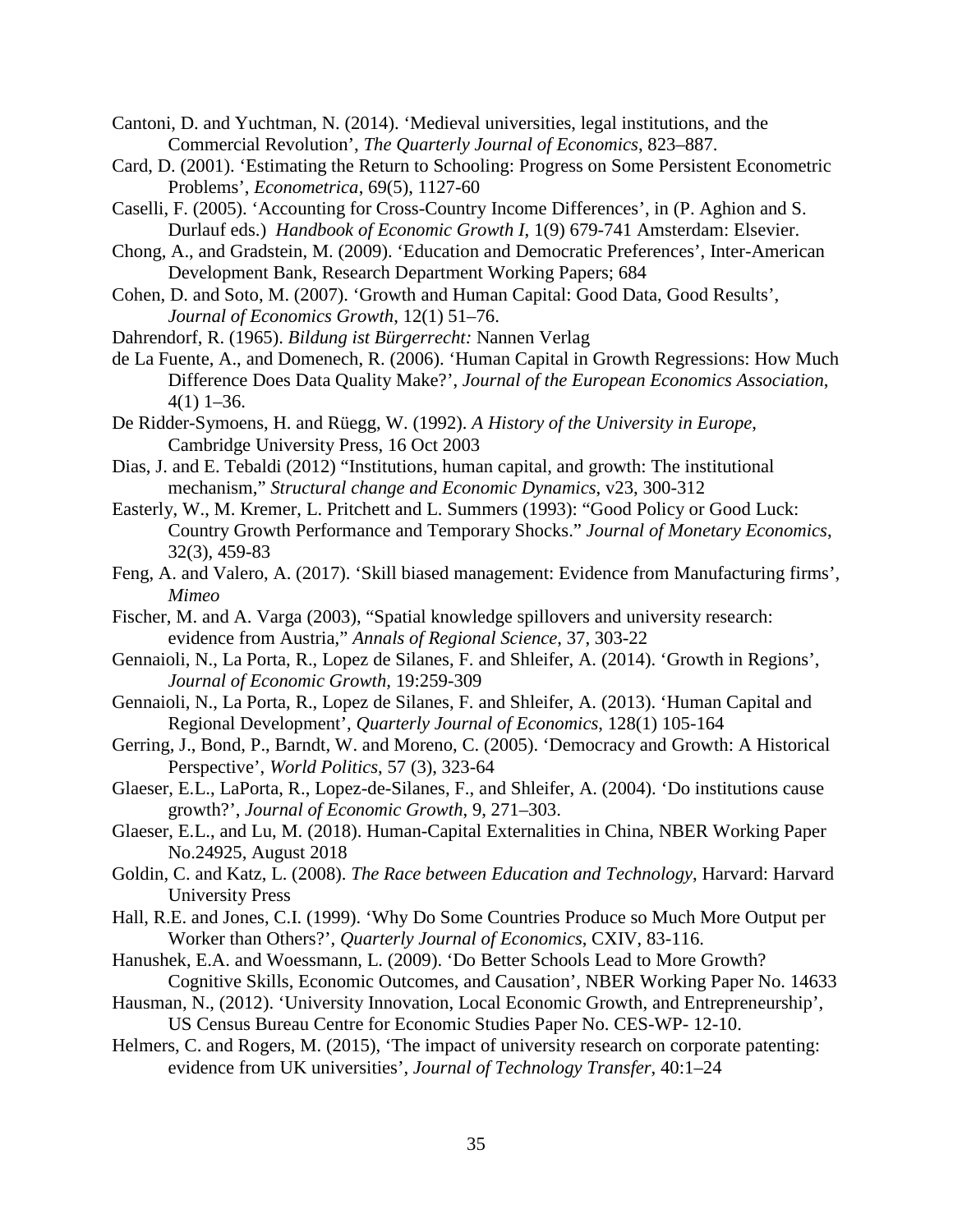Cantoni, D. and Yuchtman, N. (2014). 'Medieval universities, legal institutions, and the Commercial Revolution', *The Quarterly Journal of Economics*, 823–887.

Card, D. (2001). 'Estimating the Return to Schooling: Progress on Some Persistent Econometric Problems', *Econometrica*, 69(5), 1127-60

Caselli, F. (2005). 'Accounting for Cross-Country Income Differences', in (P. Aghion and S. Durlauf eds.) *Handbook of Economic Growth I*, 1(9) 679-741 Amsterdam: Elsevier.

Chong, A., and Gradstein, M. (2009). 'Education and Democratic Preferences', Inter-American Development Bank, Research Department Working Papers; 684

Cohen, D. and Soto, M. (2007). 'Growth and Human Capital: Good Data, Good Results', *Journal of Economics Growth*, 12(1) 51–76.

Dahrendorf, R. (1965). *Bildung ist Bürgerrecht:* Nannen Verlag

de La Fuente, A., and Domenech, R. (2006). 'Human Capital in Growth Regressions: How Much Difference Does Data Quality Make?', *Journal of the European Economics Association*, 4(1) 1–36.

De Ridder-Symoens, H. and Rüegg, W. (1992). *A History of the University in Europe*, Cambridge University Press, 16 Oct 2003

Dias, J. and E. Tebaldi (2012) "Institutions, human capital, and growth: The institutional mechanism," *Structural change and Economic Dynamics*, v23, 300-312

Easterly, W., M. Kremer, L. Pritchett and L. Summers (1993): "Good Policy or Good Luck: Country Growth Performance and Temporary Shocks." *Journal of Monetary Economics*, 32(3), 459-83

Feng, A. and Valero, A. (2017). 'Skill biased management: Evidence from Manufacturing firms', *Mimeo*

Fischer, M. and A. Varga (2003), "Spatial knowledge spillovers and university research: evidence from Austria," *Annals of Regional Science*, 37, 303-22

Gennaioli, N., La Porta, R., Lopez de Silanes, F. and Shleifer, A. (2014). 'Growth in Regions', *Journal of Economic Growth*, 19:259-309

Gennaioli, N., La Porta, R., Lopez de Silanes, F. and Shleifer, A. (2013). 'Human Capital and Regional Development', *Quarterly Journal of Economics*, 128(1) 105-164

Gerring, J., Bond, P., Barndt, W. and Moreno, C. (2005). 'Democracy and Growth: A Historical Perspective', *World Politics*, 57 (3), 323-64

Glaeser, E.L., LaPorta, R., Lopez-de-Silanes, F., and Shleifer, A. (2004). 'Do institutions cause growth?', *Journal of Economic Growth*, 9, 271–303.

Glaeser, E.L., and Lu, M. (2018). Human-Capital Externalities in China, NBER Working Paper No.24925, August 2018

Goldin, C. and Katz, L. (2008). *The Race between Education and Technology*, Harvard: Harvard University Press

Hall, R.E. and Jones, C.I. (1999). 'Why Do Some Countries Produce so Much More Output per Worker than Others?', *Quarterly Journal of Economics*, CXIV, 83-116.

Hanushek, E.A. and Woessmann, L. (2009). 'Do Better Schools Lead to More Growth? Cognitive Skills, Economic Outcomes, and Causation', NBER Working Paper No. 14633

Hausman, N., (2012). 'University Innovation, Local Economic Growth, and Entrepreneurship', US Census Bureau Centre for Economic Studies Paper No. CES-WP- 12-10.

Helmers, C. and Rogers, M. (2015), 'The impact of university research on corporate patenting: evidence from UK universities', *Journal of Technology Transfer*, 40:1–24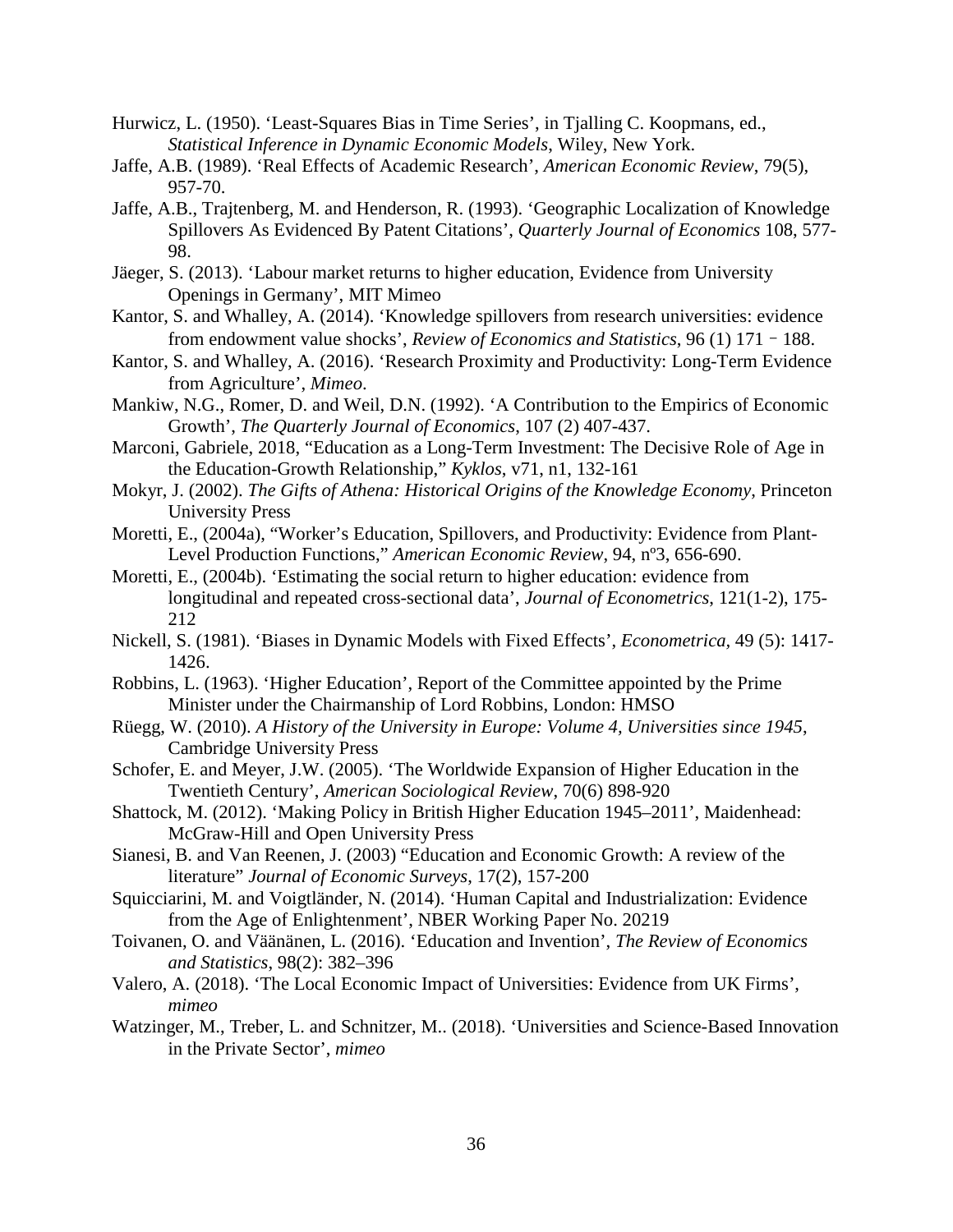Hurwicz, L. (1950). 'Least-Squares Bias in Time Series', in Tjalling C. Koopmans, ed., *Statistical Inference in Dynamic Economic Models*, Wiley, New York.

Jaffe, A.B. (1989). 'Real Effects of Academic Research', *American Economic Review*, 79(5), 957-70.

Jaffe, A.B., Trajtenberg, M. and Henderson, R. (1993). 'Geographic Localization of Knowledge Spillovers As Evidenced By Patent Citations', *Quarterly Journal of Economics* 108, 577-98.

Jäeger, S. (2013). 'Labour market returns to higher education, Evidence from University Openings in Germany', MIT Mimeo

Kantor, S. and Whalley, A. (2014). 'Knowledge spillovers from research universities: evidence from endowment value shocks', *Review of Economics and Statistics*, 96 (1) 171 – 188.

Kantor, S. and Whalley, A. (2016). 'Research Proximity and Productivity: Long-Term Evidence from Agriculture', *Mimeo*.

Mankiw, N.G., Romer, D. and Weil, D.N. (1992). 'A Contribution to the Empirics of Economic Growth', *The Quarterly Journal of Economics*, 107 (2) 407-437.

Marconi, Gabriele, 2018, "Education as a Long-Term Investment: The Decisive Role of Age in the Education-Growth Relationship," *Kyklos*, v71, n1, 132-161

Mokyr, J. (2002). *The Gifts of Athena: Historical Origins of the Knowledge Economy*, Princeton University Press

Moretti, E., (2004a), "Worker's Education, Spillovers, and Productivity: Evidence from Plant-Level Production Functions," *American Economic Review*, 94, nº3, 656-690.

Moretti, E., (2004b). 'Estimating the social return to higher education: evidence from longitudinal and repeated cross-sectional data', *Journal of Econometrics*, 121(1-2), 175-212

Nickell, S. (1981). 'Biases in Dynamic Models with Fixed Effects', *Econometrica*, 49 (5): 1417-1426.

Robbins, L. (1963). 'Higher Education', Report of the Committee appointed by the Prime Minister under the Chairmanship of Lord Robbins, London: HMSO

Rüegg, W. (2010). *A History of the University in Europe: Volume 4, Universities since 1945*, Cambridge University Press

Schofer, E. and Meyer, J.W. (2005). 'The Worldwide Expansion of Higher Education in the Twentieth Century', *American Sociological Review*, 70(6) 898-920

Shattock, M. (2012). 'Making Policy in British Higher Education 1945–2011', Maidenhead: McGraw-Hill and Open University Press

Sianesi, B. and Van Reenen, J. (2003) "Education and Economic Growth: A review of the literature" *Journal of Economic Surveys*, 17(2), 157-200

Squicciarini, M. and Voigtländer, N. (2014). 'Human Capital and Industrialization: Evidence from the Age of Enlightenment', NBER Working Paper No. 20219

Toivanen, O. and Väänänen, L. (2016). 'Education and Invention', *The Review of Economics and Statistics*, 98(2): 382–396

Valero, A. (2018). 'The Local Economic Impact of Universities: Evidence from UK Firms', *mimeo*

Watzinger, M., Treber, L. and Schnitzer, M.. (2018). 'Universities and Science-Based Innovation in the Private Sector', *mimeo*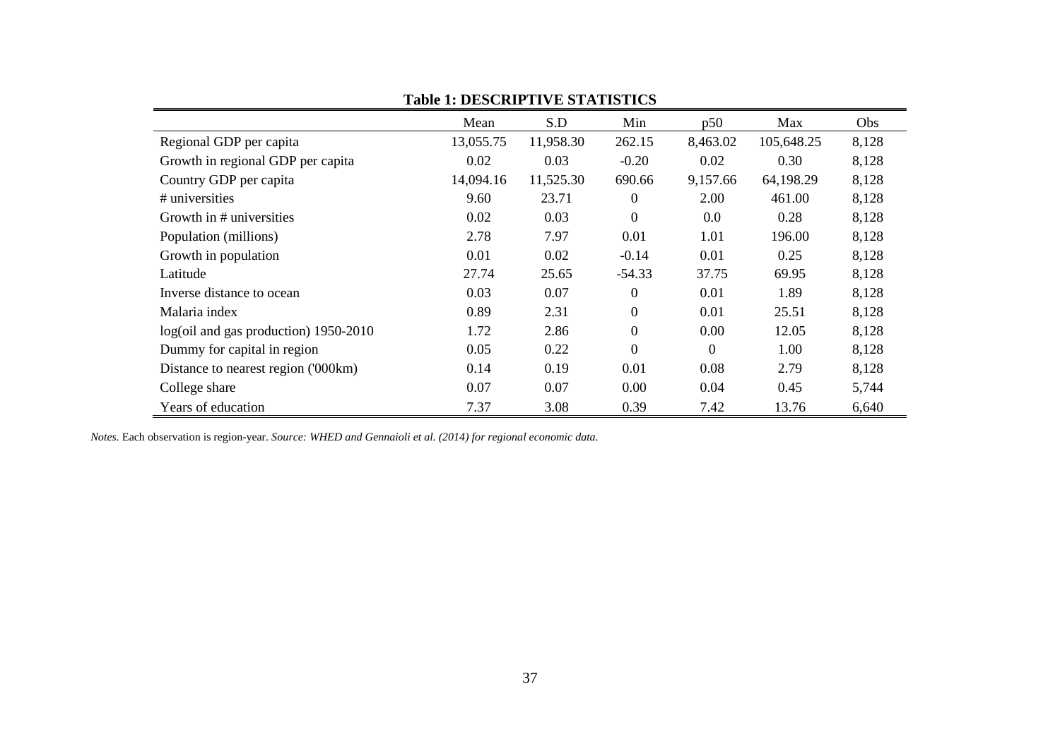**Table 1: DESCRIPTIVE STATISTICS**

| | Mean | S.D | Min | p50 | Max | Obs |
|---|---|---|---|---|---|---|
| Regional GDP per capita | 13,055.75 | 11,958.30 | 262.15 | 8,463.02 | 105,648.25 | 8,128 |
| Growth in regional GDP per capita | 0.02 | 0.03 | -0.20 | 0.02 | 0.30 | 8,128 |
| Country GDP per capita | 14,094.16 | 11,525.30 | 690.66 | 9,157.66 | 64,198.29 | 8,128 |
| # universities | 9.60 | 23.71 | 0 | 2.00 | 461.00 | 8,128 |
| Growth in # universities | 0.02 | 0.03 | 0 | 0.0 | 0.28 | 8,128 |
| Population (millions) | 2.78 | 7.97 | 0.01 | 1.01 | 196.00 | 8,128 |
| Growth in population | 0.01 | 0.02 | -0.14 | 0.01 | 0.25 | 8,128 |
| Latitude | 27.74 | 25.65 | -54.33 | 37.75 | 69.95 | 8,128 |
| Inverse distance to ocean | 0.03 | 0.07 | 0 | 0.01 | 1.89 | 8,128 |
| Malaria index | 0.89 | 2.31 | 0 | 0.01 | 25.51 | 8,128 |
| log(oil and gas production) 1950-2010 | 1.72 | 2.86 | 0 | 0.00 | 12.05 | 8,128 |
| Dummy for capital in region | 0.05 | 0.22 | 0 | 0 | 1.00 | 8,128 |
| Distance to nearest region ('000km) | 0.14 | 0.19 | 0.01 | 0.08 | 2.79 | 8,128 |
| College share | 0.07 | 0.07 | 0.00 | 0.04 | 0.45 | 5,744 |
| Years of education | 7.37 | 3.08 | 0.39 | 7.42 | 13.76 | 6,640 |

*Notes.* Each observation is region-year. *Source: WHED and Gennaioli et al. (2014) for regional economic data.*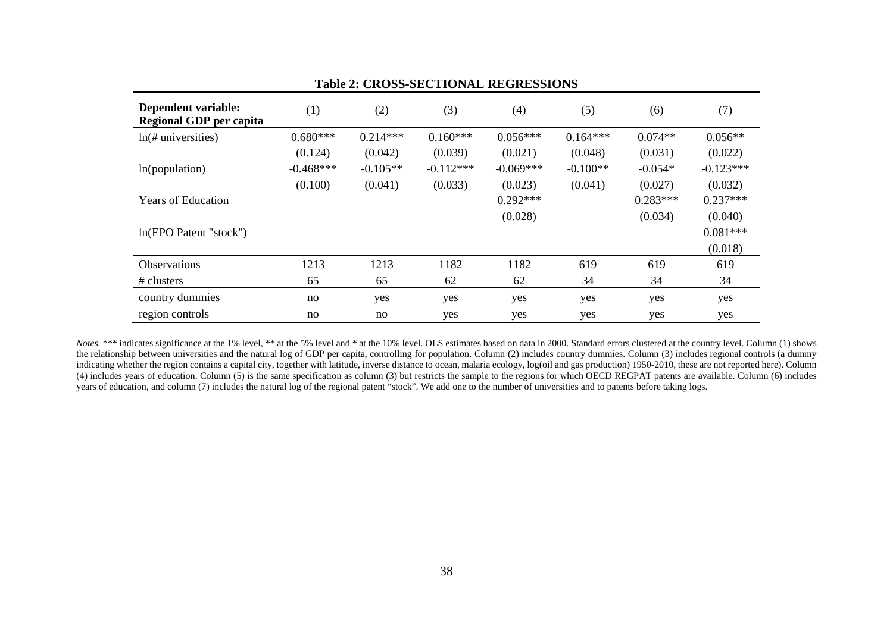**Table 2: CROSS-SECTIONAL REGRESSIONS**

| **Dependent variable: Regional GDP per capita** | (1) | (2) | (3) | (4) | (5) | (6) | (7) |
|---|---|---|---|---|---|---|---|
| ln(# universities) | 0.680*** | 0.214*** | 0.160*** | 0.056*** | 0.164*** | 0.074** | 0.056** |
| | (0.124) | (0.042) | (0.039) | (0.021) | (0.048) | (0.031) | (0.022) |
| ln(population) | -0.468*** | -0.105** | -0.112*** | -0.069*** | -0.100** | -0.054* | -0.123*** |
| | (0.100) | (0.041) | (0.033) | (0.023) | (0.041) | (0.027) | (0.032) |
| Years of Education | | | | 0.292*** | | 0.283*** | 0.237*** |
| | | | | (0.028) | | (0.034) | (0.040) |
| ln(EPO Patent "stock") | | | | | | | 0.081*** |
| | | | | | | | (0.018) |
| Observations | 1213 | 1213 | 1182 | 1182 | 619 | 619 | 619 |
| # clusters | 65 | 65 | 62 | 62 | 34 | 34 | 34 |
| country dummies | no | yes | yes | yes | yes | yes | yes |
| region controls | no | no | yes | yes | yes | yes | yes |

*Notes.* *** indicates significance at the 1% level, ** at the 5% level and * at the 10% level. OLS estimates based on data in 2000. Standard errors clustered at the country level. Column (1) shows the relationship between universities and the natural log of GDP per capita, controlling for population. Column (2) includes country dummies. Column (3) includes regional controls (a dummy indicating whether the region contains a capital city, together with latitude, inverse distance to ocean, malaria ecology, log(oil and gas production) 1950-2010, these are not reported here). Column (4) includes years of education. Column (5) is the same specification as column (3) but restricts the sample to the regions for which OECD REGPAT patents are available. Column (6) includes years of education, and column (7) includes the natural log of the regional patent "stock". We add one to the number of universities and to patents before taking logs.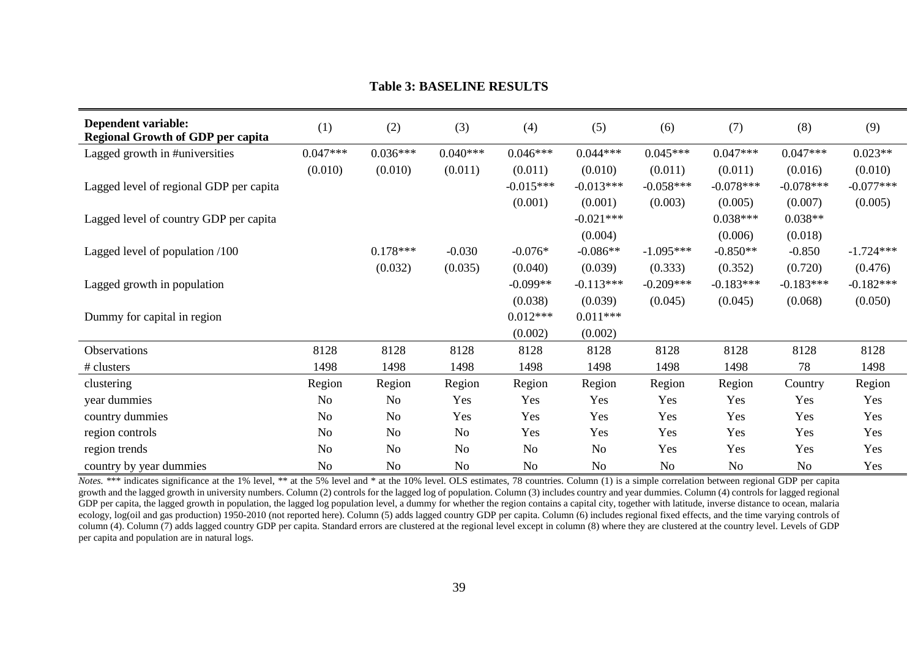**Table 3: BASELINE RESULTS**

| **Dependent variable: Regional Growth of GDP per capita** | (1) | (2) | (3) | (4) | (5) | (6) | (7) | (8) | (9) |
|---|---|---|---|---|---|---|---|---|---|
| Lagged growth in #universities | 0.047*** | 0.036*** | 0.040*** | 0.046*** | 0.044*** | 0.045*** | 0.047*** | 0.047*** | 0.023** |
| | (0.010) | (0.010) | (0.011) | (0.011) | (0.010) | (0.011) | (0.011) | (0.016) | (0.010) |
| Lagged level of regional GDP per capita | | | | -0.015*** | -0.013*** | -0.058*** | -0.078*** | -0.078*** | -0.077*** |
| | | | | (0.001) | (0.001) | (0.003) | (0.005) | (0.007) | (0.005) |
| Lagged level of country GDP per capita | | | | | -0.021*** | | 0.038*** | 0.038** | |
| | | | | | (0.004) | | (0.006) | (0.018) | |
| Lagged level of population /100 | | 0.178*** | -0.030 | -0.076* | -0.086** | -1.095*** | -0.850** | -0.850 | -1.724*** |
| | | (0.032) | (0.035) | (0.040) | (0.039) | (0.333) | (0.352) | (0.720) | (0.476) |
| Lagged growth in population | | | | -0.099** | -0.113*** | -0.209*** | -0.183*** | -0.183*** | -0.182*** |
| | | | | (0.038) | (0.039) | (0.045) | (0.045) | (0.068) | (0.050) |
| Dummy for capital in region | | | | 0.012*** | 0.011*** | | | | |
| | | | | (0.002) | (0.002) | | | | |
| Observations | 8128 | 8128 | 8128 | 8128 | 8128 | 8128 | 8128 | 8128 | 8128 |
| # clusters | 1498 | 1498 | 1498 | 1498 | 1498 | 1498 | 1498 | 78 | 1498 |
| clustering | Region | Region | Region | Region | Region | Region | Region | Country | Region |
| year dummies | No | No | Yes | Yes | Yes | Yes | Yes | Yes | Yes |
| country dummies | No | No | Yes | Yes | Yes | Yes | Yes | Yes | Yes |
| region controls | No | No | No | Yes | Yes | Yes | Yes | Yes | Yes |
| region trends | No | No | No | No | No | Yes | Yes | Yes | Yes |
| country by year dummies | No | No | No | No | No | No | No | No | Yes |

*Notes.* *** indicates significance at the 1% level, ** at the 5% level and * at the 10% level. OLS estimates, 78 countries. Column (1) is a simple correlation between regional GDP per capita growth and the lagged growth in university numbers. Column (2) controls for the lagged log of population. Column (3) includes country and year dummies. Column (4) controls for lagged regional GDP per capita, the lagged growth in population, the lagged log population level, a dummy for whether the region contains a capital city, together with latitude, inverse distance to ocean, malaria ecology, log(oil and gas production) 1950-2010 (not reported here). Column (5) adds lagged country GDP per capita. Column (6) includes regional fixed effects, and the time varying controls of column (4). Column (7) adds lagged country GDP per capita. Standard errors are clustered at the regional level except in column (8) where they are clustered at the country level. Levels of GDP per capita and population are in natural logs.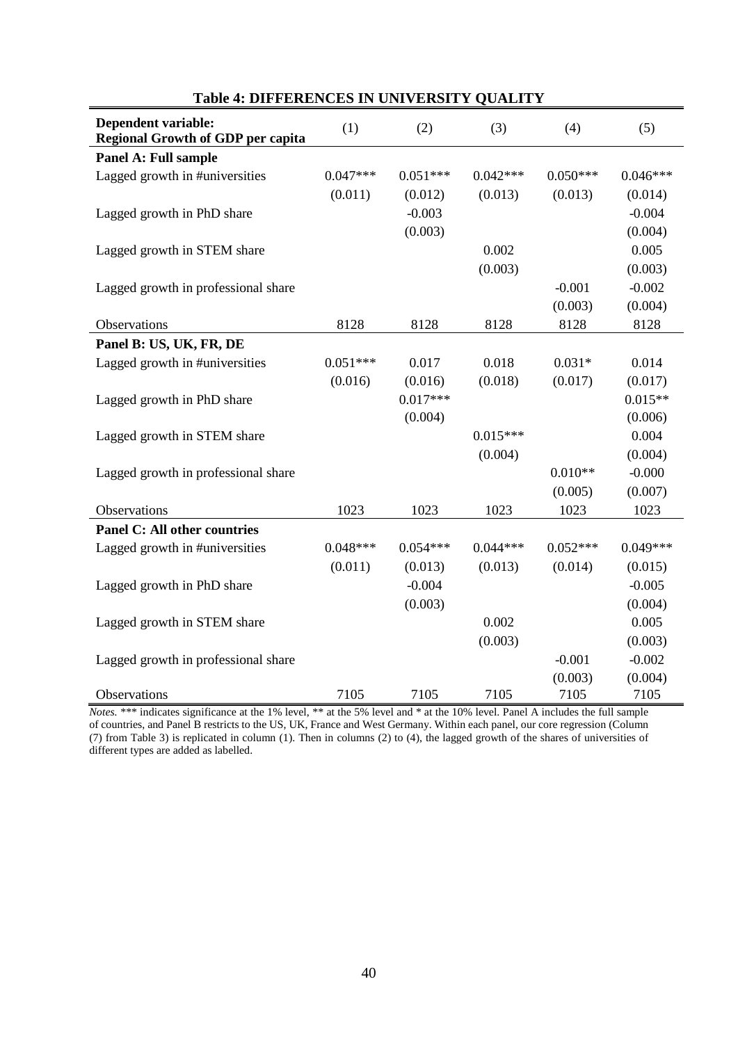**Table 4: DIFFERENCES IN UNIVERSITY QUALITY**

| **Dependent variable: Regional Growth of GDP per capita** | (1) | (2) | (3) | (4) | (5) |
|---|---|---|---|---|---|
| **Panel A: Full sample** | | | | | |
| Lagged growth in #universities | 0.047*** | 0.051*** | 0.042*** | 0.050*** | 0.046*** |
| | (0.011) | (0.012) | (0.013) | (0.013) | (0.014) |
| Lagged growth in PhD share | | -0.003 | | | -0.004 |
| | | (0.003) | | | (0.004) |
| Lagged growth in STEM share | | | 0.002 | | 0.005 |
| | | | (0.003) | | (0.003) |
| Lagged growth in professional share | | | | -0.001 | -0.002 |
| | | | | (0.003) | (0.004) |
| Observations | 8128 | 8128 | 8128 | 8128 | 8128 |
| **Panel B: US, UK, FR, DE** | | | | | |
| Lagged growth in #universities | 0.051*** | 0.017 | 0.018 | 0.031* | 0.014 |
| | (0.016) | (0.016) | (0.018) | (0.017) | (0.017) |
| Lagged growth in PhD share | | 0.017*** | | | 0.015** |
| | | (0.004) | | | (0.006) |
| Lagged growth in STEM share | | | 0.015*** | | 0.004 |
| | | | (0.004) | | (0.004) |
| Lagged growth in professional share | | | | 0.010** | -0.000 |
| | | | | (0.005) | (0.007) |
| Observations | 1023 | 1023 | 1023 | 1023 | 1023 |
| **Panel C: All other countries** | | | | | |
| Lagged growth in #universities | 0.048*** | 0.054*** | 0.044*** | 0.052*** | 0.049*** |
| | (0.011) | (0.013) | (0.013) | (0.014) | (0.015) |
| Lagged growth in PhD share | | -0.004 | | | -0.005 |
| | | (0.003) | | | (0.004) |
| Lagged growth in STEM share | | | 0.002 | | 0.005 |
| | | | (0.003) | | (0.003) |
| Lagged growth in professional share | | | | -0.001 | -0.002 |
| | | | | (0.003) | (0.004) |
| Observations | 7105 | 7105 | 7105 | 7105 | 7105 |

*Notes.* *** indicates significance at the 1% level, ** at the 5% level and * at the 10% level. Panel A includes the full sample of countries, and Panel B restricts to the US, UK, France and West Germany. Within each panel, our core regression (Column (7) from Table 3) is replicated in column (1). Then in columns (2) to (4), the lagged growth of the shares of universities of different types are added as labelled.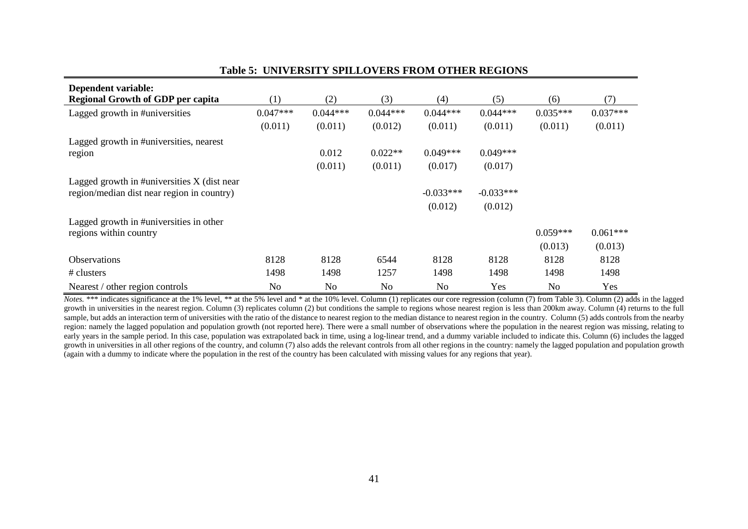**Table 5: UNIVERSITY SPILLOVERS FROM OTHER REGIONS**

| **Dependent variable: Regional Growth of GDP per capita** | (1) | (2) | (3) | (4) | (5) | (6) | (7) |
|---|---|---|---|---|---|---|---|
| Lagged growth in #universities | 0.047*** | 0.044*** | 0.044*** | 0.044*** | 0.044*** | 0.035*** | 0.037*** |
| | (0.011) | (0.011) | (0.012) | (0.011) | (0.011) | (0.011) | (0.011) |
| Lagged growth in #universities, nearest region | | 0.012 | 0.022** | 0.049*** | 0.049*** | | |
| | | (0.011) | (0.011) | (0.017) | (0.017) | | |
| Lagged growth in #universities X (dist near region/median dist near region in country) | | | | -0.033*** | -0.033*** | | |
| | | | | (0.012) | (0.012) | | |
| Lagged growth in #universities in other regions within country | | | | | | 0.059*** | 0.061*** |
| | | | | | | (0.013) | (0.013) |
| Observations | 8128 | 8128 | 6544 | 8128 | 8128 | 8128 | 8128 |
| # clusters | 1498 | 1498 | 1257 | 1498 | 1498 | 1498 | 1498 |
| Nearest / other region controls | No | No | No | No | Yes | No | Yes |

*Notes.* *** indicates significance at the 1% level, ** at the 5% level and * at the 10% level. Column (1) replicates our core regression (column (7) from Table 3). Column (2) adds in the lagged growth in universities in the nearest region. Column (3) replicates column (2) but conditions the sample to regions whose nearest region is less than 200km away. Column (4) returns to the full sample, but adds an interaction term of universities with the ratio of the distance to nearest region to the median distance to nearest region in the country. Column (5) adds controls from the nearby region: namely the lagged population and population growth (not reported here). There were a small number of observations where the population in the nearest region was missing, relating to early years in the sample period. In this case, population was extrapolated back in time, using a log-linear trend, and a dummy variable included to indicate this. Column (6) includes the lagged growth in universities in all other regions of the country, and column (7) also adds the relevant controls from all other regions in the country: namely the lagged population and population growth (again with a dummy to indicate where the population in the rest of the country has been calculated with missing values for any regions that year).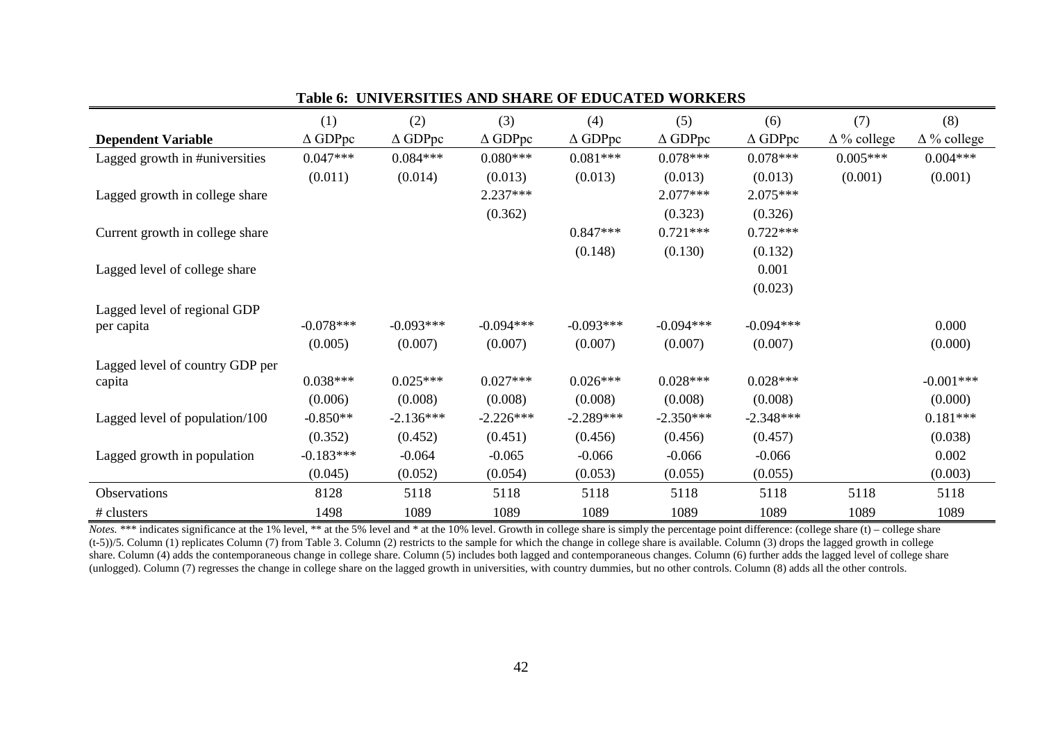**Table 6: UNIVERSITIES AND SHARE OF EDUCATED WORKERS**

| | (1) | (2) | (3) | (4) | (5) | (6) | (7) | (8) |
|---|---|---|---|---|---|---|---|---|
| **Dependent Variable** | Δ GDPpc | Δ GDPpc | Δ GDPpc | Δ GDPpc | Δ GDPpc | Δ GDPpc | Δ % college | Δ % college |
| Lagged growth in #universities | 0.047*** | 0.084*** | 0.080*** | 0.081*** | 0.078*** | 0.078*** | 0.005*** | 0.004*** |
| | (0.011) | (0.014) | (0.013) | (0.013) | (0.013) | (0.013) | (0.001) | (0.001) |
| Lagged growth in college share | | | 2.237*** | | 2.077*** | 2.075*** | | |
| | | | (0.362) | | (0.323) | (0.326) | | |
| Current growth in college share | | | | 0.847*** | 0.721*** | 0.722*** | | |
| | | | | (0.148) | (0.130) | (0.132) | | |
| Lagged level of college share | | | | | | 0.001 | | |
| | | | | | | (0.023) | | |
| Lagged level of regional GDP per capita | -0.078*** | -0.093*** | -0.094*** | -0.093*** | -0.094*** | -0.094*** | | 0.000 |
| | (0.005) | (0.007) | (0.007) | (0.007) | (0.007) | (0.007) | | (0.000) |
| Lagged level of country GDP per capita | 0.038*** | 0.025*** | 0.027*** | 0.026*** | 0.028*** | 0.028*** | | -0.001*** |
| | (0.006) | (0.008) | (0.008) | (0.008) | (0.008) | (0.008) | | (0.000) |
| Lagged level of population/100 | -0.850** | -2.136*** | -2.226*** | -2.289*** | -2.350*** | -2.348*** | | 0.181*** |
| | (0.352) | (0.452) | (0.451) | (0.456) | (0.456) | (0.457) | | (0.038) |
| Lagged growth in population | -0.183*** | -0.064 | -0.065 | -0.066 | -0.066 | -0.066 | | 0.002 |
| | (0.045) | (0.052) | (0.054) | (0.053) | (0.055) | (0.055) | | (0.003) |
| Observations | 8128 | 5118 | 5118 | 5118 | 5118 | 5118 | 5118 | 5118 |
| # clusters | 1498 | 1089 | 1089 | 1089 | 1089 | 1089 | 1089 | 1089 |

*Notes.* *** indicates significance at the 1% level, ** at the 5% level and * at the 10% level. Growth in college share is simply the percentage point difference: (college share (t) – college share (t-5))/5. Column (1) replicates Column (7) from Table 3. Column (2) restricts to the sample for which the change in college share is available. Column (3) drops the lagged growth in college share. Column (4) adds the contemporaneous change in college share. Column (5) includes both lagged and contemporaneous changes. Column (6) further adds the lagged level of college share (unlogged). Column (7) regresses the change in college share on the lagged growth in universities, with country dummies, but no other controls. Column (8) adds all the other controls.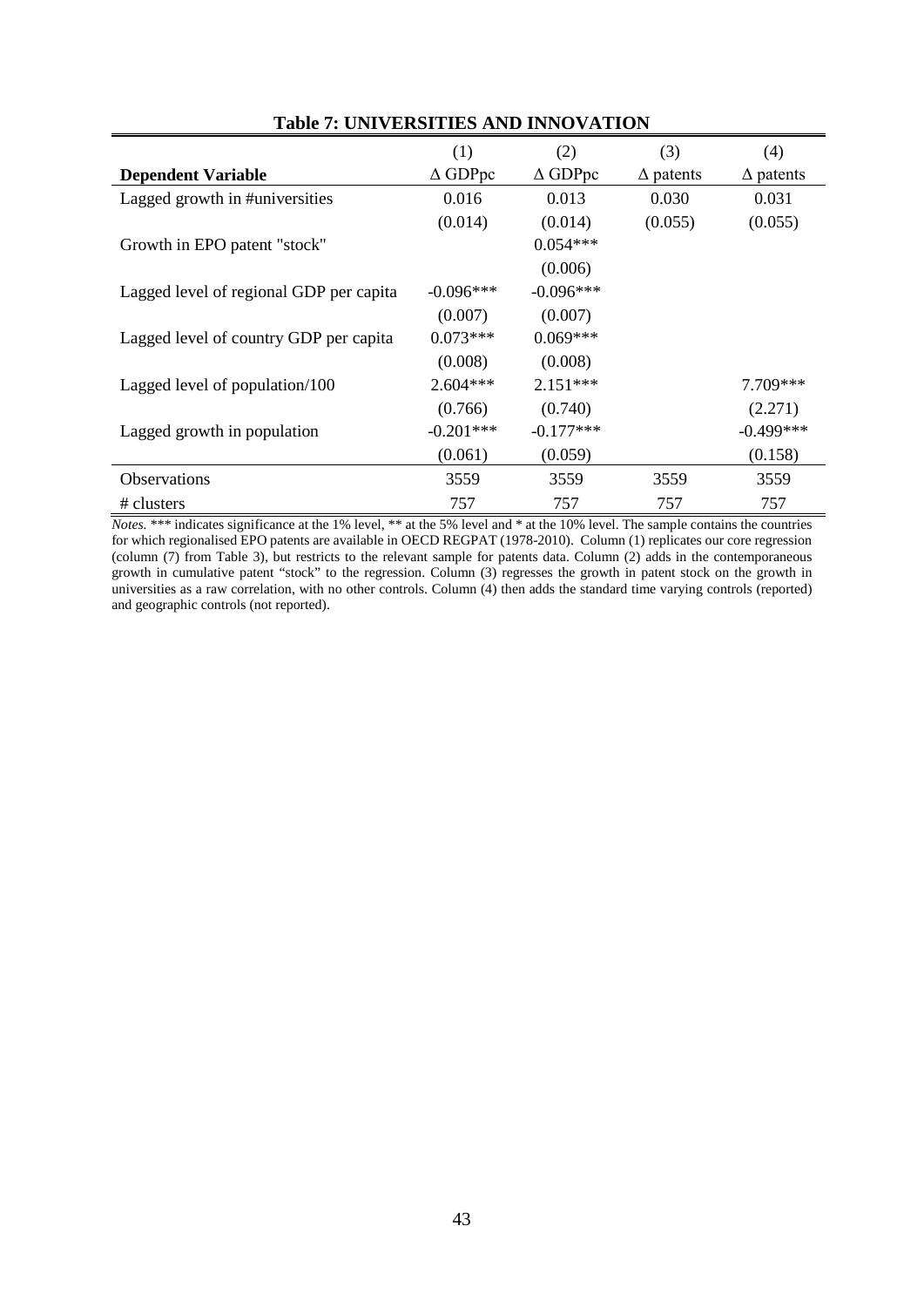**Table 7: UNIVERSITIES AND INNOVATION**

| | (1) | (2) | (3) | (4) |
|---|---|---|---|---|
| **Dependent Variable** | $\Delta$ GDPpc | $\Delta$ GDPpc | $\Delta$ patents | $\Delta$ patents |
| Lagged growth in #universities | 0.016 | 0.013 | 0.030 | 0.031 |
| | (0.014) | (0.014) | (0.055) | (0.055) |
| Growth in EPO patent "stock" | | 0.054*** | | |
| | | (0.006) | | |
| Lagged level of regional GDP per capita | -0.096*** | -0.096*** | | |
| | (0.007) | (0.007) | | |
| Lagged level of country GDP per capita | 0.073*** | 0.069*** | | |
| | (0.008) | (0.008) | | |
| Lagged level of population/100 | 2.604*** | 2.151*** | | 7.709*** |
| | (0.766) | (0.740) | | (2.271) |
| Lagged growth in population | -0.201*** | -0.177*** | | -0.499*** |
| | (0.061) | (0.059) | | (0.158) |
| Observations | 3559 | 3559 | 3559 | 3559 |
| # clusters | 757 | 757 | 757 | 757 |

*Notes.* *** indicates significance at the 1% level, ** at the 5% level and * at the 10% level. The sample contains the countries for which regionalised EPO patents are available in OECD REGPAT (1978-2010). Column (1) replicates our core regression (column (7) from Table 3), but restricts to the relevant sample for patents data. Column (2) adds in the contemporaneous growth in cumulative patent "stock" to the regression. Column (3) regresses the growth in patent stock on the growth in universities as a raw correlation, with no other controls. Column (4) then adds the standard time varying controls (reported) and geographic controls (not reported).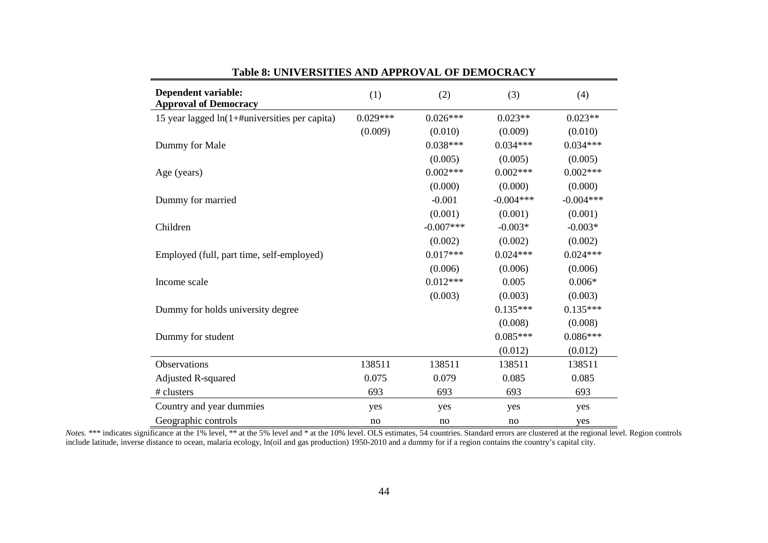**Table 8: UNIVERSITIES AND APPROVAL OF DEMOCRACY**

| **Dependent variable: Approval of Democracy** | (1) | (2) | (3) | (4) |
|---|---|---|---|---|
| 15 year lagged ln(1+#universities per capita) | 0.029*** | 0.026*** | 0.023** | 0.023** |
| | (0.009) | (0.010) | (0.009) | (0.010) |
| Dummy for Male | | 0.038*** | 0.034*** | 0.034*** |
| | | (0.005) | (0.005) | (0.005) |
| Age (years) | | 0.002*** | 0.002*** | 0.002*** |
| | | (0.000) | (0.000) | (0.000) |
| Dummy for married | | -0.001 | -0.004*** | -0.004*** |
| | | (0.001) | (0.001) | (0.001) |
| Children | | -0.007*** | -0.003* | -0.003* |
| | | (0.002) | (0.002) | (0.002) |
| Employed (full, part time, self-employed) | | 0.017*** | 0.024*** | 0.024*** |
| | | (0.006) | (0.006) | (0.006) |
| Income scale | | 0.012*** | 0.005 | 0.006* |
| | | (0.003) | (0.003) | (0.003) |
| Dummy for holds university degree | | | 0.135*** | 0.135*** |
| | | | (0.008) | (0.008) |
| Dummy for student | | | 0.085*** | 0.086*** |
| | | | (0.012) | (0.012) |
| Observations | 138511 | 138511 | 138511 | 138511 |
| Adjusted R-squared | 0.075 | 0.079 | 0.085 | 0.085 |
| # clusters | 693 | 693 | 693 | 693 |
| Country and year dummies | yes | yes | yes | yes |
| Geographic controls | no | no | no | yes |

*Notes.* *** indicates significance at the 1% level, ** at the 5% level and * at the 10% level. OLS estimates, 54 countries. Standard errors are clustered at the regional level. Region controls include latitude, inverse distance to ocean, malaria ecology, ln(oil and gas production) 1950-2010 and a dummy for if a region contains the country's capital city.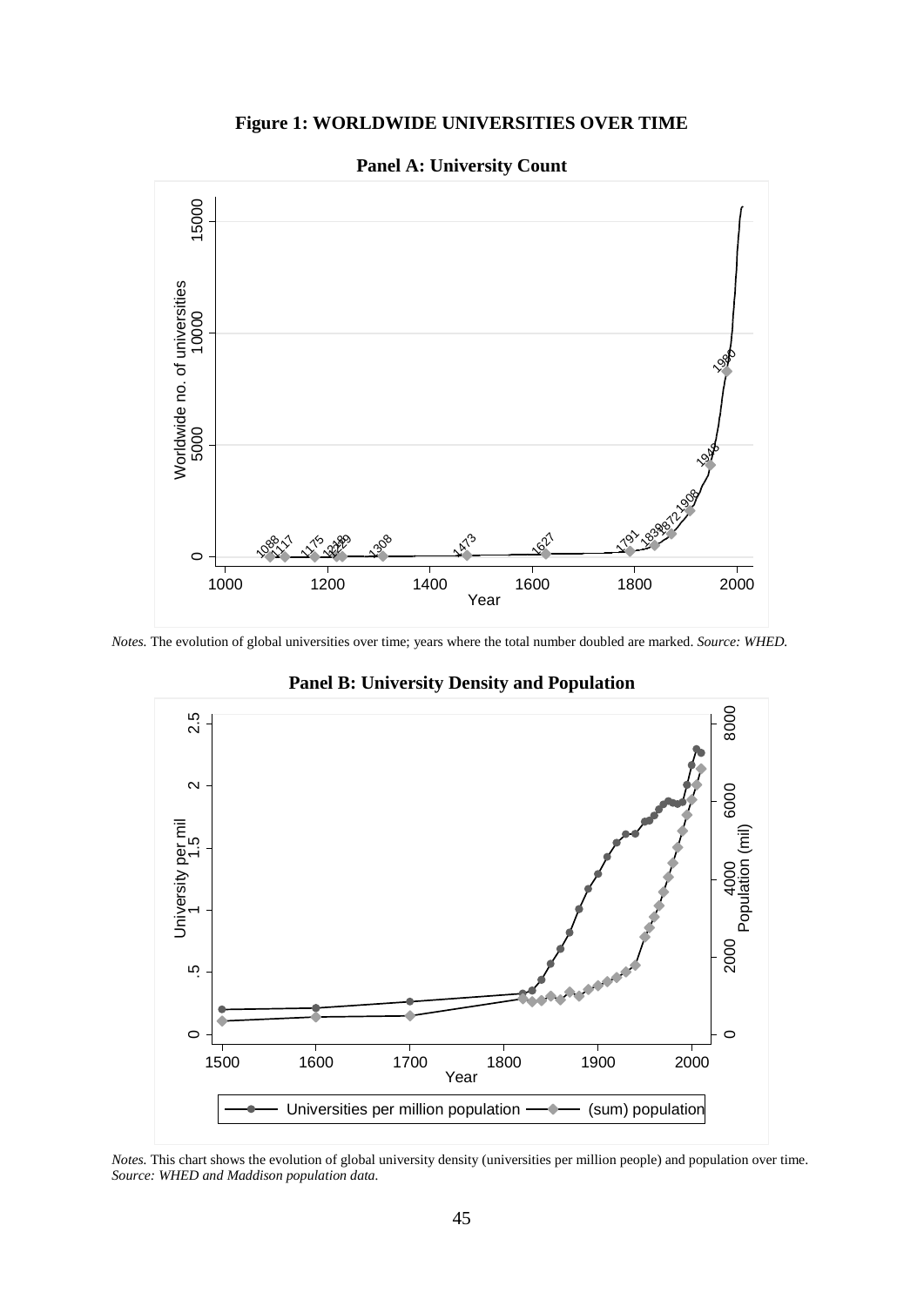**Figure 1: WORLDWIDE UNIVERSITIES OVER TIME**

**Panel A: University Count**

*Notes.* The evolution of global universities over time; years where the total number doubled are marked. *Source: WHED.*

**Panel B: University Density and Population**

*Notes.* This chart shows the evolution of global university density (universities per million people) and population over time. *Source: WHED and Maddison population data.*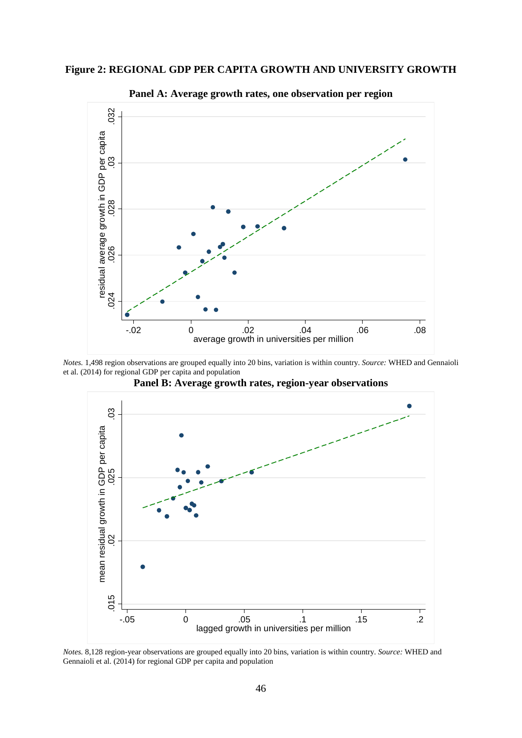**Figure 2: REGIONAL GDP PER CAPITA GROWTH AND UNIVERSITY GROWTH**

**Panel A: Average growth rates, one observation per region**

*Notes.* 1,498 region observations are grouped equally into 20 bins, variation is within country. *Source:* WHED and Gennaioli et al. (2014) for regional GDP per capita and population

**Panel B: Average growth rates, region-year observations**

*Notes.* 8,128 region-year observations are grouped equally into 20 bins, variation is within country. *Source:* WHED and Gennaioli et al. (2014) for regional GDP per capita and population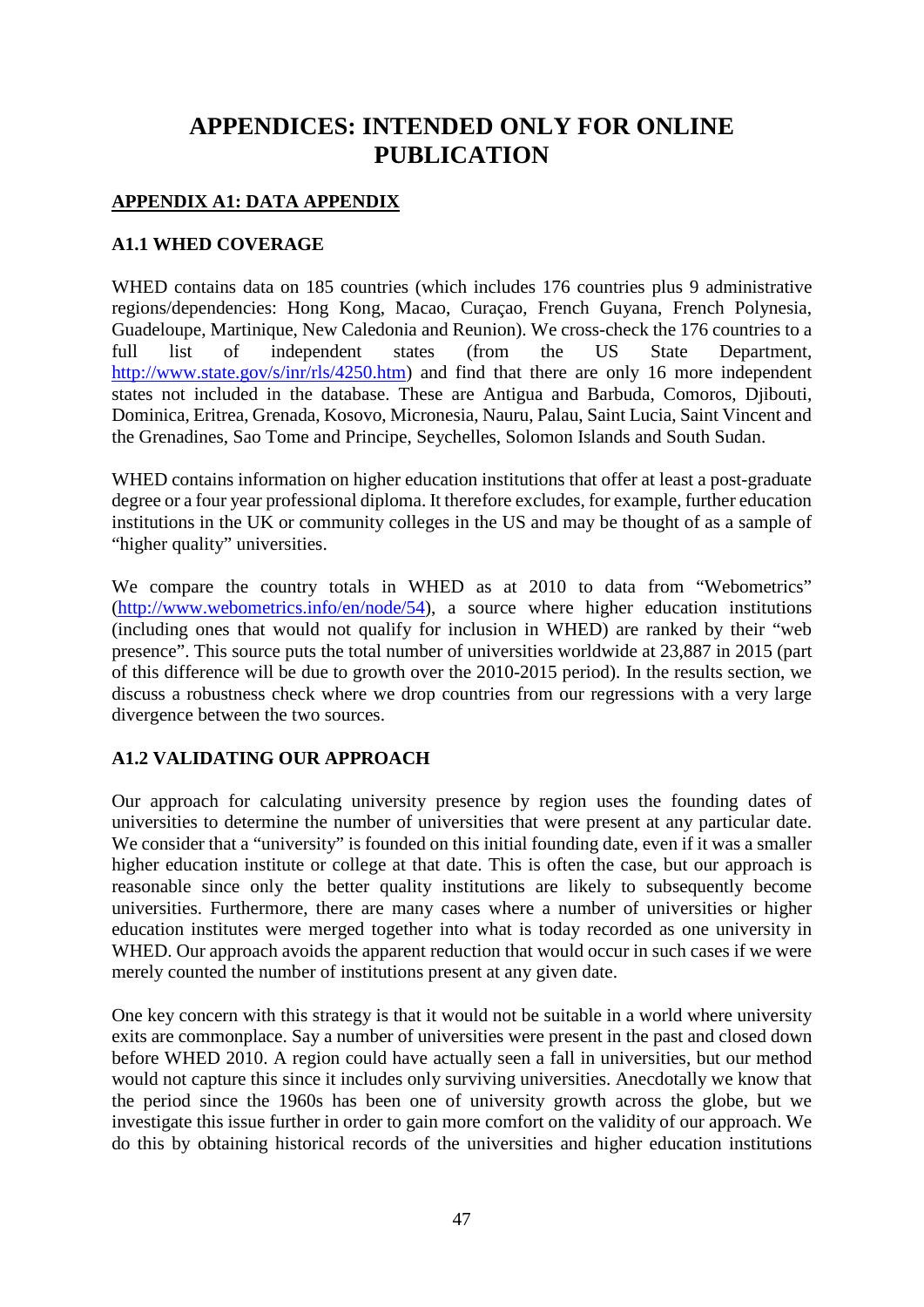# APPENDICES: INTENDED ONLY FOR ONLINE PUBLICATION

## APPENDIX A1: DATA APPENDIX

### A1.1 WHED COVERAGE

WHED contains data on 185 countries (which includes 176 countries plus 9 administrative regions/dependencies: Hong Kong, Macao, Curaçao, French Guyana, French Polynesia, Guadeloupe, Martinique, New Caledonia and Reunion). We cross-check the 176 countries to a full list of independent states (from the US State Department, http://www.state.gov/s/inr/rls/4250.htm) and find that there are only 16 more independent states not included in the database. These are Antigua and Barbuda, Comoros, Djibouti, Dominica, Eritrea, Grenada, Kosovo, Micronesia, Nauru, Palau, Saint Lucia, Saint Vincent and the Grenadines, Sao Tome and Principe, Seychelles, Solomon Islands and South Sudan.

WHED contains information on higher education institutions that offer at least a post-graduate degree or a four year professional diploma. It therefore excludes, for example, further education institutions in the UK or community colleges in the US and may be thought of as a sample of "higher quality" universities.

We compare the country totals in WHED as at 2010 to data from "Webometrics" (http://www.webometrics.info/en/node/54), a source where higher education institutions (including ones that would not qualify for inclusion in WHED) are ranked by their "web presence". This source puts the total number of universities worldwide at 23,887 in 2015 (part of this difference will be due to growth over the 2010-2015 period). In the results section, we discuss a robustness check where we drop countries from our regressions with a very large divergence between the two sources.

### A1.2 VALIDATING OUR APPROACH

Our approach for calculating university presence by region uses the founding dates of universities to determine the number of universities that were present at any particular date. We consider that a "university" is founded on this initial founding date, even if it was a smaller higher education institute or college at that date. This is often the case, but our approach is reasonable since only the better quality institutions are likely to subsequently become universities. Furthermore, there are many cases where a number of universities or higher education institutes were merged together into what is today recorded as one university in WHED. Our approach avoids the apparent reduction that would occur in such cases if we were merely counted the number of institutions present at any given date.

One key concern with this strategy is that it would not be suitable in a world where university exits are commonplace. Say a number of universities were present in the past and closed down before WHED 2010. A region could have actually seen a fall in universities, but our method would not capture this since it includes only surviving universities. Anecdotally we know that the period since the 1960s has been one of university growth across the globe, but we investigate this issue further in order to gain more comfort on the validity of our approach. We do this by obtaining historical records of the universities and higher education institutions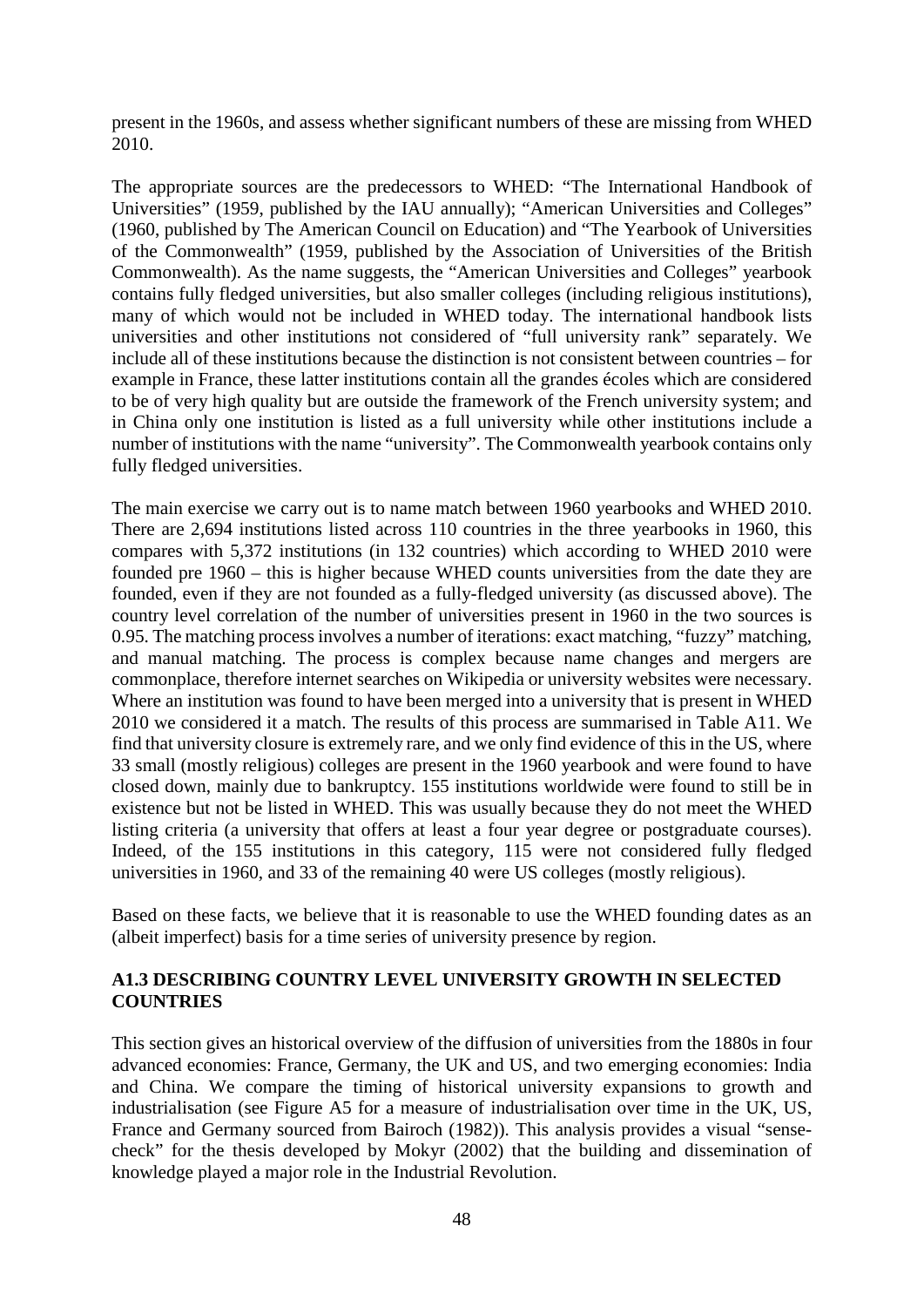present in the 1960s, and assess whether significant numbers of these are missing from WHED 2010.

The appropriate sources are the predecessors to WHED: "The International Handbook of Universities" (1959, published by the IAU annually); "American Universities and Colleges" (1960, published by The American Council on Education) and "The Yearbook of Universities of the Commonwealth" (1959, published by the Association of Universities of the British Commonwealth). As the name suggests, the "American Universities and Colleges" yearbook contains fully fledged universities, but also smaller colleges (including religious institutions), many of which would not be included in WHED today. The international handbook lists universities and other institutions not considered of "full university rank" separately. We include all of these institutions because the distinction is not consistent between countries – for example in France, these latter institutions contain all the grandes écoles which are considered to be of very high quality but are outside the framework of the French university system; and in China only one institution is listed as a full university while other institutions include a number of institutions with the name "university". The Commonwealth yearbook contains only fully fledged universities.

The main exercise we carry out is to name match between 1960 yearbooks and WHED 2010. There are 2,694 institutions listed across 110 countries in the three yearbooks in 1960, this compares with 5,372 institutions (in 132 countries) which according to WHED 2010 were founded pre 1960 – this is higher because WHED counts universities from the date they are founded, even if they are not founded as a fully-fledged university (as discussed above). The country level correlation of the number of universities present in 1960 in the two sources is 0.95. The matching process involves a number of iterations: exact matching, "fuzzy" matching, and manual matching. The process is complex because name changes and mergers are commonplace, therefore internet searches on Wikipedia or university websites were necessary. Where an institution was found to have been merged into a university that is present in WHED 2010 we considered it a match. The results of this process are summarised in Table A11. We find that university closure is extremely rare, and we only find evidence of this in the US, where 33 small (mostly religious) colleges are present in the 1960 yearbook and were found to have closed down, mainly due to bankruptcy. 155 institutions worldwide were found to still be in existence but not be listed in WHED. This was usually because they do not meet the WHED listing criteria (a university that offers at least a four year degree or postgraduate courses). Indeed, of the 155 institutions in this category, 115 were not considered fully fledged universities in 1960, and 33 of the remaining 40 were US colleges (mostly religious).

Based on these facts, we believe that it is reasonable to use the WHED founding dates as an (albeit imperfect) basis for a time series of university presence by region.

### A1.3 DESCRIBING COUNTRY LEVEL UNIVERSITY GROWTH IN SELECTED COUNTRIES

This section gives an historical overview of the diffusion of universities from the 1880s in four advanced economies: France, Germany, the UK and US, and two emerging economies: India and China. We compare the timing of historical university expansions to growth and industrialisation (see Figure A5 for a measure of industrialisation over time in the UK, US, France and Germany sourced from Bairoch (1982)). This analysis provides a visual "sense-check" for the thesis developed by Mokyr (2002) that the building and dissemination of knowledge played a major role in the Industrial Revolution.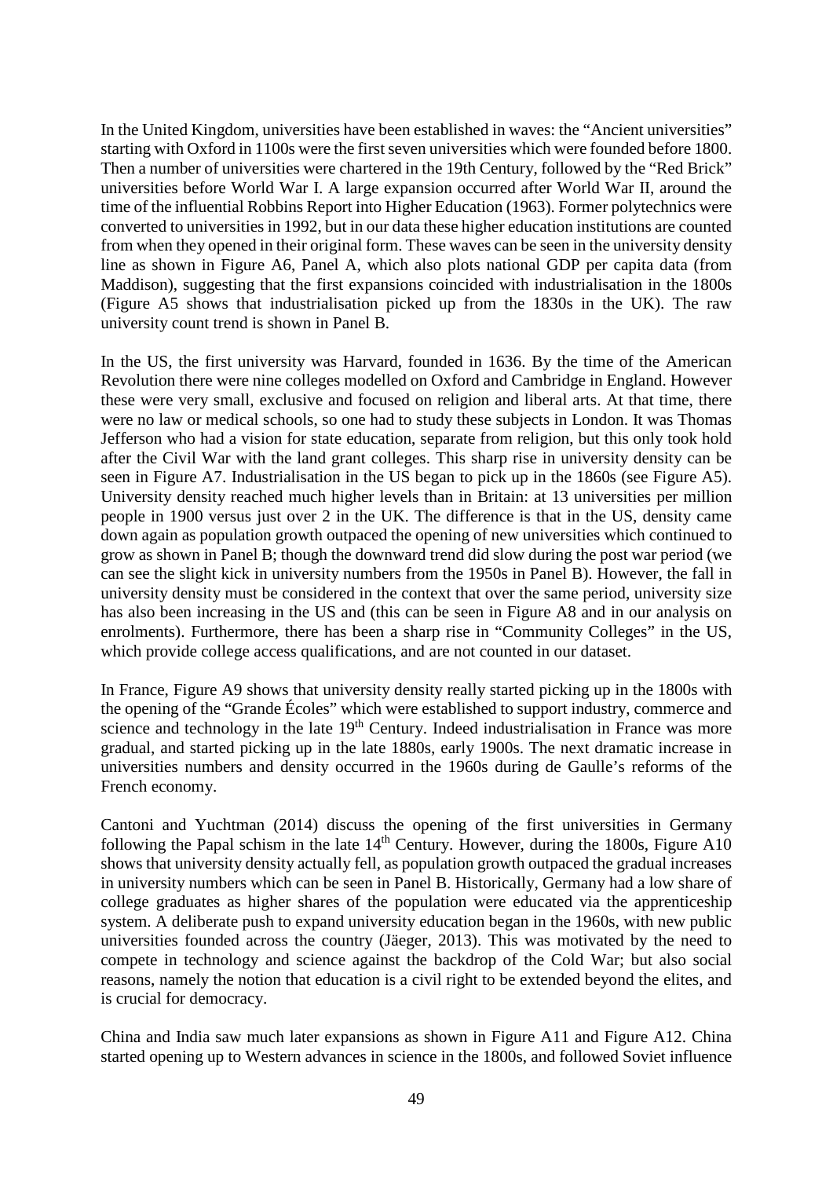In the United Kingdom, universities have been established in waves: the "Ancient universities" starting with Oxford in 1100s were the first seven universities which were founded before 1800. Then a number of universities were chartered in the 19th Century, followed by the "Red Brick" universities before World War I. A large expansion occurred after World War II, around the time of the influential Robbins Report into Higher Education (1963). Former polytechnics were converted to universities in 1992, but in our data these higher education institutions are counted from when they opened in their original form. These waves can be seen in the university density line as shown in Figure A6, Panel A, which also plots national GDP per capita data (from Maddison), suggesting that the first expansions coincided with industrialisation in the 1800s (Figure A5 shows that industrialisation picked up from the 1830s in the UK). The raw university count trend is shown in Panel B.

In the US, the first university was Harvard, founded in 1636. By the time of the American Revolution there were nine colleges modelled on Oxford and Cambridge in England. However these were very small, exclusive and focused on religion and liberal arts. At that time, there were no law or medical schools, so one had to study these subjects in London. It was Thomas Jefferson who had a vision for state education, separate from religion, but this only took hold after the Civil War with the land grant colleges. This sharp rise in university density can be seen in Figure A7. Industrialisation in the US began to pick up in the 1860s (see Figure A5). University density reached much higher levels than in Britain: at 13 universities per million people in 1900 versus just over 2 in the UK. The difference is that in the US, density came down again as population growth outpaced the opening of new universities which continued to grow as shown in Panel B; though the downward trend did slow during the post war period (we can see the slight kick in university numbers from the 1950s in Panel B). However, the fall in university density must be considered in the context that over the same period, university size has also been increasing in the US and (this can be seen in Figure A8 and in our analysis on enrolments). Furthermore, there has been a sharp rise in "Community Colleges" in the US, which provide college access qualifications, and are not counted in our dataset.

In France, Figure A9 shows that university density really started picking up in the 1800s with the opening of the "Grande Écoles" which were established to support industry, commerce and science and technology in the late 19th Century. Indeed industrialisation in France was more gradual, and started picking up in the late 1880s, early 1900s. The next dramatic increase in universities numbers and density occurred in the 1960s during de Gaulle's reforms of the French economy.

Cantoni and Yuchtman (2014) discuss the opening of the first universities in Germany following the Papal schism in the late 14th Century. However, during the 1800s, Figure A10 shows that university density actually fell, as population growth outpaced the gradual increases in university numbers which can be seen in Panel B. Historically, Germany had a low share of college graduates as higher shares of the population were educated via the apprenticeship system. A deliberate push to expand university education began in the 1960s, with new public universities founded across the country (Jäeger, 2013). This was motivated by the need to compete in technology and science against the backdrop of the Cold War; but also social reasons, namely the notion that education is a civil right to be extended beyond the elites, and is crucial for democracy.

China and India saw much later expansions as shown in Figure A11 and Figure A12. China started opening up to Western advances in science in the 1800s, and followed Soviet influence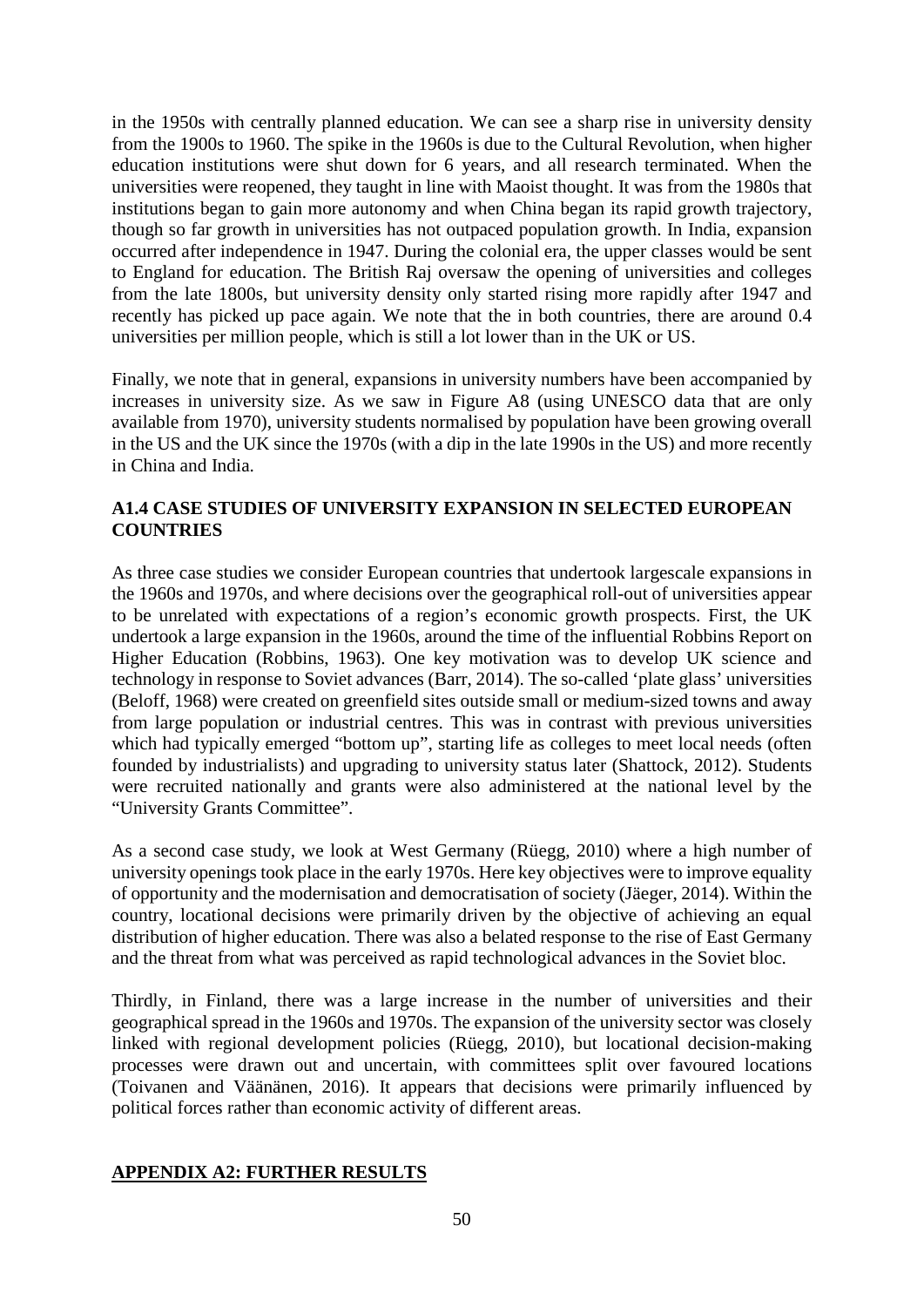in the 1950s with centrally planned education. We can see a sharp rise in university density from the 1900s to 1960. The spike in the 1960s is due to the Cultural Revolution, when higher education institutions were shut down for 6 years, and all research terminated. When the universities were reopened, they taught in line with Maoist thought. It was from the 1980s that institutions began to gain more autonomy and when China began its rapid growth trajectory, though so far growth in universities has not outpaced population growth. In India, expansion occurred after independence in 1947. During the colonial era, the upper classes would be sent to England for education. The British Raj oversaw the opening of universities and colleges from the late 1800s, but university density only started rising more rapidly after 1947 and recently has picked up pace again. We note that the in both countries, there are around 0.4 universities per million people, which is still a lot lower than in the UK or US.

Finally, we note that in general, expansions in university numbers have been accompanied by increases in university size. As we saw in Figure A8 (using UNESCO data that are only available from 1970), university students normalised by population have been growing overall in the US and the UK since the 1970s (with a dip in the late 1990s in the US) and more recently in China and India.

### A1.4 CASE STUDIES OF UNIVERSITY EXPANSION IN SELECTED EUROPEAN COUNTRIES

As three case studies we consider European countries that undertook largescale expansions in the 1960s and 1970s, and where decisions over the geographical roll-out of universities appear to be unrelated with expectations of a region's economic growth prospects. First, the UK undertook a large expansion in the 1960s, around the time of the influential Robbins Report on Higher Education (Robbins, 1963). One key motivation was to develop UK science and technology in response to Soviet advances (Barr, 2014). The so-called 'plate glass' universities (Beloff, 1968) were created on greenfield sites outside small or medium-sized towns and away from large population or industrial centres. This was in contrast with previous universities which had typically emerged "bottom up", starting life as colleges to meet local needs (often founded by industrialists) and upgrading to university status later (Shattock, 2012). Students were recruited nationally and grants were also administered at the national level by the "University Grants Committee".

As a second case study, we look at West Germany (Rüegg, 2010) where a high number of university openings took place in the early 1970s. Here key objectives were to improve equality of opportunity and the modernisation and democratisation of society (Jäeger, 2014). Within the country, locational decisions were primarily driven by the objective of achieving an equal distribution of higher education. There was also a belated response to the rise of East Germany and the threat from what was perceived as rapid technological advances in the Soviet bloc.

Thirdly, in Finland, there was a large increase in the number of universities and their geographical spread in the 1960s and 1970s. The expansion of the university sector was closely linked with regional development policies (Rüegg, 2010), but locational decision-making processes were drawn out and uncertain, with committees split over favoured locations (Toivanen and Väänänen, 2016). It appears that decisions were primarily influenced by political forces rather than economic activity of different areas.

## APPENDIX A2: FURTHER RESULTS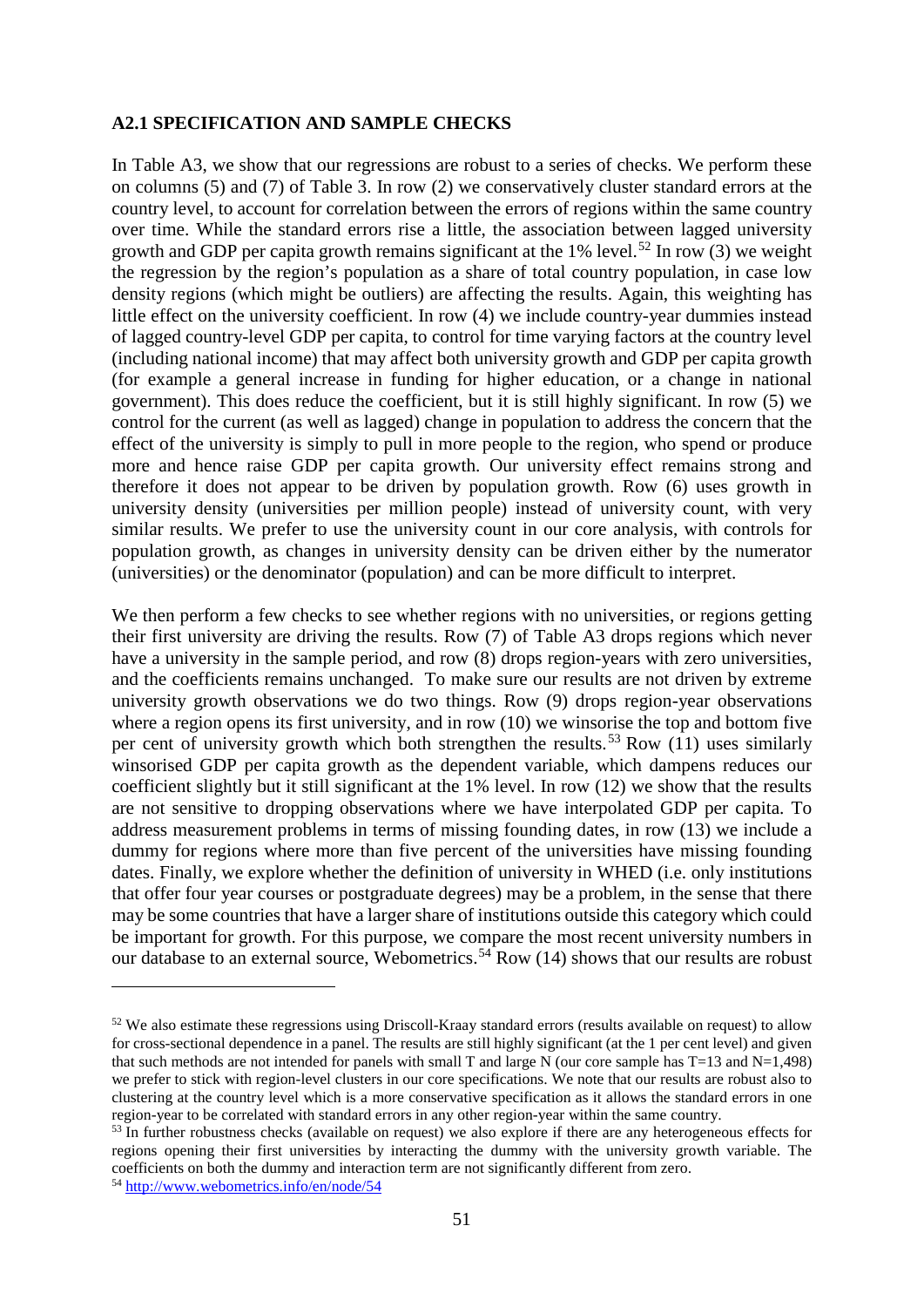### A2.1 SPECIFICATION AND SAMPLE CHECKS

In Table A3, we show that our regressions are robust to a series of checks. We perform these on columns (5) and (7) of Table 3. In row (2) we conservatively cluster standard errors at the country level, to account for correlation between the errors of regions within the same country over time. While the standard errors rise a little, the association between lagged university growth and GDP per capita growth remains significant at the 1% level.[52] In row (3) we weight the regression by the region's population as a share of total country population, in case low density regions (which might be outliers) are affecting the results. Again, this weighting has little effect on the university coefficient. In row (4) we include country-year dummies instead of lagged country-level GDP per capita, to control for time varying factors at the country level (including national income) that may affect both university growth and GDP per capita growth (for example a general increase in funding for higher education, or a change in national government). This does reduce the coefficient, but it is still highly significant. In row (5) we control for the current (as well as lagged) change in population to address the concern that the effect of the university is simply to pull in more people to the region, who spend or produce more and hence raise GDP per capita growth. Our university effect remains strong and therefore it does not appear to be driven by population growth. Row (6) uses growth in university density (universities per million people) instead of university count, with very similar results. We prefer to use the university count in our core analysis, with controls for population growth, as changes in university density can be driven either by the numerator (universities) or the denominator (population) and can be more difficult to interpret.

We then perform a few checks to see whether regions with no universities, or regions getting their first university are driving the results. Row (7) of Table A3 drops regions which never have a university in the sample period, and row (8) drops region-years with zero universities, and the coefficients remains unchanged. To make sure our results are not driven by extreme university growth observations we do two things. Row (9) drops region-year observations where a region opens its first university, and in row (10) we winsorise the top and bottom five per cent of university growth which both strengthen the results.[53] Row (11) uses similarly winsorised GDP per capita growth as the dependent variable, which dampens reduces our coefficient slightly but it still significant at the 1% level. In row (12) we show that the results are not sensitive to dropping observations where we have interpolated GDP per capita. To address measurement problems in terms of missing founding dates, in row (13) we include a dummy for regions where more than five percent of the universities have missing founding dates. Finally, we explore whether the definition of university in WHED (i.e. only institutions that offer four year courses or postgraduate degrees) may be a problem, in the sense that there may be some countries that have a larger share of institutions outside this category which could be important for growth. For this purpose, we compare the most recent university numbers in our database to an external source, Webometrics.[54] Row (14) shows that our results are robust

---

[52] We also estimate these regressions using Driscoll-Kraay standard errors (results available on request) to allow for cross-sectional dependence in a panel. The results are still highly significant (at the 1 per cent level) and given that such methods are not intended for panels with small T and large N (our core sample has T=13 and N=1,498) we prefer to stick with region-level clusters in our core specifications. We note that our results are robust also to clustering at the country level which is a more conservative specification as it allows the standard errors in one region-year to be correlated with standard errors in any other region-year within the same country.

[53] In further robustness checks (available on request) we also explore if there are any heterogeneous effects for regions opening their first universities by interacting the dummy with the university growth variable. The coefficients on both the dummy and interaction term are not significantly different from zero.

[54] http://www.webometrics.info/en/node/54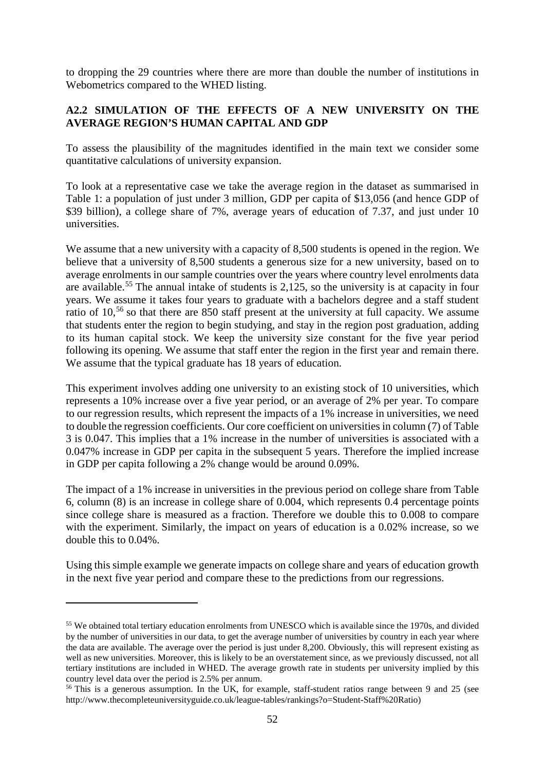to dropping the 29 countries where there are more than double the number of institutions in Webometrics compared to the WHED listing.

### A2.2 SIMULATION OF THE EFFECTS OF A NEW UNIVERSITY ON THE AVERAGE REGION'S HUMAN CAPITAL AND GDP

To assess the plausibility of the magnitudes identified in the main text we consider some quantitative calculations of university expansion.

To look at a representative case we take the average region in the dataset as summarised in Table 1: a population of just under 3 million, GDP per capita of $13,056 (and hence GDP of $39 billion), a college share of 7%, average years of education of 7.37, and just under 10 universities.

We assume that a new university with a capacity of 8,500 students is opened in the region. We believe that a university of 8,500 students a generous size for a new university, based on to average enrolments in our sample countries over the years where country level enrolments data are available.[55] The annual intake of students is 2,125, so the university is at capacity in four years. We assume it takes four years to graduate with a bachelors degree and a staff student ratio of 10,[56] so that there are 850 staff present at the university at full capacity. We assume that students enter the region to begin studying, and stay in the region post graduation, adding to its human capital stock. We keep the university size constant for the five year period following its opening. We assume that staff enter the region in the first year and remain there. We assume that the typical graduate has 18 years of education.

This experiment involves adding one university to an existing stock of 10 universities, which represents a 10% increase over a five year period, or an average of 2% per year. To compare to our regression results, which represent the impacts of a 1% increase in universities, we need to double the regression coefficients. Our core coefficient on universities in column (7) of Table 3 is 0.047. This implies that a 1% increase in the number of universities is associated with a 0.047% increase in GDP per capita in the subsequent 5 years. Therefore the implied increase in GDP per capita following a 2% change would be around 0.09%.

The impact of a 1% increase in universities in the previous period on college share from Table 6, column (8) is an increase in college share of 0.004, which represents 0.4 percentage points since college share is measured as a fraction. Therefore we double this to 0.008 to compare with the experiment. Similarly, the impact on years of education is a 0.02% increase, so we double this to 0.04%.

Using this simple example we generate impacts on college share and years of education growth in the next five year period and compare these to the predictions from our regressions.

---

[55] We obtained total tertiary education enrolments from UNESCO which is available since the 1970s, and divided by the number of universities in our data, to get the average number of universities by country in each year where the data are available. The average over the period is just under 8,200. Obviously, this will represent existing as well as new universities. Moreover, this is likely to be an overstatement since, as we previously discussed, not all tertiary institutions are included in WHED. The average growth rate in students per university implied by this country level data over the period is 2.5% per annum.

[56] This is a generous assumption. In the UK, for example, staff-student ratios range between 9 and 25 (see http://www.thecompleteuniversityguide.co.uk/league-tables/rankings?o=Student-Staff%20Ratio)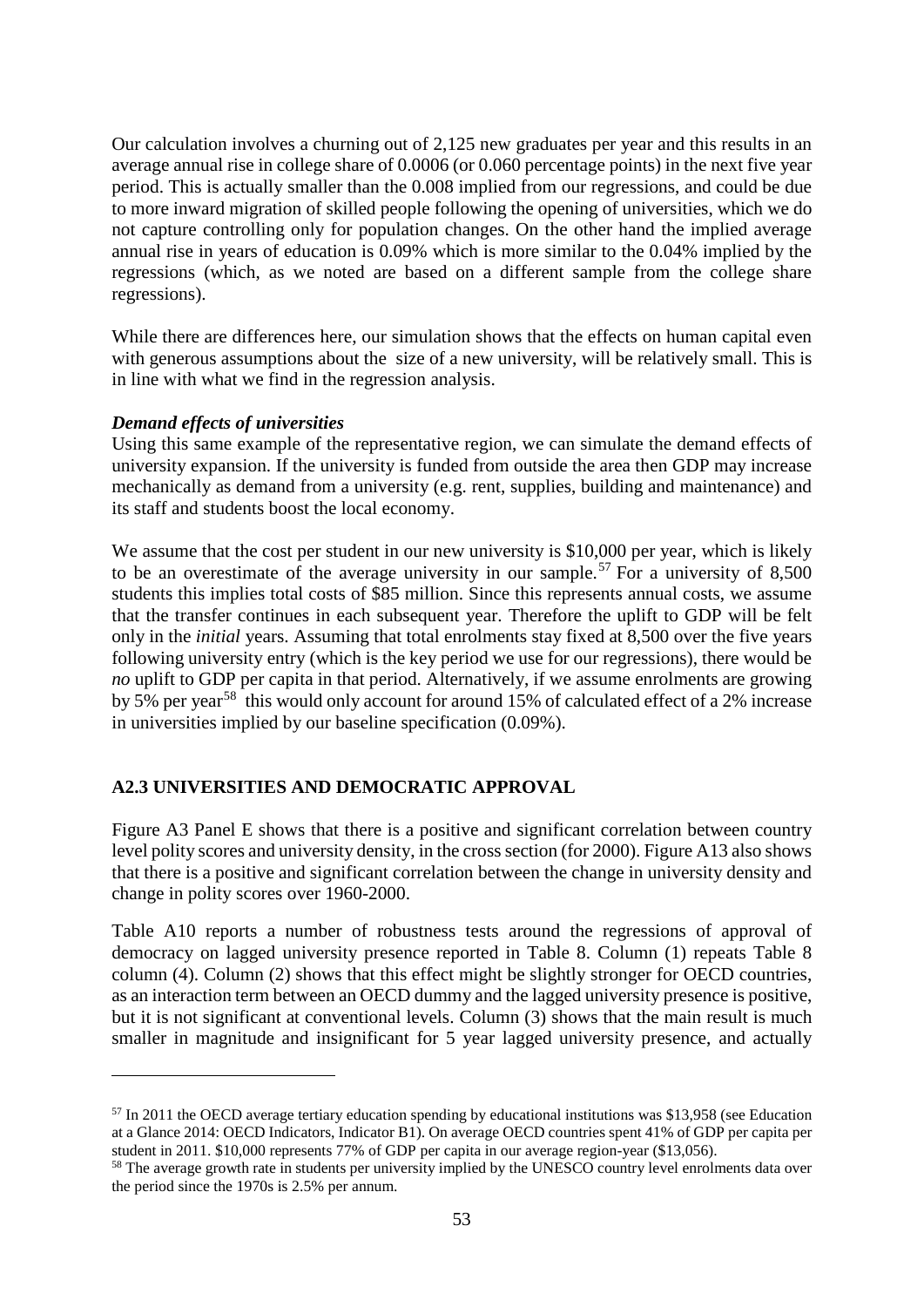Our calculation involves a churning out of 2,125 new graduates per year and this results in an average annual rise in college share of 0.0006 (or 0.060 percentage points) in the next five year period. This is actually smaller than the 0.008 implied from our regressions, and could be due to more inward migration of skilled people following the opening of universities, which we do not capture controlling only for population changes. On the other hand the implied average annual rise in years of education is 0.09% which is more similar to the 0.04% implied by the regressions (which, as we noted are based on a different sample from the college share regressions).

While there are differences here, our simulation shows that the effects on human capital even with generous assumptions about the size of a new university, will be relatively small. This is in line with what we find in the regression analysis.

***Demand effects of universities***

Using this same example of the representative region, we can simulate the demand effects of university expansion. If the university is funded from outside the area then GDP may increase mechanically as demand from a university (e.g. rent, supplies, building and maintenance) and its staff and students boost the local economy.

We assume that the cost per student in our new university is $10,000 per year, which is likely to be an overestimate of the average university in our sample.[57] For a university of 8,500 students this implies total costs of $85 million. Since this represents annual costs, we assume that the transfer continues in each subsequent year. Therefore the uplift to GDP will be felt only in the *initial* years. Assuming that total enrolments stay fixed at 8,500 over the five years following university entry (which is the key period we use for our regressions), there would be *no* uplift to GDP per capita in that period. Alternatively, if we assume enrolments are growing by 5% per year[58] this would only account for around 15% of calculated effect of a 2% increase in universities implied by our baseline specification (0.09%).

## A2.3 UNIVERSITIES AND DEMOCRATIC APPROVAL

Figure A3 Panel E shows that there is a positive and significant correlation between country level polity scores and university density, in the cross section (for 2000). Figure A13 also shows that there is a positive and significant correlation between the change in university density and change in polity scores over 1960-2000.

Table A10 reports a number of robustness tests around the regressions of approval of democracy on lagged university presence reported in Table 8. Column (1) repeats Table 8 column (4). Column (2) shows that this effect might be slightly stronger for OECD countries, as an interaction term between an OECD dummy and the lagged university presence is positive, but it is not significant at conventional levels. Column (3) shows that the main result is much smaller in magnitude and insignificant for 5 year lagged university presence, and actually

---

[57] In 2011 the OECD average tertiary education spending by educational institutions was $13,958 (see Education at a Glance 2014: OECD Indicators, Indicator B1). On average OECD countries spent 41% of GDP per capita per student in 2011. $10,000 represents 77% of GDP per capita in our average region-year ($13,056).

[58] The average growth rate in students per university implied by the UNESCO country level enrolments data over the period since the 1970s is 2.5% per annum.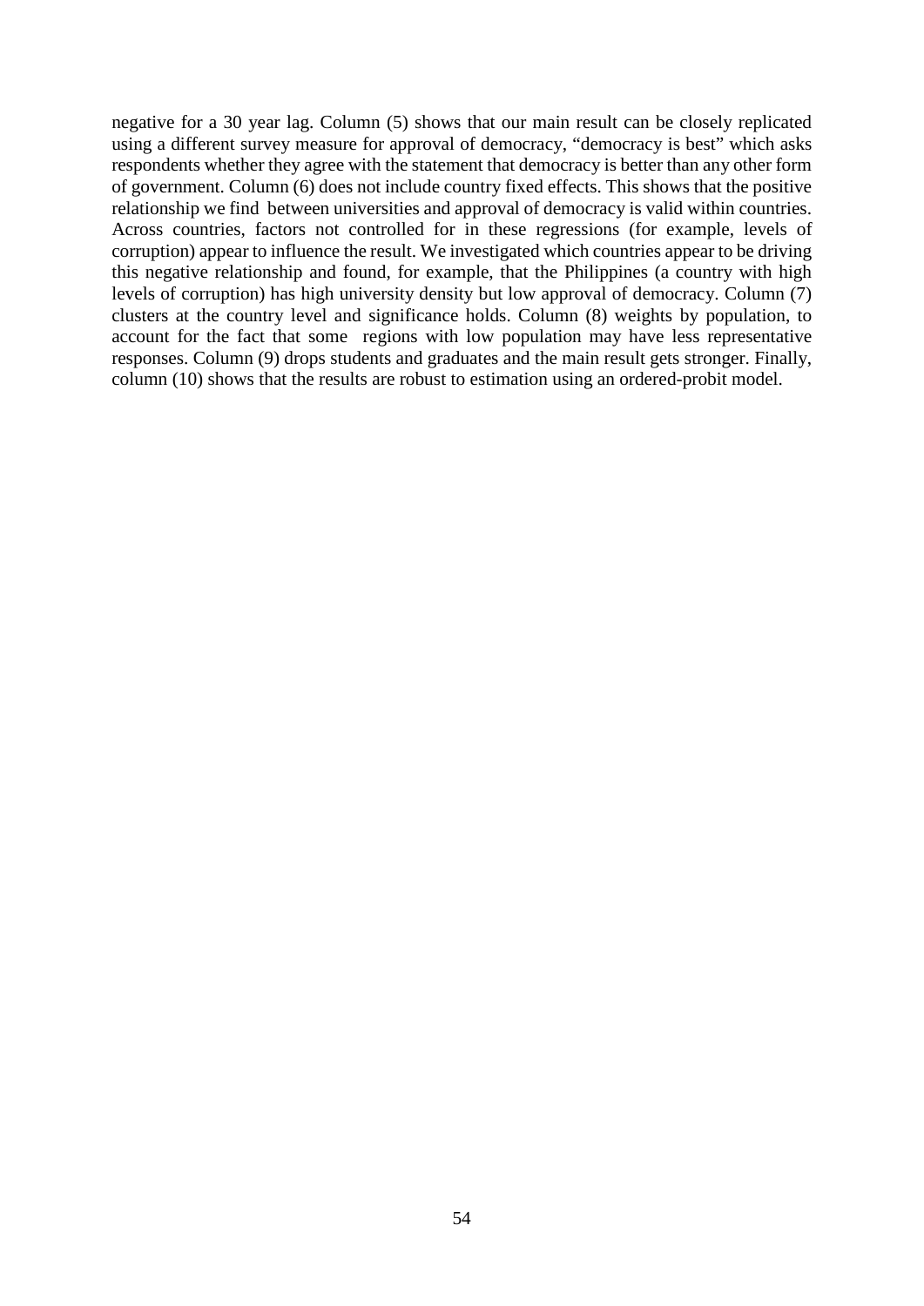negative for a 30 year lag. Column (5) shows that our main result can be closely replicated using a different survey measure for approval of democracy, "democracy is best" which asks respondents whether they agree with the statement that democracy is better than any other form of government. Column (6) does not include country fixed effects. This shows that the positive relationship we find between universities and approval of democracy is valid within countries. Across countries, factors not controlled for in these regressions (for example, levels of corruption) appear to influence the result. We investigated which countries appear to be driving this negative relationship and found, for example, that the Philippines (a country with high levels of corruption) has high university density but low approval of democracy. Column (7) clusters at the country level and significance holds. Column (8) weights by population, to account for the fact that some regions with low population may have less representative responses. Column (9) drops students and graduates and the main result gets stronger. Finally, column (10) shows that the results are robust to estimation using an ordered-probit model.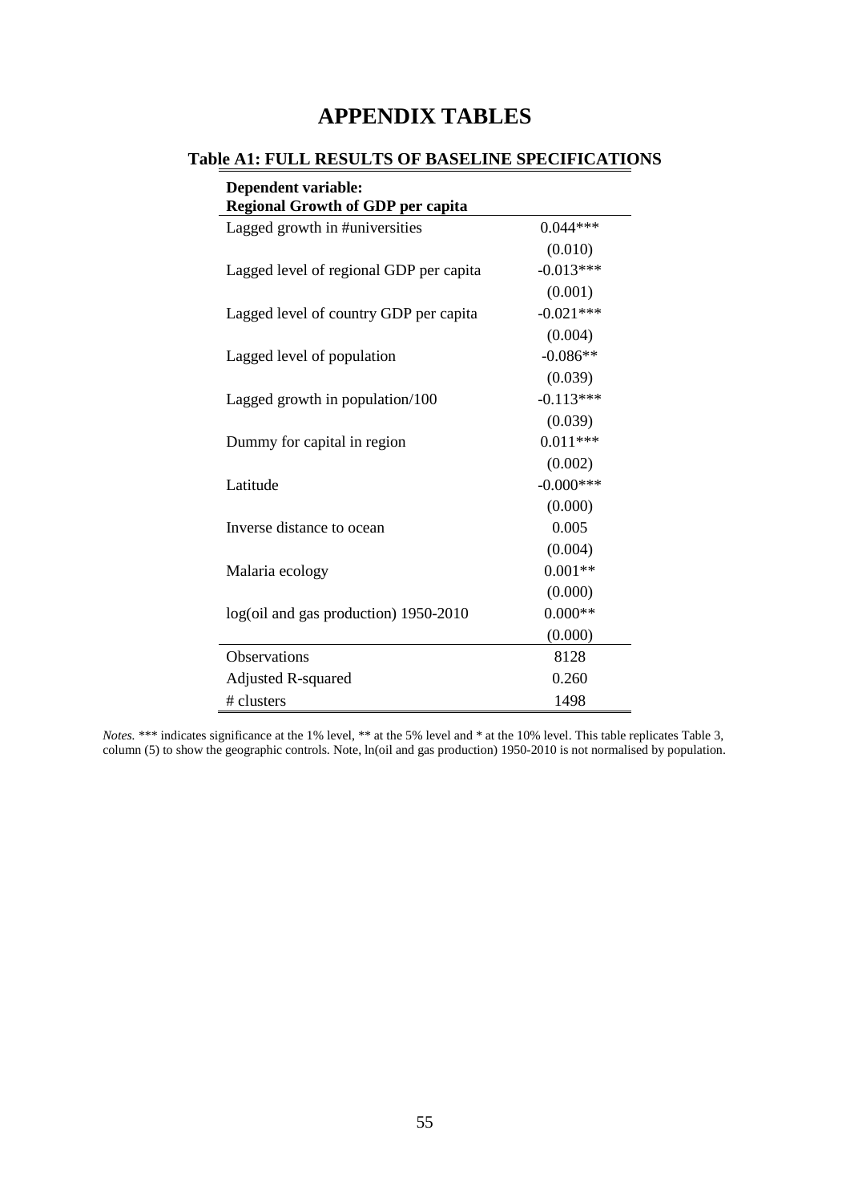# APPENDIX TABLES

## Table A1: FULL RESULTS OF BASELINE SPECIFICATIONS

| **Dependent variable: Regional Growth of GDP per capita** | |
|---|---|
| Lagged growth in #universities | 0.044*** |
| | (0.010) |
| Lagged level of regional GDP per capita | -0.013*** |
| | (0.001) |
| Lagged level of country GDP per capita | -0.021*** |
| | (0.004) |
| Lagged level of population | -0.086** |
| | (0.039) |
| Lagged growth in population/100 | -0.113*** |
| | (0.039) |
| Dummy for capital in region | 0.011*** |
| | (0.002) |
| Latitude | -0.000*** |
| | (0.000) |
| Inverse distance to ocean | 0.005 |
| | (0.004) |
| Malaria ecology | 0.001** |
| | (0.000) |
| log(oil and gas production) 1950-2010 | 0.000** |
| | (0.000) |
| Observations | 8128 |
| Adjusted R-squared | 0.260 |
| # clusters | 1498 |

*Notes.* *** indicates significance at the 1% level, ** at the 5% level and * at the 10% level. This table replicates Table 3, column (5) to show the geographic controls. Note, ln(oil and gas production) 1950-2010 is not normalised by population.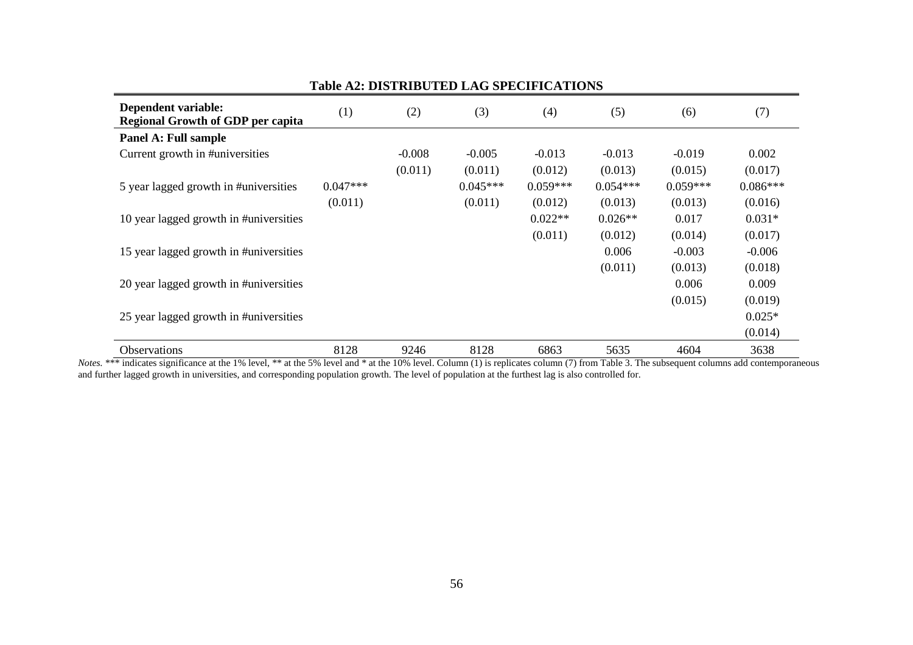**Table A2: DISTRIBUTED LAG SPECIFICATIONS**

| **Dependent variable: Regional Growth of GDP per capita** | (1) | (2) | (3) | (4) | (5) | (6) | (7) |
|---|---|---|---|---|---|---|---|
| **Panel A: Full sample** | | | | | | | |
| Current growth in #universities | | -0.008 | -0.005 | -0.013 | -0.013 | -0.019 | 0.002 |
| | | (0.011) | (0.011) | (0.012) | (0.013) | (0.015) | (0.017) |
| 5 year lagged growth in #universities | 0.047*** | | 0.045*** | 0.059*** | 0.054*** | 0.059*** | 0.086*** |
| | (0.011) | | (0.011) | (0.012) | (0.013) | (0.013) | (0.016) |
| 10 year lagged growth in #universities | | | | 0.022** | 0.026** | 0.017 | 0.031* |
| | | | | (0.011) | (0.012) | (0.014) | (0.017) |
| 15 year lagged growth in #universities | | | | | 0.006 | -0.003 | -0.006 |
| | | | | | (0.011) | (0.013) | (0.018) |
| 20 year lagged growth in #universities | | | | | | 0.006 | 0.009 |
| | | | | | | (0.015) | (0.019) |
| 25 year lagged growth in #universities | | | | | | | 0.025* |
| | | | | | | | (0.014) |
| Observations | 8128 | 9246 | 8128 | 6863 | 5635 | 4604 | 3638 |

*Notes.* *** indicates significance at the 1% level, ** at the 5% level and * at the 10% level. Column (1) is replicates column (7) from Table 3. The subsequent columns add contemporaneous and further lagged growth in universities, and corresponding population growth. The level of population at the furthest lag is also controlled for.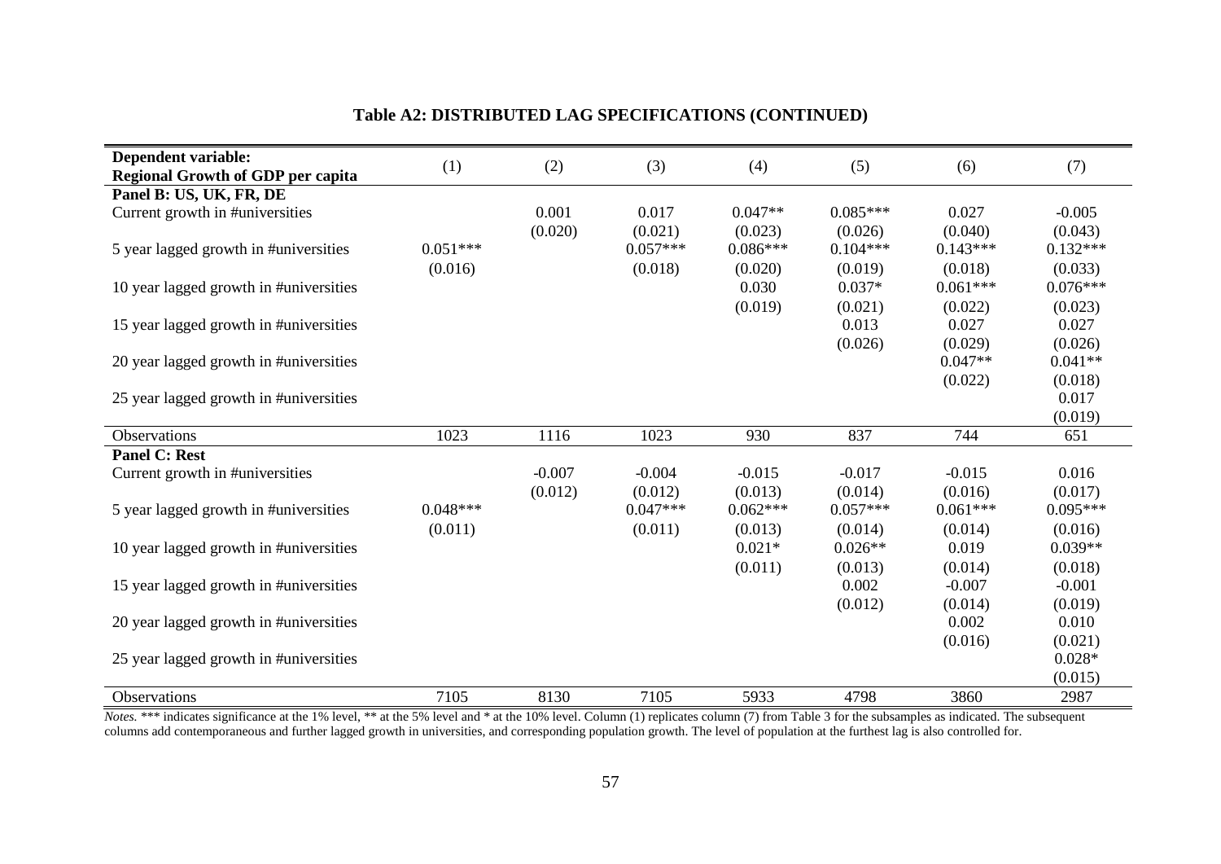**Table A2: DISTRIBUTED LAG SPECIFICATIONS (CONTINUED)**

| **Dependent variable: Regional Growth of GDP per capita** | (1) | (2) | (3) | (4) | (5) | (6) | (7) |
|---|---|---|---|---|---|---|---|
| **Panel B: US, UK, FR, DE** | | | | | | | |
| Current growth in #universities | | 0.001 | 0.017 | 0.047** | 0.085*** | 0.027 | -0.005 |
| | | (0.020) | (0.021) | (0.023) | (0.026) | (0.040) | (0.043) |
| 5 year lagged growth in #universities | 0.051*** | | 0.057*** | 0.086*** | 0.104*** | 0.143*** | 0.132*** |
| | (0.016) | | (0.018) | (0.020) | (0.019) | (0.018) | (0.033) |
| 10 year lagged growth in #universities | | | | 0.030 | 0.037* | 0.061*** | 0.076*** |
| | | | | (0.019) | (0.021) | (0.022) | (0.023) |
| 15 year lagged growth in #universities | | | | | 0.013 | 0.027 | 0.027 |
| | | | | | (0.026) | (0.029) | (0.026) |
| 20 year lagged growth in #universities | | | | | | 0.047** | 0.041** |
| | | | | | | (0.022) | (0.018) |
| 25 year lagged growth in #universities | | | | | | | 0.017 |
| | | | | | | | (0.019) |
| Observations | 1023 | 1116 | 1023 | 930 | 837 | 744 | 651 |
| **Panel C: Rest** | | | | | | | |
| Current growth in #universities | | -0.007 | -0.004 | -0.015 | -0.017 | -0.015 | 0.016 |
| | | (0.012) | (0.012) | (0.013) | (0.014) | (0.016) | (0.017) |
| 5 year lagged growth in #universities | 0.048*** | | 0.047*** | 0.062*** | 0.057*** | 0.061*** | 0.095*** |
| | (0.011) | | (0.011) | (0.013) | (0.014) | (0.014) | (0.016) |
| 10 year lagged growth in #universities | | | | 0.021* | 0.026** | 0.019 | 0.039** |
| | | | | (0.011) | (0.013) | (0.014) | (0.018) |
| 15 year lagged growth in #universities | | | | | 0.002 | -0.007 | -0.001 |
| | | | | | (0.012) | (0.014) | (0.019) |
| 20 year lagged growth in #universities | | | | | | 0.002 | 0.010 |
| | | | | | | (0.016) | (0.021) |
| 25 year lagged growth in #universities | | | | | | | 0.028* |
| | | | | | | | (0.015) |
| Observations | 7105 | 8130 | 7105 | 5933 | 4798 | 3860 | 2987 |

*Notes.* *** indicates significance at the 1% level, ** at the 5% level and * at the 10% level. Column (1) replicates column (7) from Table 3 for the subsamples as indicated. The subsequent columns add contemporaneous and further lagged growth in universities, and corresponding population growth. The level of population at the furthest lag is also controlled for.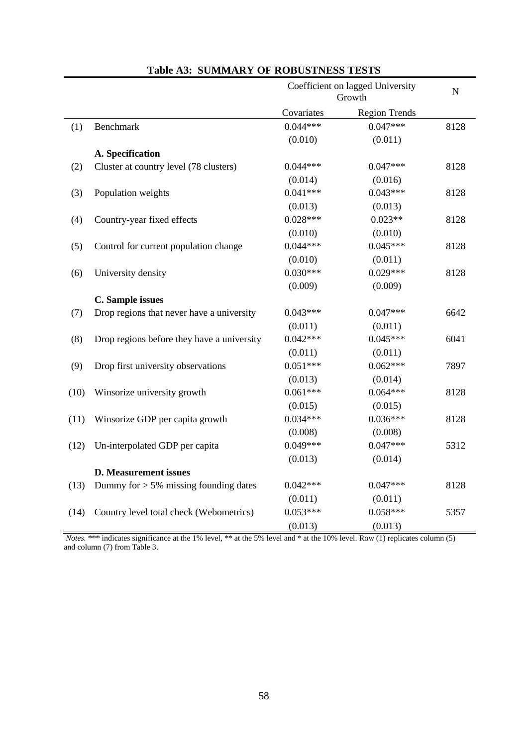**Table A3: SUMMARY OF ROBUSTNESS TESTS**

| | | Coefficient on lagged University Growth | | N |
|---|---|---|---|---|
| | | Covariates | Region Trends | |
| (1) | Benchmark | 0.044*** | 0.047*** | 8128 |
| | | (0.010) | (0.011) | |
| | **A. Specification** | | | |
| (2) | Cluster at country level (78 clusters) | 0.044*** | 0.047*** | 8128 |
| | | (0.014) | (0.016) | |
| (3) | Population weights | 0.041*** | 0.043*** | 8128 |
| | | (0.013) | (0.013) | |
| (4) | Country-year fixed effects | 0.028*** | 0.023** | 8128 |
| | | (0.010) | (0.010) | |
| (5) | Control for current population change | 0.044*** | 0.045*** | 8128 |
| | | (0.010) | (0.011) | |
| (6) | University density | 0.030*** | 0.029*** | 8128 |
| | | (0.009) | (0.009) | |
| | **C. Sample issues** | | | |
| (7) | Drop regions that never have a university | 0.043*** | 0.047*** | 6642 |
| | | (0.011) | (0.011) | |
| (8) | Drop regions before they have a university | 0.042*** | 0.045*** | 6041 |
| | | (0.011) | (0.011) | |
| (9) | Drop first university observations | 0.051*** | 0.062*** | 7897 |
| | | (0.013) | (0.014) | |
| (10) | Winsorize university growth | 0.061*** | 0.064*** | 8128 |
| | | (0.015) | (0.015) | |
| (11) | Winsorize GDP per capita growth | 0.034*** | 0.036*** | 8128 |
| | | (0.008) | (0.008) | |
| (12) | Un-interpolated GDP per capita | 0.049*** | 0.047*** | 5312 |
| | | (0.013) | (0.014) | |
| | **D. Measurement issues** | | | |
| (13) | Dummy for > 5% missing founding dates | 0.042*** | 0.047*** | 8128 |
| | | (0.011) | (0.011) | |
| (14) | Country level total check (Webometrics) | 0.053*** | 0.058*** | 5357 |
| | | (0.013) | (0.013) | |

*Notes.* *** indicates significance at the 1% level, ** at the 5% level and * at the 10% level. Row (1) replicates column (5) and column (7) from Table 3.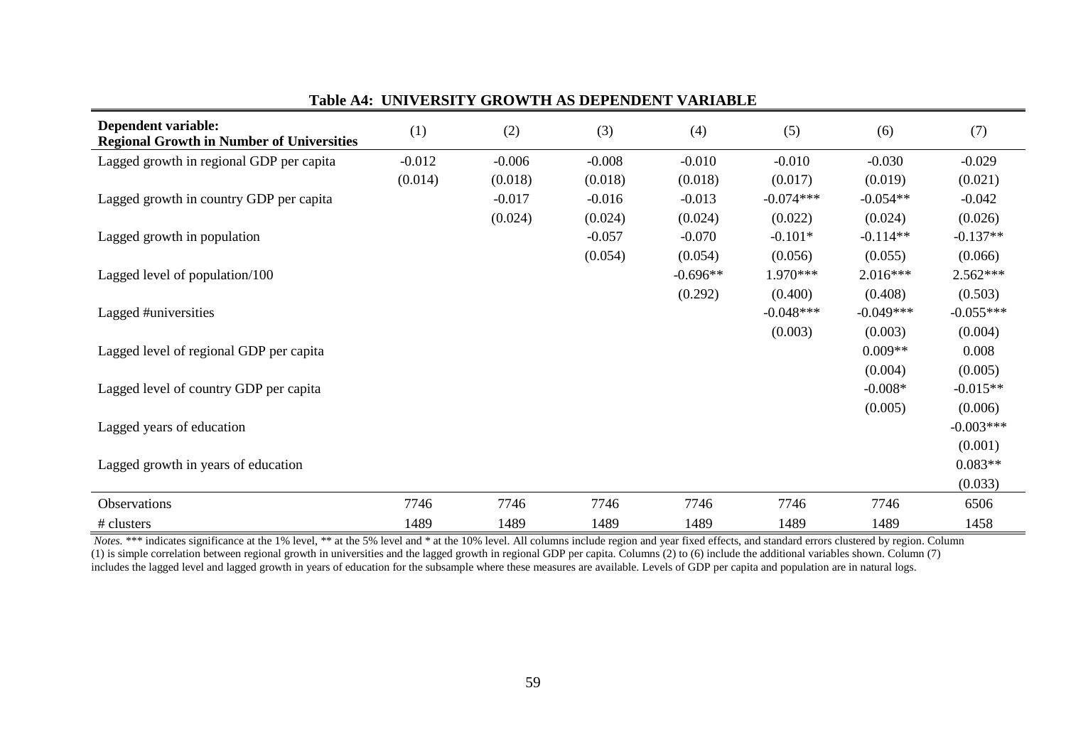**Table A4: UNIVERSITY GROWTH AS DEPENDENT VARIABLE**

| **Dependent variable: Regional Growth in Number of Universities** | (1) | (2) | (3) | (4) | (5) | (6) | (7) |
|---|---|---|---|---|---|---|---|
| Lagged growth in regional GDP per capita | -0.012 | -0.006 | -0.008 | -0.010 | -0.010 | -0.030 | -0.029 |
| | (0.014) | (0.018) | (0.018) | (0.018) | (0.017) | (0.019) | (0.021) |
| Lagged growth in country GDP per capita | | -0.017 | -0.016 | -0.013 | -0.074*** | -0.054** | -0.042 |
| | | (0.024) | (0.024) | (0.024) | (0.022) | (0.024) | (0.026) |
| Lagged growth in population | | | -0.057 | -0.070 | -0.101* | -0.114** | -0.137** |
| | | | (0.054) | (0.054) | (0.056) | (0.055) | (0.066) |
| Lagged level of population/100 | | | | -0.696** | 1.970*** | 2.016*** | 2.562*** |
| | | | | (0.292) | (0.400) | (0.408) | (0.503) |
| Lagged #universities | | | | | -0.048*** | -0.049*** | -0.055*** |
| | | | | | (0.003) | (0.003) | (0.004) |
| Lagged level of regional GDP per capita | | | | | | 0.009** | 0.008 |
| | | | | | | (0.004) | (0.005) |
| Lagged level of country GDP per capita | | | | | | -0.008* | -0.015** |
| | | | | | | (0.005) | (0.006) |
| Lagged years of education | | | | | | | -0.003*** |
| | | | | | | | (0.001) |
| Lagged growth in years of education | | | | | | | 0.083** |
| | | | | | | | (0.033) |
| Observations | 7746 | 7746 | 7746 | 7746 | 7746 | 7746 | 6506 |
| # clusters | 1489 | 1489 | 1489 | 1489 | 1489 | 1489 | 1458 |

*Notes.* *** indicates significance at the 1% level, ** at the 5% level and * at the 10% level. All columns include region and year fixed effects, and standard errors clustered by region. Column (1) is simple correlation between regional growth in universities and the lagged growth in regional GDP per capita. Columns (2) to (6) include the additional variables shown. Column (7) includes the lagged level and lagged growth in years of education for the subsample where these measures are available. Levels of GDP per capita and population are in natural logs.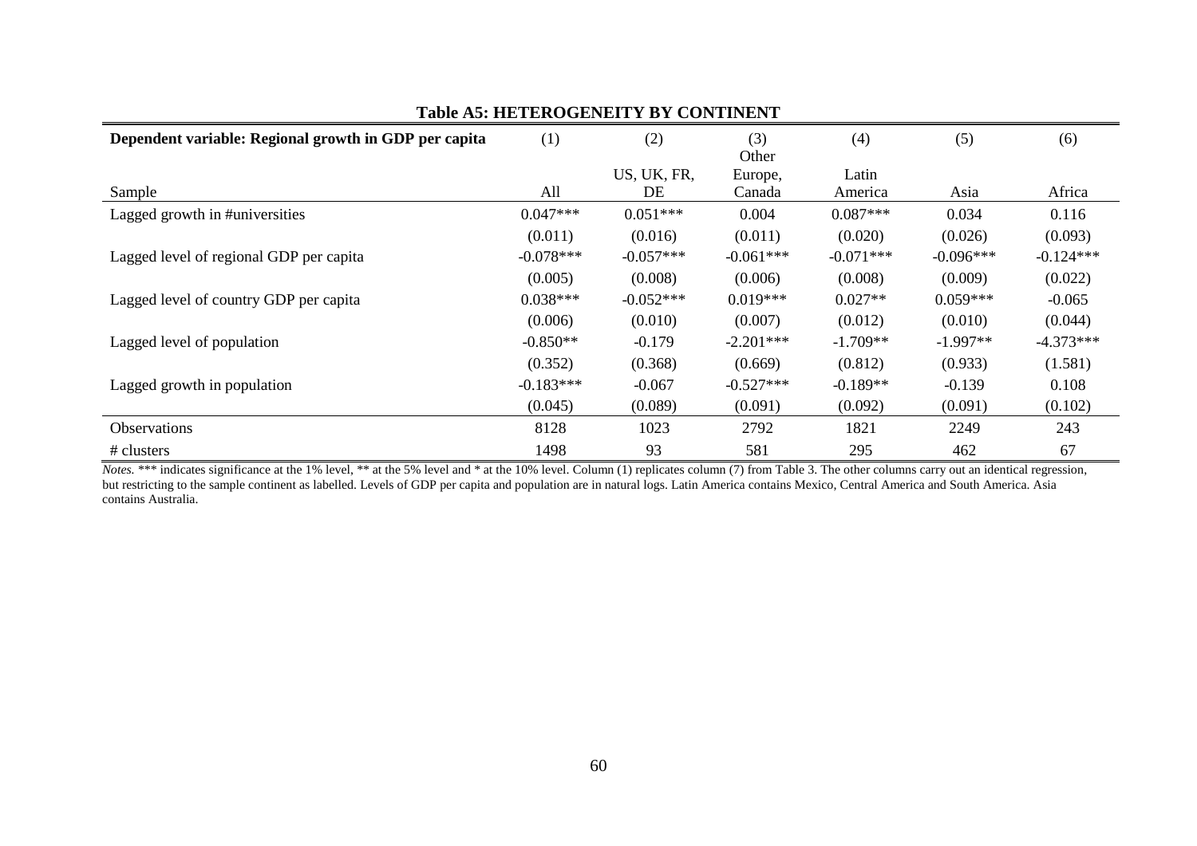**Table A5: HETEROGENEITY BY CONTINENT**

| **Dependent variable: Regional growth in GDP per capita** | (1) | (2) | (3) | (4) | (5) | (6) |
|---|---|---|---|---|---|---|
| Sample | All | US, UK, FR, DE | Other Europe, Canada | Latin America | Asia | Africa |
| Lagged growth in #universities | 0.047*** | 0.051*** | 0.004 | 0.087*** | 0.034 | 0.116 |
| | (0.011) | (0.016) | (0.011) | (0.020) | (0.026) | (0.093) |
| Lagged level of regional GDP per capita | -0.078*** | -0.057*** | -0.061*** | -0.071*** | -0.096*** | -0.124*** |
| | (0.005) | (0.008) | (0.006) | (0.008) | (0.009) | (0.022) |
| Lagged level of country GDP per capita | 0.038*** | -0.052*** | 0.019*** | 0.027** | 0.059*** | -0.065 |
| | (0.006) | (0.010) | (0.007) | (0.012) | (0.010) | (0.044) |
| Lagged level of population | -0.850** | -0.179 | -2.201*** | -1.709** | -1.997** | -4.373*** |
| | (0.352) | (0.368) | (0.669) | (0.812) | (0.933) | (1.581) |
| Lagged growth in population | -0.183*** | -0.067 | -0.527*** | -0.189** | -0.139 | 0.108 |
| | (0.045) | (0.089) | (0.091) | (0.092) | (0.091) | (0.102) |
| Observations | 8128 | 1023 | 2792 | 1821 | 2249 | 243 |
| # clusters | 1498 | 93 | 581 | 295 | 462 | 67 |

*Notes.* *** indicates significance at the 1% level, ** at the 5% level and * at the 10% level. Column (1) replicates column (7) from Table 3. The other columns carry out an identical regression, but restricting to the sample continent as labelled. Levels of GDP per capita and population are in natural logs. Latin America contains Mexico, Central America and South America. Asia contains Australia.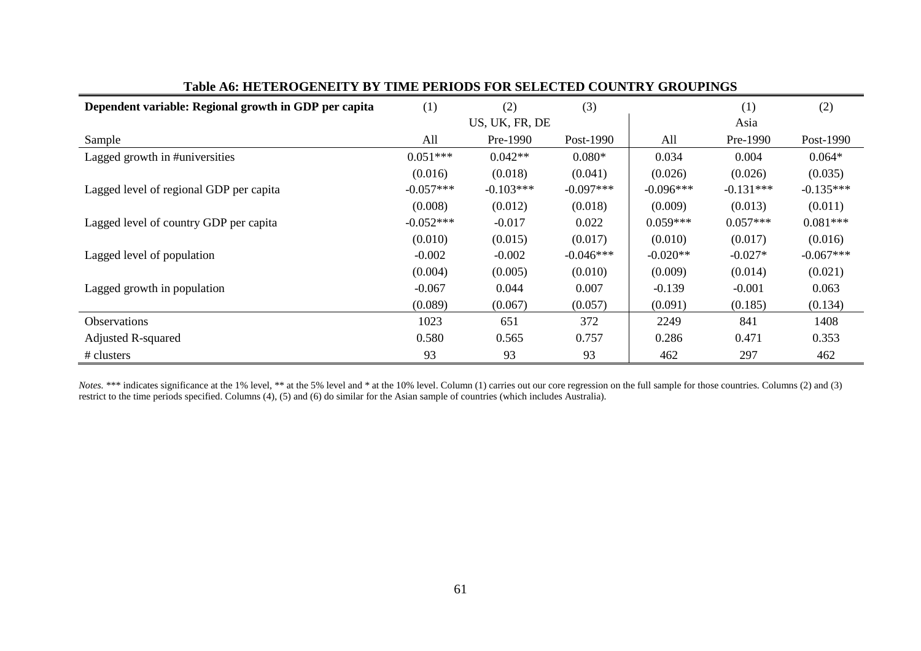### Table A6: HETEROGENEITY BY TIME PERIODS FOR SELECTED COUNTRY GROUPINGS

| Dependent variable: Regional growth in GDP per capita | (1) | (2) | (3) | | (1) | (2) |
|---|---|---|---|---|---|---|
| | | US, UK, FR, DE | | | Asia | |
| Sample | All | Pre-1990 | Post-1990 | All | Pre-1990 | Post-1990 |
| Lagged growth in #universities | 0.051*** | 0.042** | 0.080* | 0.034 | 0.004 | 0.064* |
| | (0.016) | (0.018) | (0.041) | (0.026) | (0.026) | (0.035) |
| Lagged level of regional GDP per capita | -0.057*** | -0.103*** | -0.097*** | -0.096*** | -0.131*** | -0.135*** |
| | (0.008) | (0.012) | (0.018) | (0.009) | (0.013) | (0.011) |
| Lagged level of country GDP per capita | -0.052*** | -0.017 | 0.022 | 0.059*** | 0.057*** | 0.081*** |
| | (0.010) | (0.015) | (0.017) | (0.010) | (0.017) | (0.016) |
| Lagged level of population | -0.002 | -0.002 | -0.046*** | -0.020** | -0.027* | -0.067*** |
| | (0.004) | (0.005) | (0.010) | (0.009) | (0.014) | (0.021) |
| Lagged growth in population | -0.067 | 0.044 | 0.007 | -0.139 | -0.001 | 0.063 |
| | (0.089) | (0.067) | (0.057) | (0.091) | (0.185) | (0.134) |
| Observations | 1023 | 651 | 372 | 2249 | 841 | 1408 |
| Adjusted R-squared | 0.580 | 0.565 | 0.757 | 0.286 | 0.471 | 0.353 |
| # clusters | 93 | 93 | 93 | 462 | 297 | 462 |

*Notes.* *** indicates significance at the 1% level, ** at the 5% level and * at the 10% level. Column (1) carries out our core regression on the full sample for those countries. Columns (2) and (3) restrict to the time periods specified. Columns (4), (5) and (6) do similar for the Asian sample of countries (which includes Australia).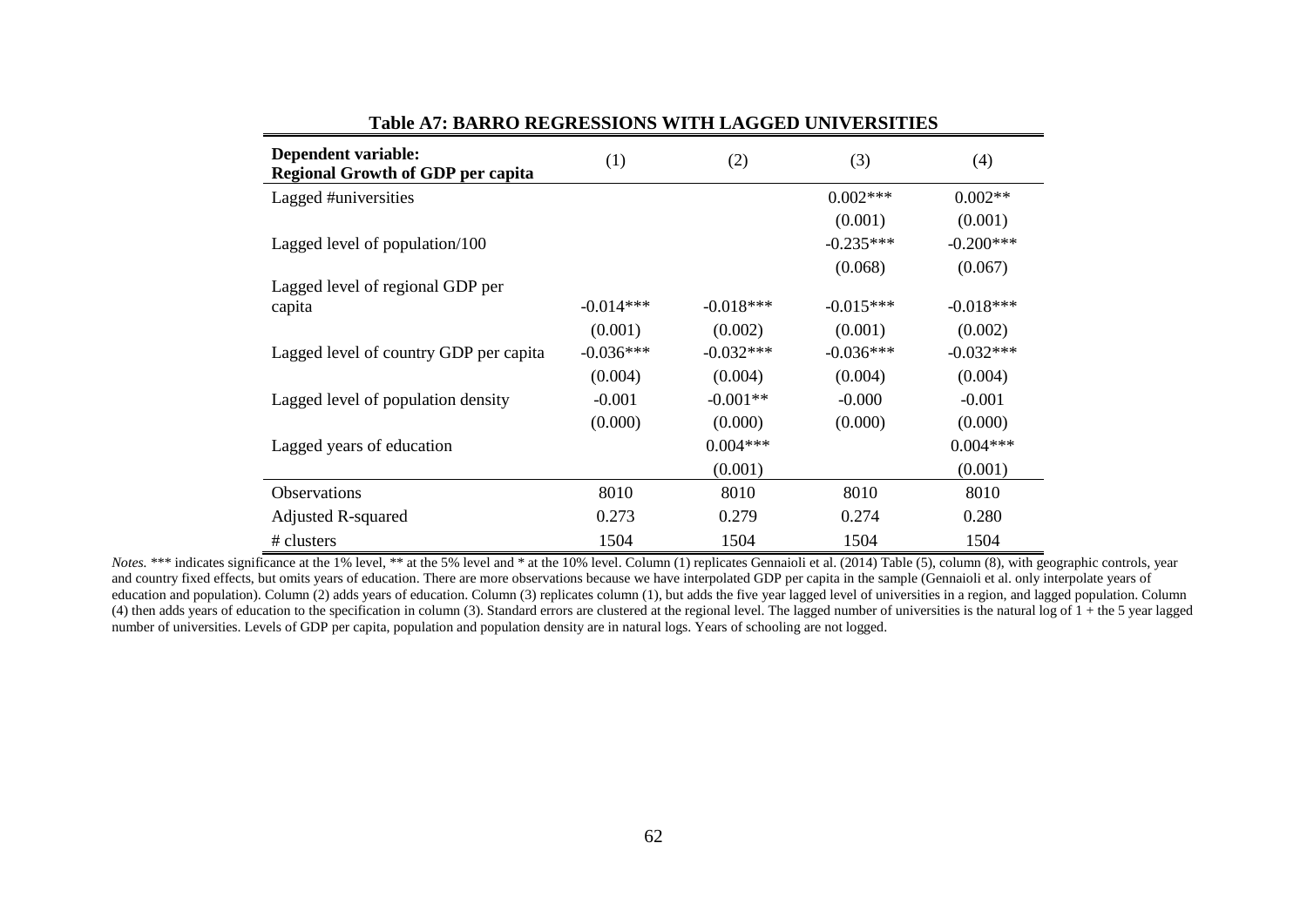**Table A7: BARRO REGRESSIONS WITH LAGGED UNIVERSITIES**

| **Dependent variable:** **Regional Growth of GDP per capita** | (1) | (2) | (3) | (4) |
|---|---|---|---|---|
| Lagged #universities | | | 0.002*** | 0.002** |
| | | | (0.001) | (0.001) |
| Lagged level of population/100 | | | -0.235*** | -0.200*** |
| | | | (0.068) | (0.067) |
| Lagged level of regional GDP per capita | -0.014*** | -0.018*** | -0.015*** | -0.018*** |
| | (0.001) | (0.002) | (0.001) | (0.002) |
| Lagged level of country GDP per capita | -0.036*** | -0.032*** | -0.036*** | -0.032*** |
| | (0.004) | (0.004) | (0.004) | (0.004) |
| Lagged level of population density | -0.001 | -0.001** | -0.000 | -0.001 |
| | (0.000) | (0.000) | (0.000) | (0.000) |
| Lagged years of education | | 0.004*** | | 0.004*** |
| | | (0.001) | | (0.001) |
| Observations | 8010 | 8010 | 8010 | 8010 |
| Adjusted R-squared | 0.273 | 0.279 | 0.274 | 0.280 |
| # clusters | 1504 | 1504 | 1504 | 1504 |

*Notes.* *** indicates significance at the 1% level, ** at the 5% level and * at the 10% level. Column (1) replicates Gennaioli et al. (2014) Table (5), column (8), with geographic controls, year and country fixed effects, but omits years of education. There are more observations because we have interpolated GDP per capita in the sample (Gennaioli et al. only interpolate years of education and population). Column (2) adds years of education. Column (3) replicates column (1), but adds the five year lagged level of universities in a region, and lagged population. Column (4) then adds years of education to the specification in column (3). Standard errors are clustered at the regional level. The lagged number of universities is the natural log of 1 + the 5 year lagged number of universities. Levels of GDP per capita, population and population density are in natural logs. Years of schooling are not logged.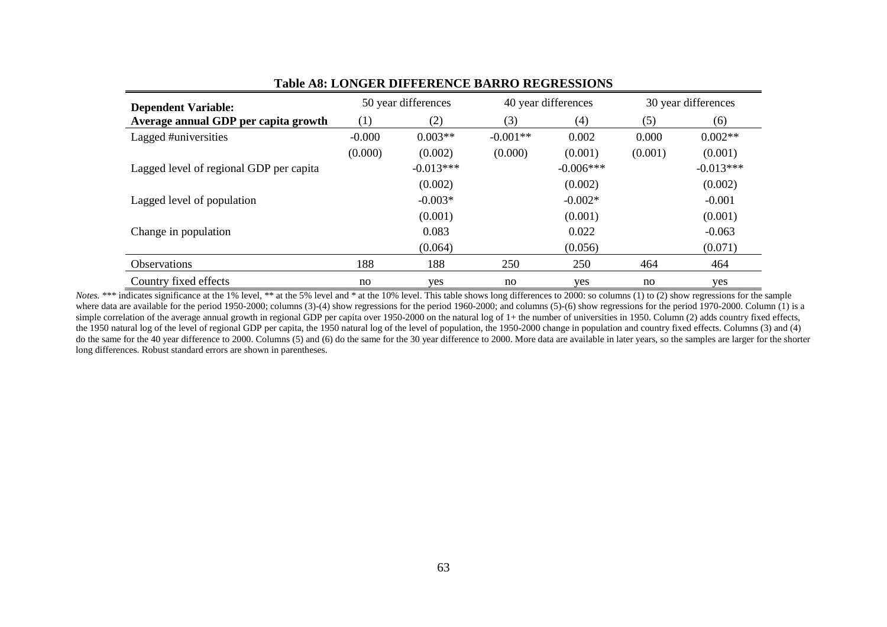**Table A8: LONGER DIFFERENCE BARRO REGRESSIONS**

| **Dependent Variable:** | 50 year differences | | 40 year differences | | 30 year differences | |
|---|---|---|---|---|---|---|
| **Average annual GDP per capita growth** | (1) | (2) | (3) | (4) | (5) | (6) |
| Lagged #universities | -0.000 | 0.003** | -0.001** | 0.002 | 0.000 | 0.002** |
| | (0.000) | (0.002) | (0.000) | (0.001) | (0.001) | (0.001) |
| Lagged level of regional GDP per capita | | -0.013*** | | -0.006*** | | -0.013*** |
| | | (0.002) | | (0.002) | | (0.002) |
| Lagged level of population | | -0.003* | | -0.002* | | -0.001 |
| | | (0.001) | | (0.001) | | (0.001) |
| Change in population | | 0.083 | | 0.022 | | -0.063 |
| | | (0.064) | | (0.056) | | (0.071) |
| Observations | 188 | 188 | 250 | 250 | 464 | 464 |
| Country fixed effects | no | yes | no | yes | no | yes |

*Notes.* *** indicates significance at the 1% level, ** at the 5% level and * at the 10% level. This table shows long differences to 2000: so columns (1) to (2) show regressions for the sample where data are available for the period 1950-2000; columns (3)-(4) show regressions for the period 1960-2000; and columns (5)-(6) show regressions for the period 1970-2000. Column (1) is a simple correlation of the average annual growth in regional GDP per capita over 1950-2000 on the natural log of 1+ the number of universities in 1950. Column (2) adds country fixed effects, the 1950 natural log of the level of regional GDP per capita, the 1950 natural log of the level of population, the 1950-2000 change in population and country fixed effects. Columns (3) and (4) do the same for the 40 year difference to 2000. Columns (5) and (6) do the same for the 30 year difference to 2000. More data are available in later years, so the samples are larger for the shorter long differences. Robust standard errors are shown in parentheses.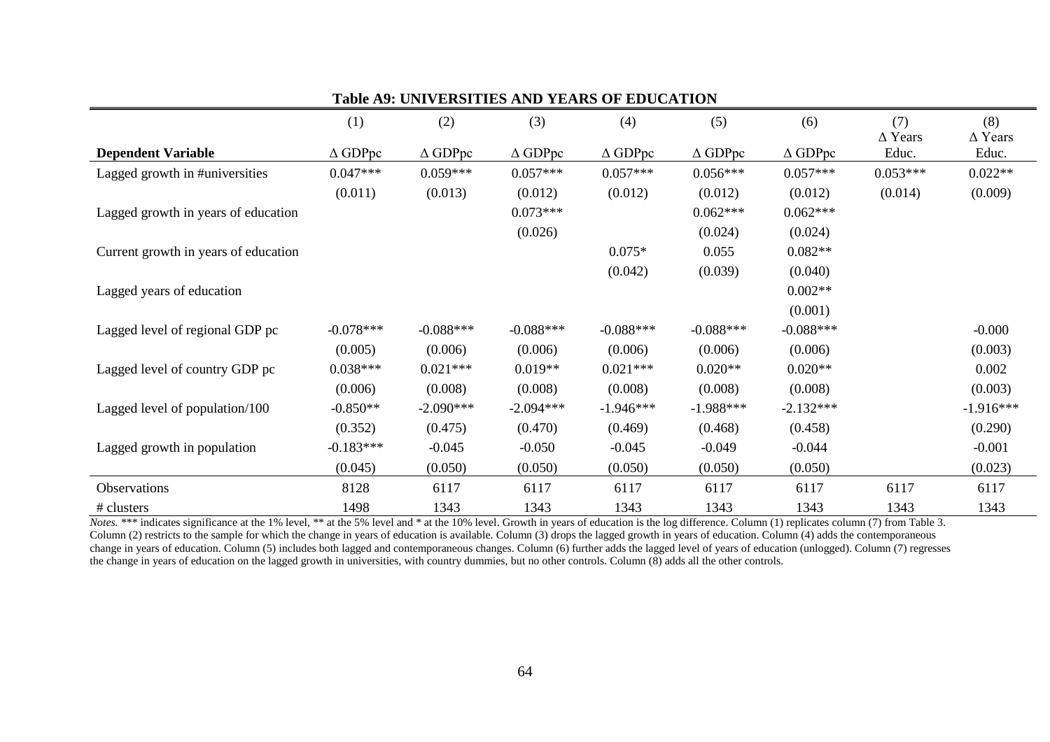**Table A9: UNIVERSITIES AND YEARS OF EDUCATION**

| | (1) | (2) | (3) | (4) | (5) | (6) | (7) | (8) |
|---|---|---|---|---|---|---|---|---|
| **Dependent Variable** | Δ GDPpc | Δ GDPpc | Δ GDPpc | Δ GDPpc | Δ GDPpc | Δ GDPpc | Δ Years Educ. | Δ Years Educ. |
| Lagged growth in #universities | 0.047*** | 0.059*** | 0.057*** | 0.057*** | 0.056*** | 0.057*** | 0.053*** | 0.022** |
| | (0.011) | (0.013) | (0.012) | (0.012) | (0.012) | (0.012) | (0.014) | (0.009) |
| Lagged growth in years of education | | | 0.073*** | | 0.062*** | 0.062*** | | |
| | | | (0.026) | | (0.024) | (0.024) | | |
| Current growth in years of education | | | | 0.075* | 0.055 | 0.082** | | |
| | | | | (0.042) | (0.039) | (0.040) | | |
| Lagged years of education | | | | | | 0.002** | | |
| | | | | | | (0.001) | | |
| Lagged level of regional GDP pc | -0.078*** | -0.088*** | -0.088*** | -0.088*** | -0.088*** | -0.088*** | | -0.000 |
| | (0.005) | (0.006) | (0.006) | (0.006) | (0.006) | (0.006) | | (0.003) |
| Lagged level of country GDP pc | 0.038*** | 0.021*** | 0.019** | 0.021*** | 0.020** | 0.020** | | 0.002 |
| | (0.006) | (0.008) | (0.008) | (0.008) | (0.008) | (0.008) | | (0.003) |
| Lagged level of population/100 | -0.850** | -2.090*** | -2.094*** | -1.946*** | -1.988*** | -2.132*** | | -1.916*** |
| | (0.352) | (0.475) | (0.470) | (0.469) | (0.468) | (0.458) | | (0.290) |
| Lagged growth in population | -0.183*** | -0.045 | -0.050 | -0.045 | -0.049 | -0.044 | | -0.001 |
| | (0.045) | (0.050) | (0.050) | (0.050) | (0.050) | (0.050) | | (0.023) |
| Observations | 8128 | 6117 | 6117 | 6117 | 6117 | 6117 | 6117 | 6117 |
| # clusters | 1498 | 1343 | 1343 | 1343 | 1343 | 1343 | 1343 | 1343 |

*Notes.* *** indicates significance at the 1% level, ** at the 5% level and * at the 10% level. Growth in years of education is the log difference. Column (1) replicates column (7) from Table 3. Column (2) restricts to the sample for which the change in years of education is available. Column (3) drops the lagged growth in years of education. Column (4) adds the contemporaneous change in years of education. Column (5) includes both lagged and contemporaneous changes. Column (6) further adds the lagged level of years of education (unlogged). Column (7) regresses the change in years of education on the lagged growth in universities, with country dummies, but no other controls. Column (8) adds all the other controls.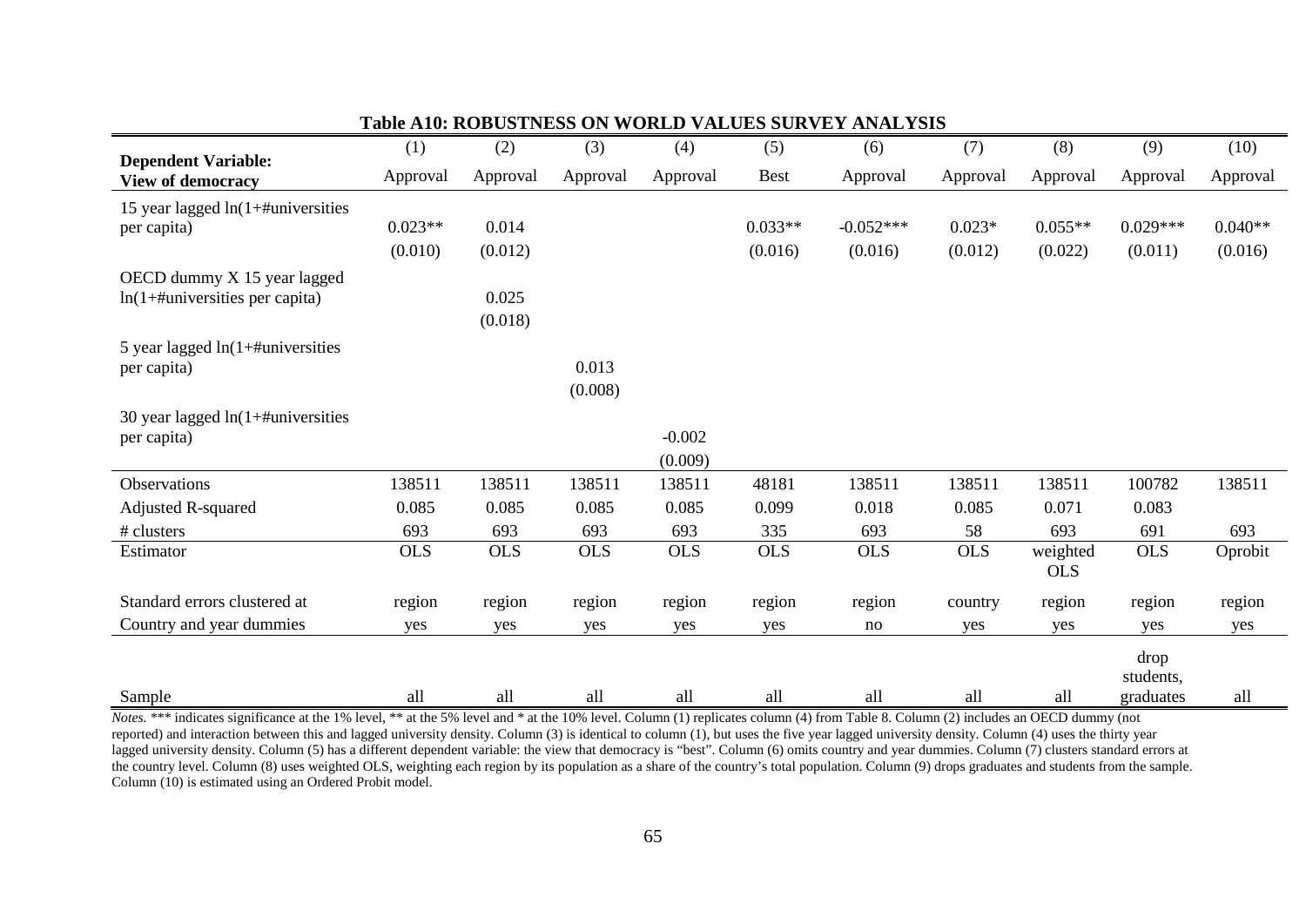**Table A10: ROBUSTNESS ON WORLD VALUES SURVEY ANALYSIS**

| Dependent Variable: View of democracy | (1) Approval | (2) Approval | (3) Approval | (4) Approval | (5) Best | (6) Approval | (7) Approval | (8) Approval | (9) Approval | (10) Approval |
|---|---|---|---|---|---|---|---|---|---|---|
| 15 year lagged ln(1+#universities per capita) | 0.023** | 0.014 | | | 0.033** | -0.052*** | 0.023* | 0.055** | 0.029*** | 0.040** |
| | (0.010) | (0.012) | | | (0.016) | (0.016) | (0.012) | (0.022) | (0.011) | (0.016) |
| OECD dummy X 15 year lagged ln(1+#universities per capita) | | 0.025 | | | | | | | | |
| | | (0.018) | | | | | | | | |
| 5 year lagged ln(1+#universities per capita) | | | 0.013 | | | | | | | |
| | | | (0.008) | | | | | | | |
| 30 year lagged ln(1+#universities per capita) | | | | -0.002 | | | | | | |
| | | | | (0.009) | | | | | | |
| Observations | 138511 | 138511 | 138511 | 138511 | 48181 | 138511 | 138511 | 138511 | 100782 | 138511 |
| Adjusted R-squared | 0.085 | 0.085 | 0.085 | 0.085 | 0.099 | 0.018 | 0.085 | 0.071 | 0.083 | |
| # clusters | 693 | 693 | 693 | 693 | 335 | 693 | 58 | 693 | 691 | 693 |
| Estimator | OLS | OLS | OLS | OLS | OLS | OLS | OLS | weighted OLS | OLS | Oprobit |
| Standard errors clustered at | region | region | region | region | region | region | country | region | region | region |
| Country and year dummies | yes | yes | yes | yes | yes | no | yes | yes | yes | yes |
| Sample | all | all | all | all | all | all | all | all | drop students, graduates | all |

*Notes.* *** indicates significance at the 1% level, ** at the 5% level and * at the 10% level. Column (1) replicates column (4) from Table 8. Column (2) includes an OECD dummy (not reported) and interaction between this and lagged university density. Column (3) is identical to column (1), but uses the five year lagged university density. Column (4) uses the thirty year lagged university density. Column (5) has a different dependent variable: the view that democracy is "best". Column (6) omits country and year dummies. Column (7) clusters standard errors at the country level. Column (8) uses weighted OLS, weighting each region by its population as a share of the country's total population. Column (9) drops graduates and students from the sample. Column (10) is estimated using an Ordered Probit model.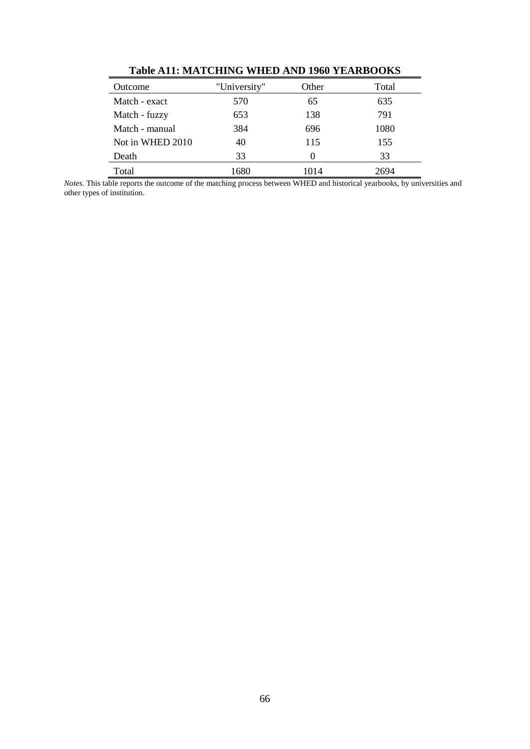**Table A11: MATCHING WHED AND 1960 YEARBOOKS**

| Outcome | "University" | Other | Total |
|---|---|---|---|
| Match - exact | 570 | 65 | 635 |
| Match - fuzzy | 653 | 138 | 791 |
| Match - manual | 384 | 696 | 1080 |
| Not in WHED 2010 | 40 | 115 | 155 |
| Death | 33 | 0 | 33 |
| Total | 1680 | 1014 | 2694 |

*Notes.* This table reports the outcome of the matching process between WHED and historical yearbooks, by universities and other types of institution.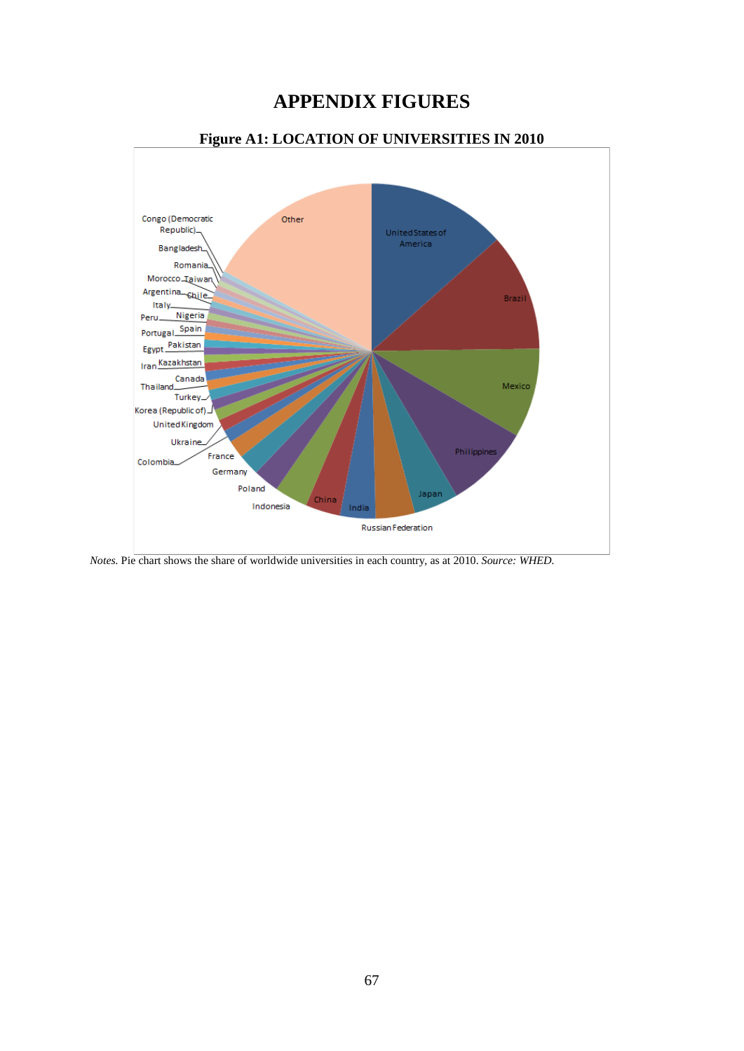# APPENDIX FIGURES

**Figure A1: LOCATION OF UNIVERSITIES IN 2010**

*Notes.* Pie chart shows the share of worldwide universities in each country, as at 2010. *Source: WHED.*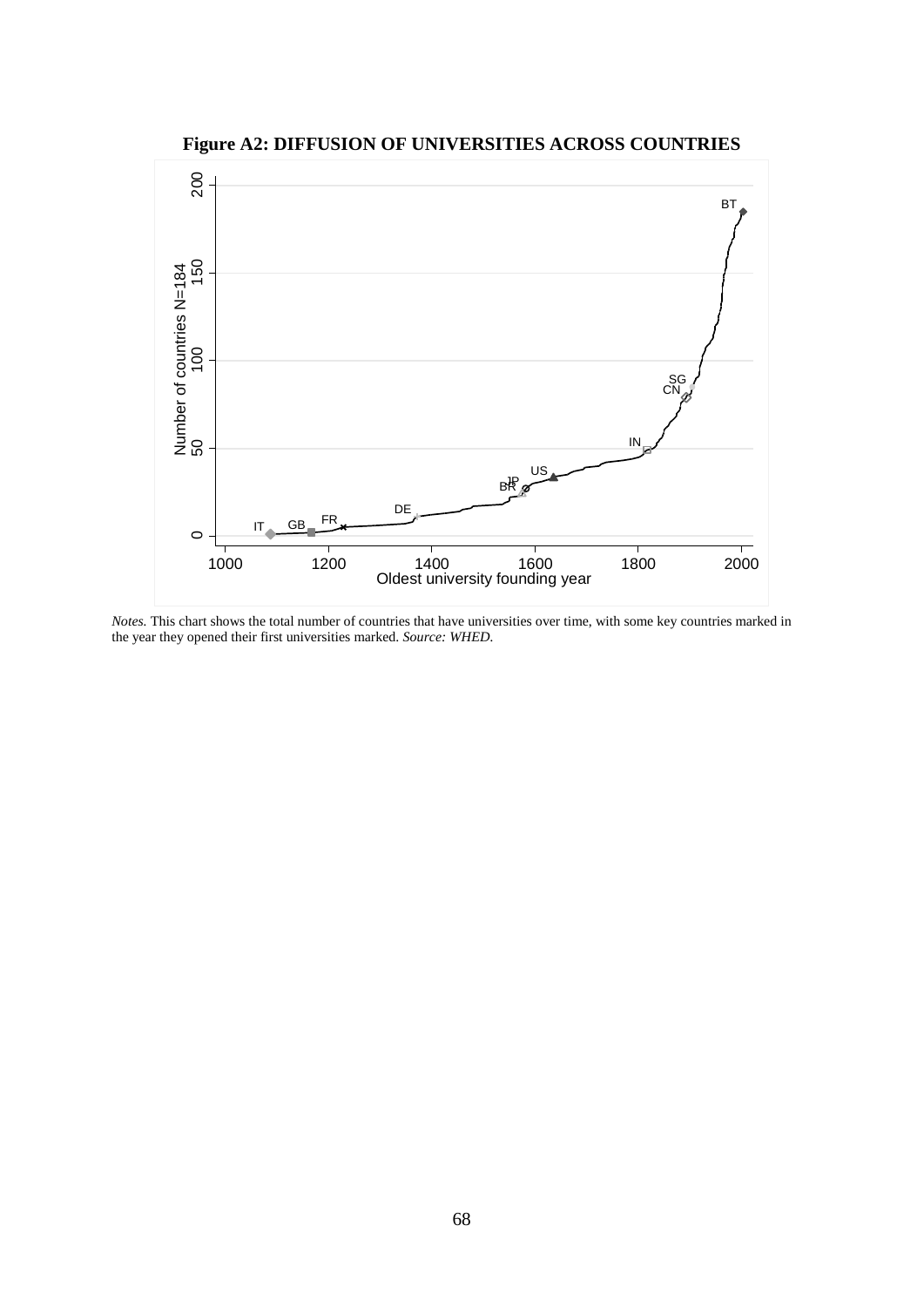**Figure A2: DIFFUSION OF UNIVERSITIES ACROSS COUNTRIES**

*Notes.* This chart shows the total number of countries that have universities over time, with some key countries marked in the year they opened their first universities marked. *Source: WHED.*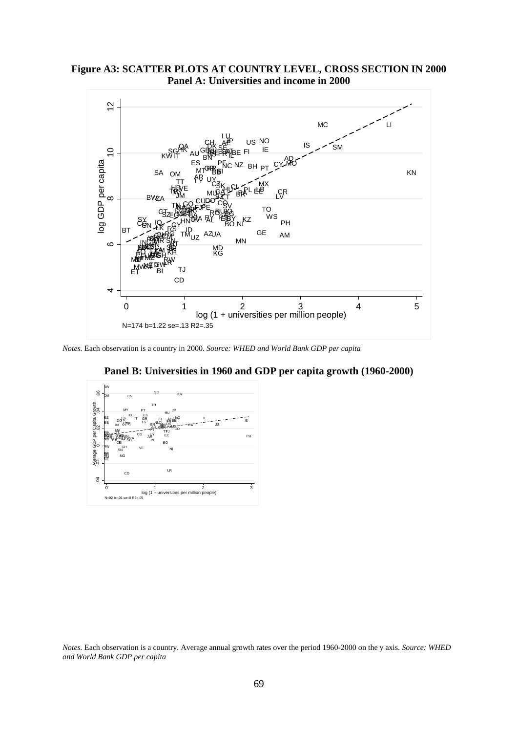**Figure A3: SCATTER PLOTS AT COUNTRY LEVEL, CROSS SECTION IN 2000**
**Panel A: Universities and income in 2000**

*Notes.* Each observation is a country in 2000. *Source: WHED and World Bank GDP per capita*

**Panel B: Universities in 1960 and GDP per capita growth (1960-2000)**

*Notes.* Each observation is a country. Average annual growth rates over the period 1960-2000 on the y axis. *Source: WHED and World Bank GDP per capita*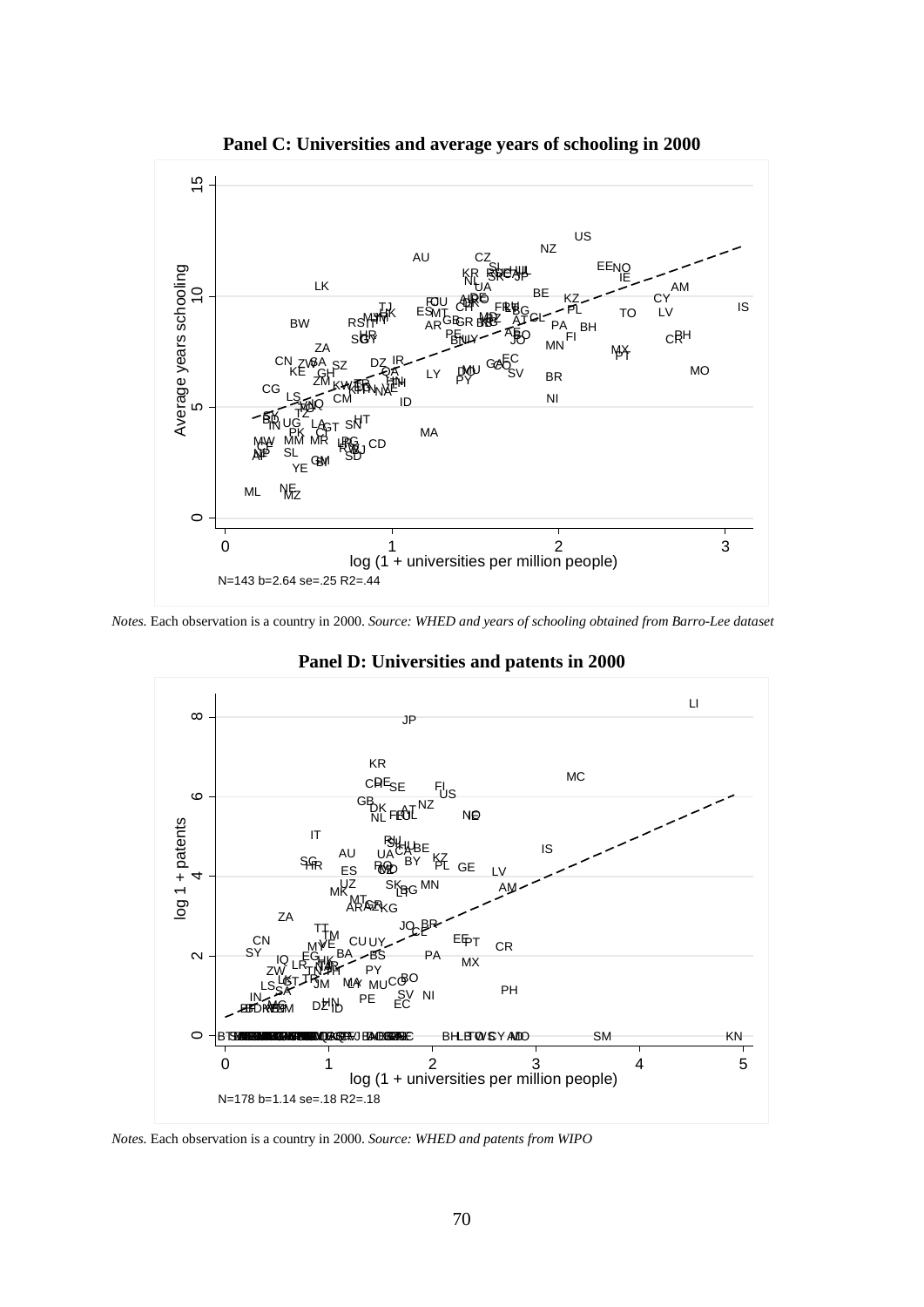**Panel C: Universities and average years of schooling in 2000**

N=143 b=2.64 se=.25 R2=.44

*Notes.* Each observation is a country in 2000. *Source: WHED and years of schooling obtained from Barro-Lee dataset*

**Panel D: Universities and patents in 2000**

N=178 b=1.14 se=.18 R2=.18

*Notes.* Each observation is a country in 2000. *Source: WHED and patents from WIPO*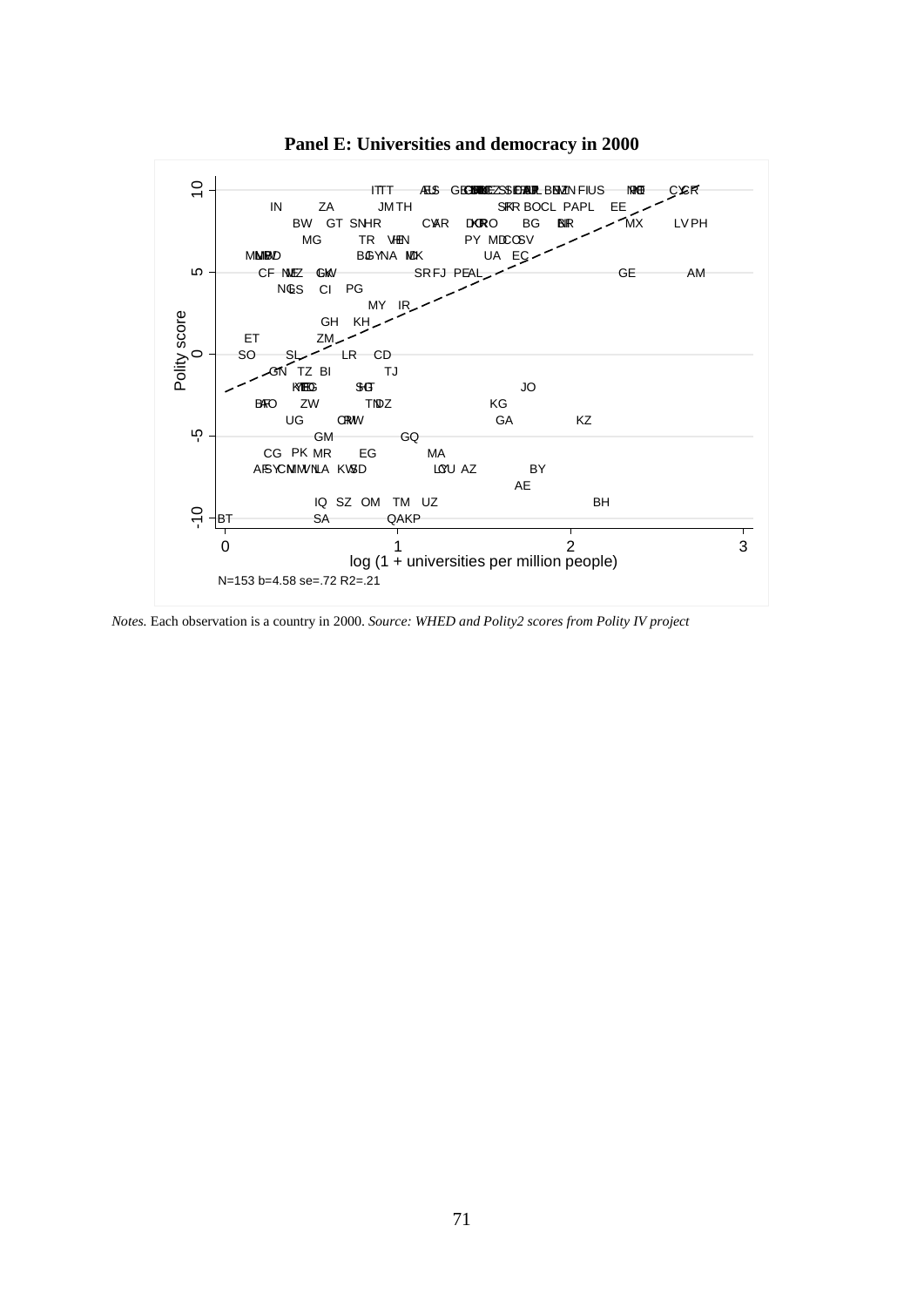**Panel E: Universities and democracy in 2000**

N=153 b=4.58 se=.72 R2=.21

*Notes.* Each observation is a country in 2000. *Source: WHED and Polity2 scores from Polity IV project*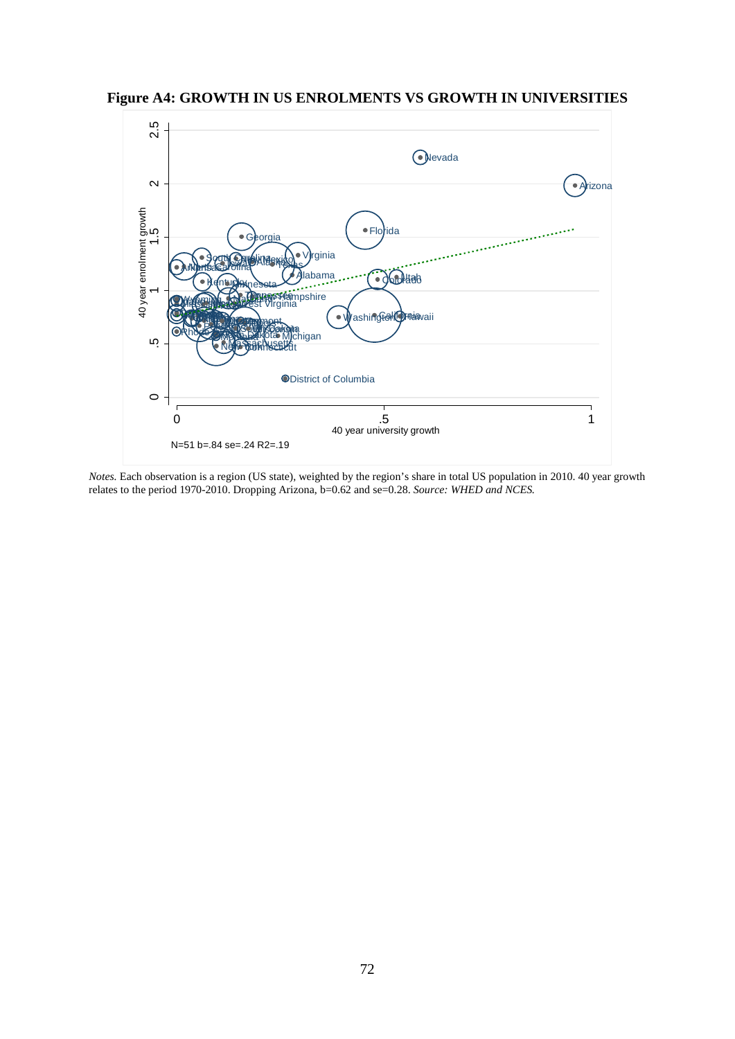**Figure A4: GROWTH IN US ENROLMENTS VS GROWTH IN UNIVERSITIES**

N=51 b=.84 se=.24 R2=.19

*Notes.* Each observation is a region (US state), weighted by the region's share in total US population in 2010. 40 year growth relates to the period 1970-2010. Dropping Arizona, b=0.62 and se=0.28. *Source: WHED and NCES.*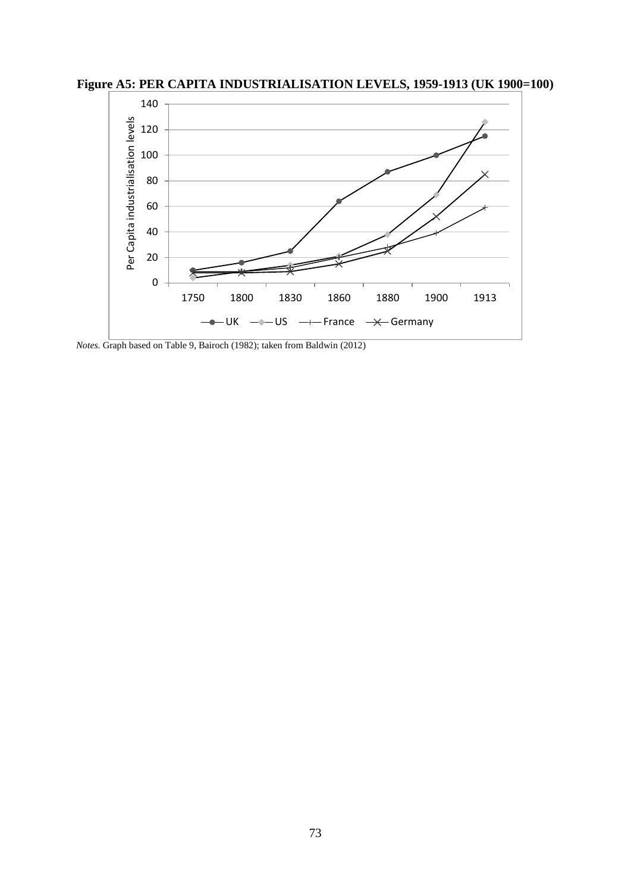**Figure A5: PER CAPITA INDUSTRIALISATION LEVELS, 1959-1913 (UK 1900=100)**

*Notes.* Graph based on Table 9, Bairoch (1982); taken from Baldwin (2012)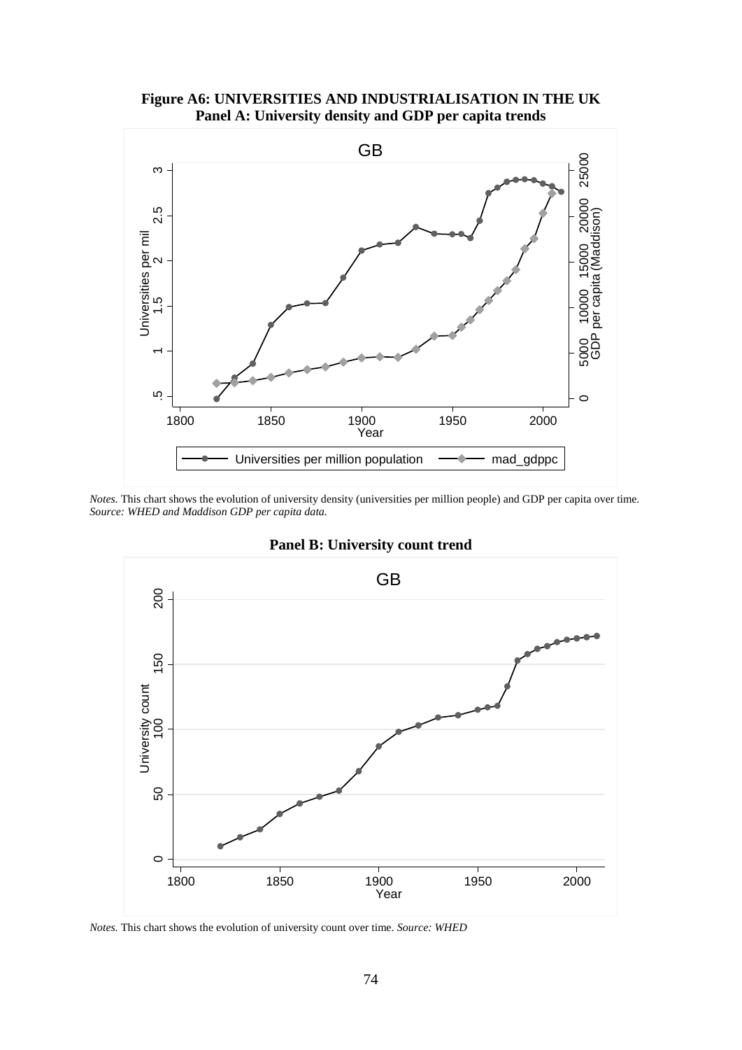**Figure A6: UNIVERSITIES AND INDUSTRIALISATION IN THE UK**
**Panel A: University density and GDP per capita trends**

*Notes.* This chart shows the evolution of university density (universities per million people) and GDP per capita over time. *Source: WHED and Maddison GDP per capita data.*

**Panel B: University count trend**

*Notes.* This chart shows the evolution of university count over time. *Source: WHED*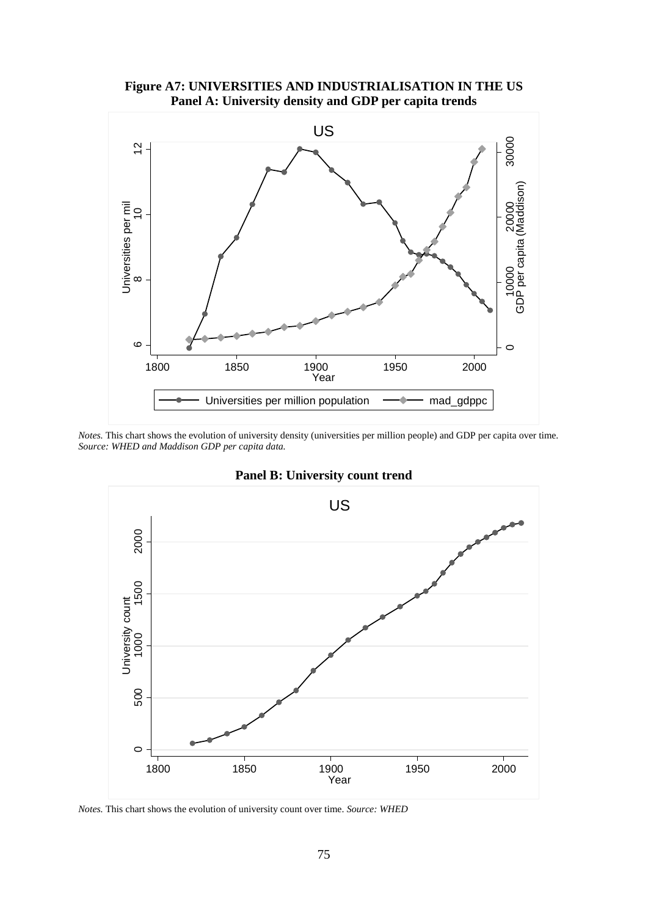**Figure A7: UNIVERSITIES AND INDUSTRIALISATION IN THE US**
**Panel A: University density and GDP per capita trends**

*Notes.* This chart shows the evolution of university density (universities per million people) and GDP per capita over time. *Source: WHED and Maddison GDP per capita data.*

**Panel B: University count trend**

*Notes.* This chart shows the evolution of university count over time. *Source: WHED*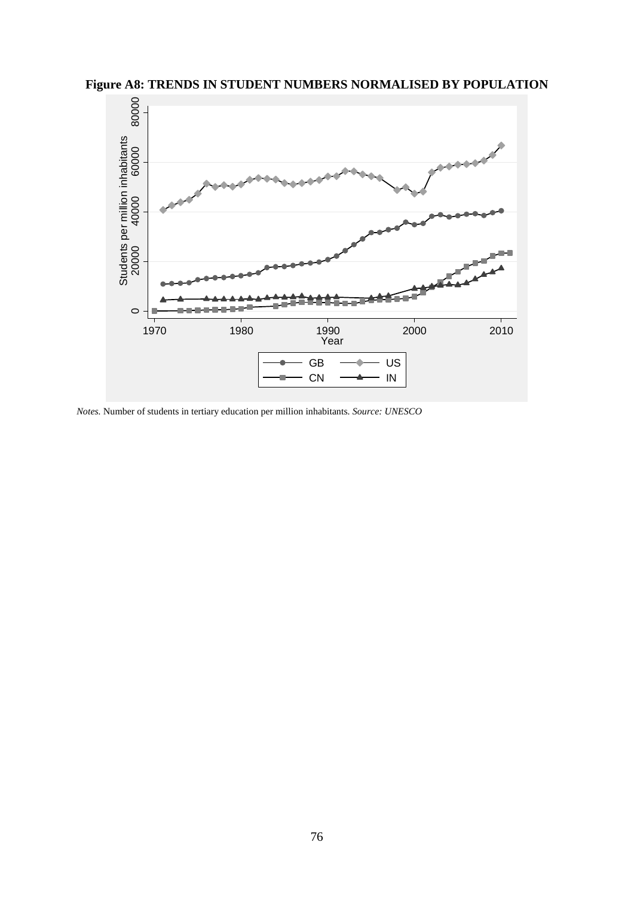**Figure A8: TRENDS IN STUDENT NUMBERS NORMALISED BY POPULATION**

*Notes.* Number of students in tertiary education per million inhabitants. *Source: UNESCO*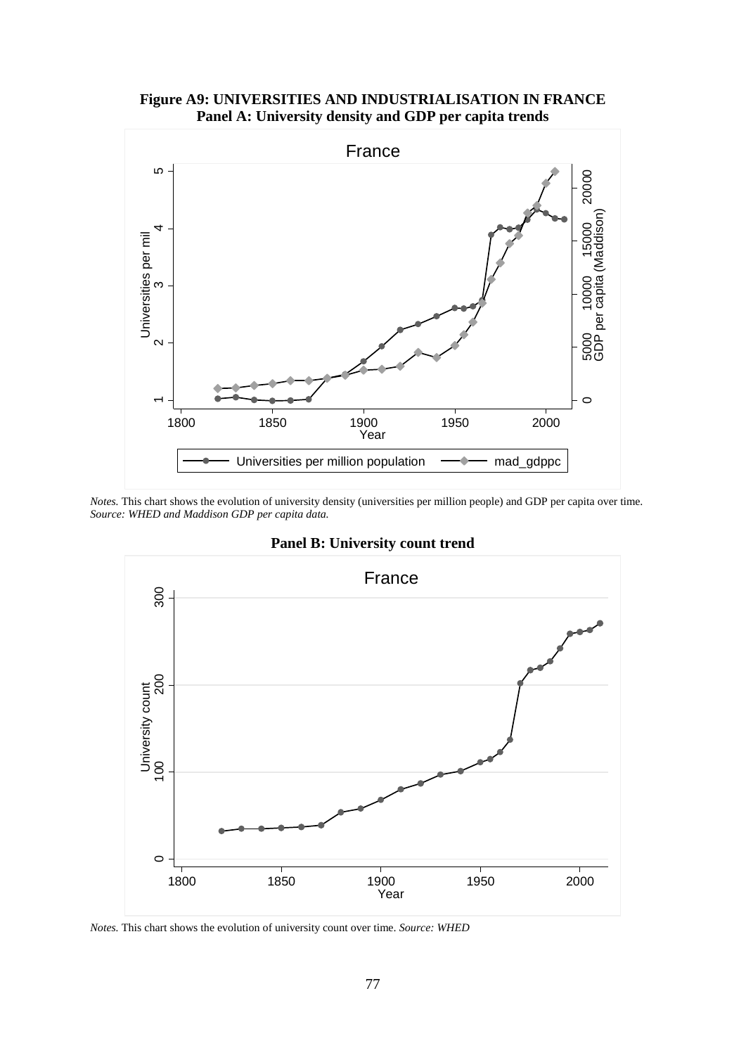**Figure A9: UNIVERSITIES AND INDUSTRIALISATION IN FRANCE**
**Panel A: University density and GDP per capita trends**

*Notes.* This chart shows the evolution of university density (universities per million people) and GDP per capita over time. *Source: WHED and Maddison GDP per capita data.*

**Panel B: University count trend**

*Notes.* This chart shows the evolution of university count over time. *Source: WHED*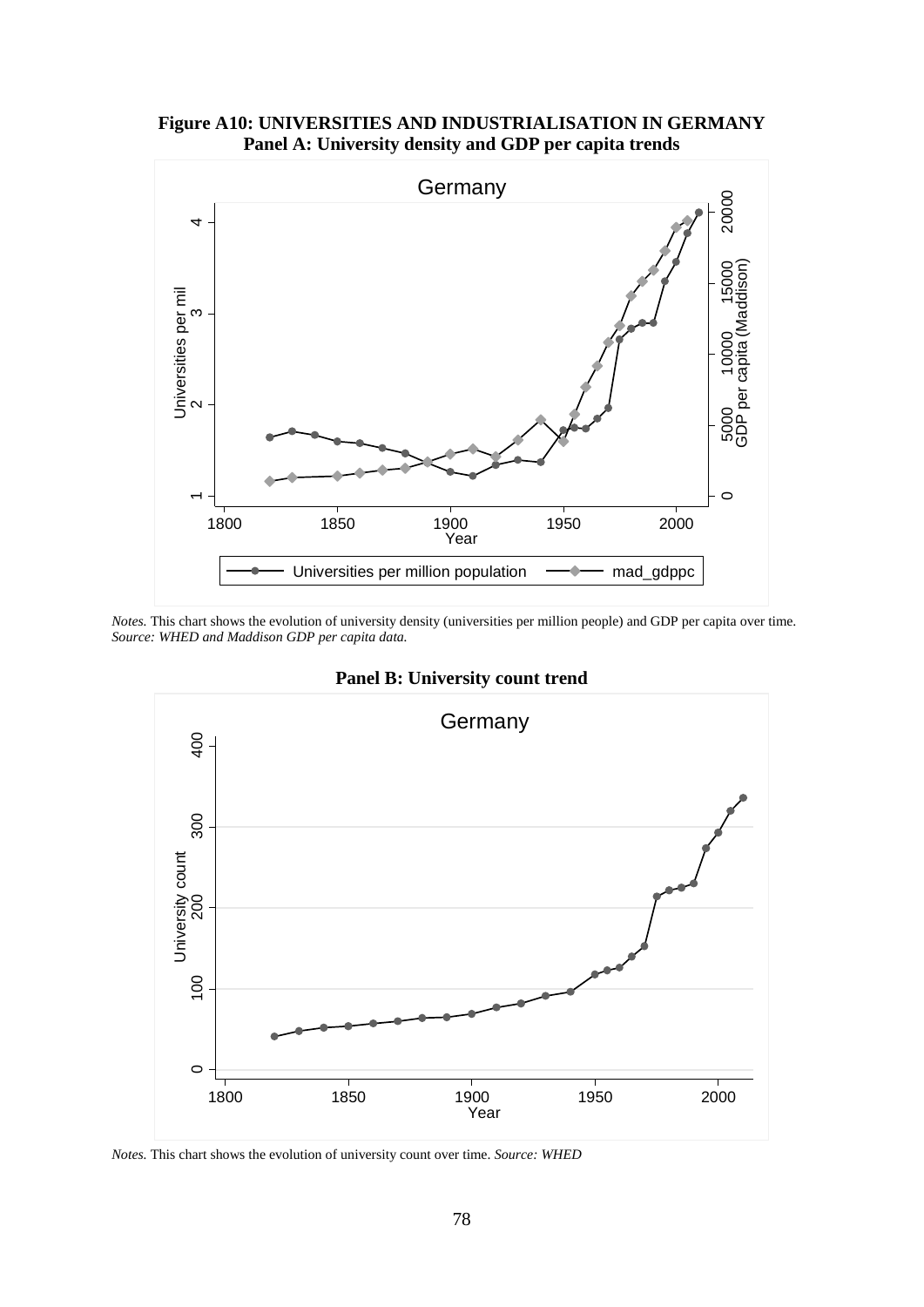**Figure A10: UNIVERSITIES AND INDUSTRIALISATION IN GERMANY**

**Panel A: University density and GDP per capita trends**

*Notes.* This chart shows the evolution of university density (universities per million people) and GDP per capita over time. *Source: WHED and Maddison GDP per capita data.*

**Panel B: University count trend**

*Notes.* This chart shows the evolution of university count over time. *Source: WHED*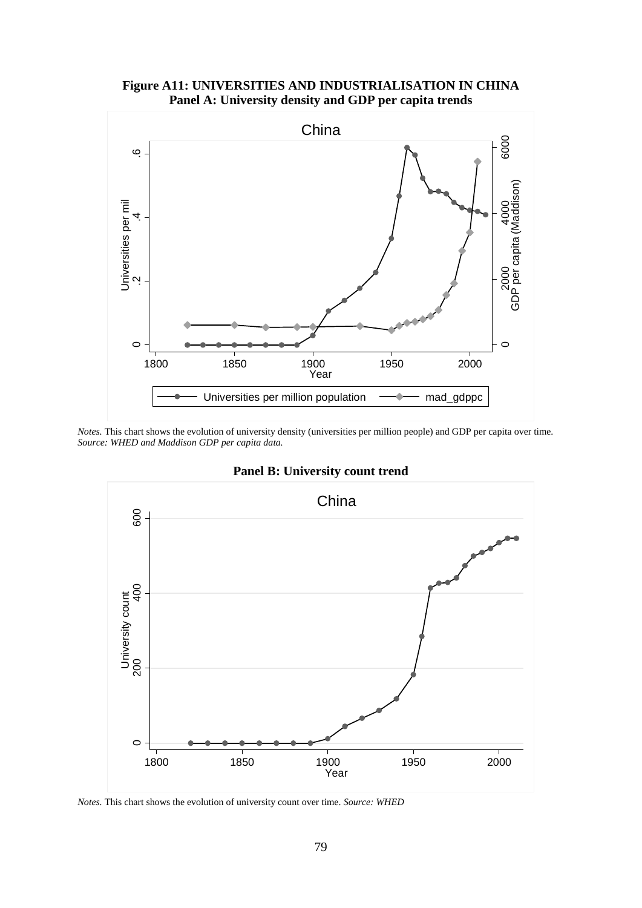**Figure A11: UNIVERSITIES AND INDUSTRIALISATION IN CHINA**
**Panel A: University density and GDP per capita trends**

*Notes.* This chart shows the evolution of university density (universities per million people) and GDP per capita over time. *Source: WHED and Maddison GDP per capita data.*

**Panel B: University count trend**

*Notes.* This chart shows the evolution of university count over time. *Source: WHED*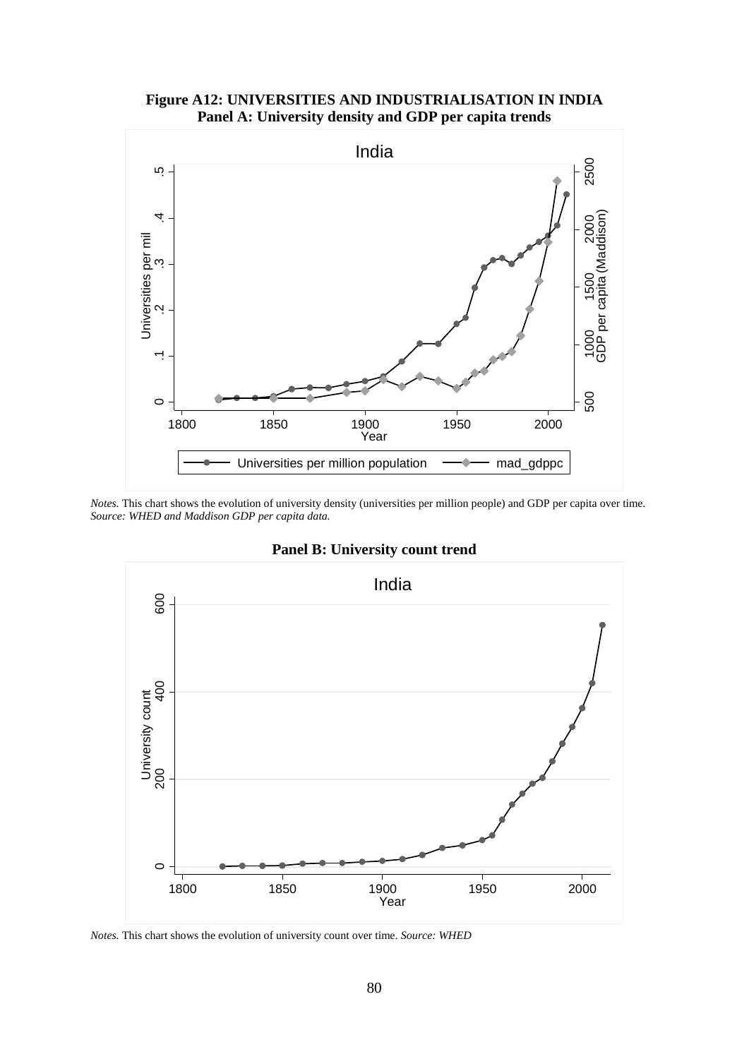**Figure A12: UNIVERSITIES AND INDUSTRIALISATION IN INDIA**
**Panel A: University density and GDP per capita trends**

*Notes.* This chart shows the evolution of university density (universities per million people) and GDP per capita over time. *Source: WHED and Maddison GDP per capita data.*

**Panel B: University count trend**

*Notes.* This chart shows the evolution of university count over time. *Source: WHED*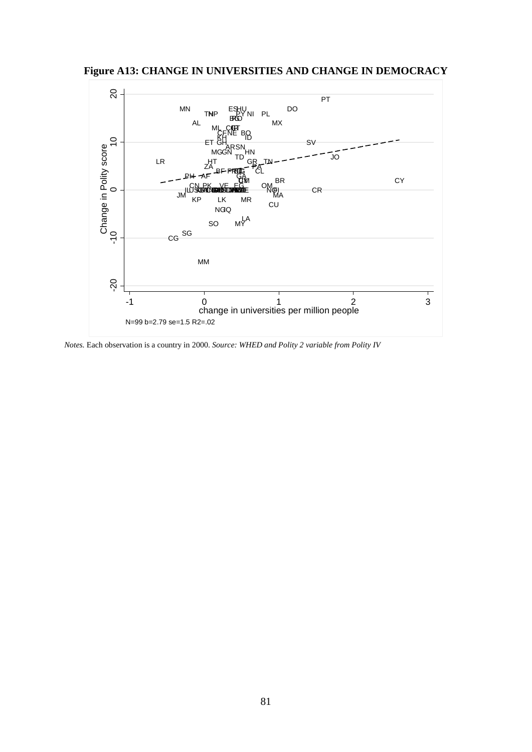**Figure A13: CHANGE IN UNIVERSITIES AND CHANGE IN DEMOCRACY**

N=99 b=2.79 se=1.5 R2=.02

*Notes.* Each observation is a country in 2000. *Source: WHED and Polity 2 variable from Polity IV*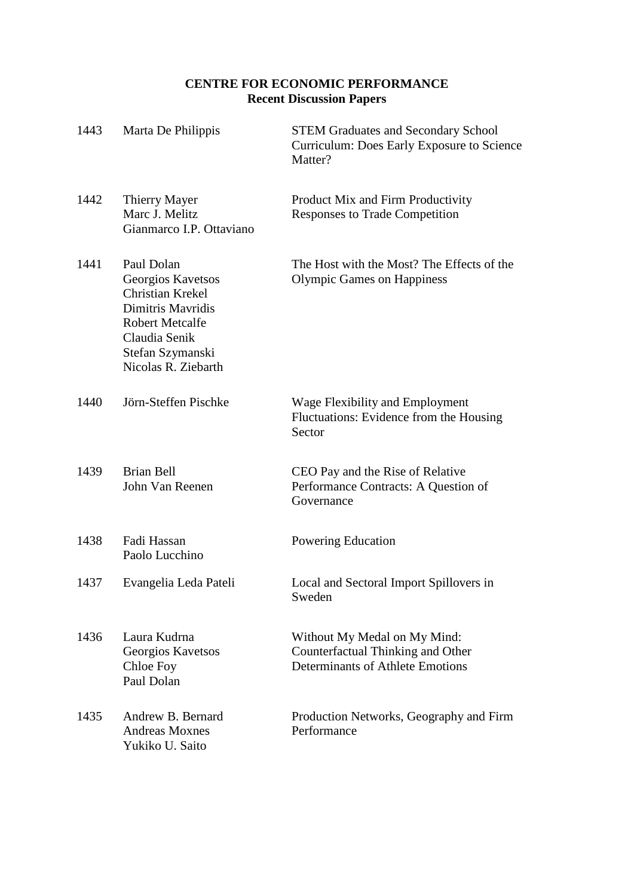**CENTRE FOR ECONOMIC PERFORMANCE**
**Recent Discussion Papers**

| | | |
|---|---|---|
| 1443 | Marta De Philippis | STEM Graduates and Secondary School Curriculum: Does Early Exposure to Science Matter? |
| 1442 | Thierry Mayer<br>Marc J. Melitz<br>Gianmarco I.P. Ottaviano | Product Mix and Firm Productivity Responses to Trade Competition |
| 1441 | Paul Dolan<br>Georgios Kavetsos<br>Christian Krekel<br>Dimitris Mavridis<br>Robert Metcalfe<br>Claudia Senik<br>Stefan Szymanski<br>Nicolas R. Ziebarth | The Host with the Most? The Effects of the Olympic Games on Happiness |
| 1440 | Jörn-Steffen Pischke | Wage Flexibility and Employment Fluctuations: Evidence from the Housing Sector |
| 1439 | Brian Bell<br>John Van Reenen | CEO Pay and the Rise of Relative Performance Contracts: A Question of Governance |
| 1438 | Fadi Hassan<br>Paolo Lucchino | Powering Education |
| 1437 | Evangelia Leda Pateli | Local and Sectoral Import Spillovers in Sweden |
| 1436 | Laura Kudrna<br>Georgios Kavetsos<br>Chloe Foy<br>Paul Dolan | Without My Medal on My Mind: Counterfactual Thinking and Other Determinants of Athlete Emotions |
| 1435 | Andrew B. Bernard<br>Andreas Moxnes<br>Yukiko U. Saito | Production Networks, Geography and Firm Performance |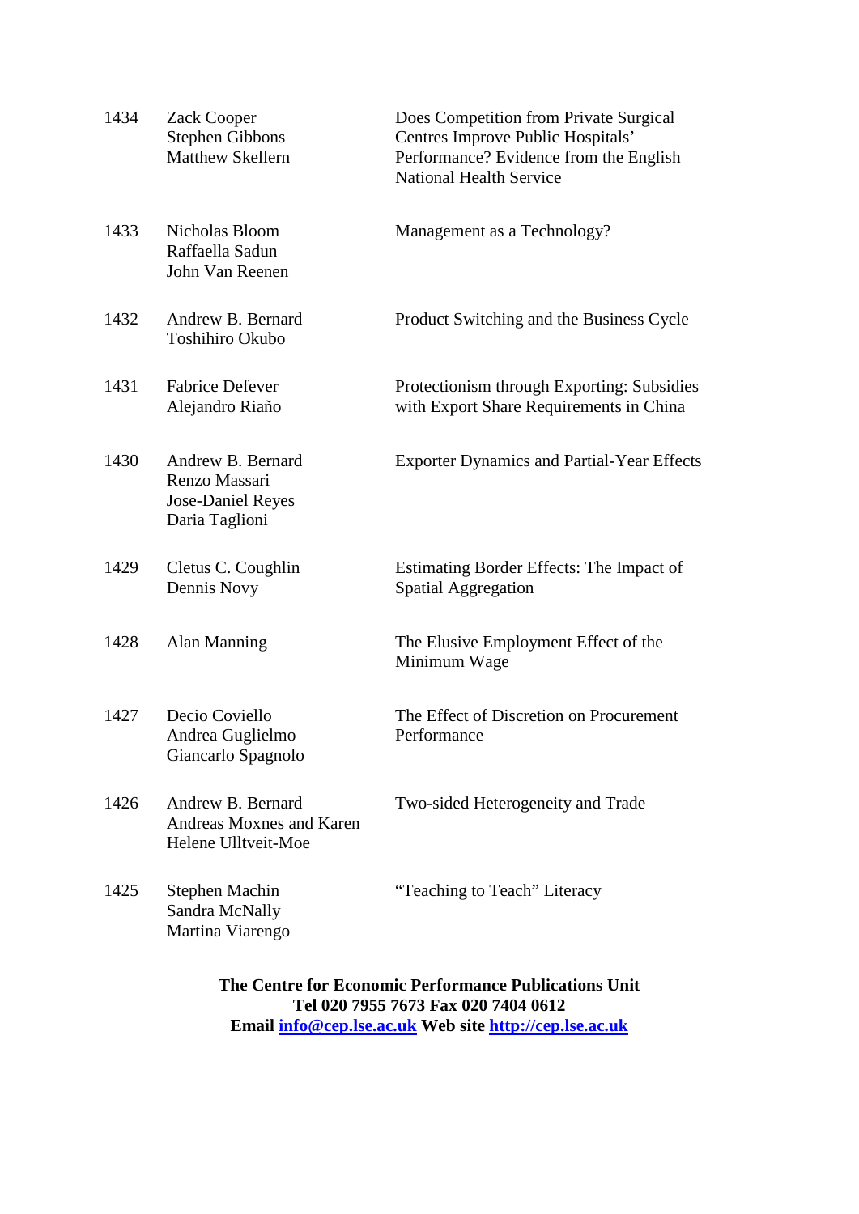| | | |
|---|---|---|
| 1434 | Zack Cooper<br>Stephen Gibbons<br>Matthew Skellern | Does Competition from Private Surgical Centres Improve Public Hospitals' Performance? Evidence from the English National Health Service |
| 1433 | Nicholas Bloom<br>Raffaella Sadun<br>John Van Reenen | Management as a Technology? |
| 1432 | Andrew B. Bernard<br>Toshihiro Okubo | Product Switching and the Business Cycle |
| 1431 | Fabrice Defever<br>Alejandro Riaño | Protectionism through Exporting: Subsidies with Export Share Requirements in China |
| 1430 | Andrew B. Bernard<br>Renzo Massari<br>Jose-Daniel Reyes<br>Daria Taglioni | Exporter Dynamics and Partial-Year Effects |
| 1429 | Cletus C. Coughlin<br>Dennis Novy | Estimating Border Effects: The Impact of Spatial Aggregation |
| 1428 | Alan Manning | The Elusive Employment Effect of the Minimum Wage |
| 1427 | Decio Coviello<br>Andrea Guglielmo<br>Giancarlo Spagnolo | The Effect of Discretion on Procurement Performance |
| 1426 | Andrew B. Bernard<br>Andreas Moxnes and Karen Helene Ulltveit-Moe | Two-sided Heterogeneity and Trade |
| 1425 | Stephen Machin<br>Sandra McNally<br>Martina Viarengo | "Teaching to Teach" Literacy |

**The Centre for Economic Performance Publications Unit**
**Tel 020 7955 7673 Fax 020 7404 0612**
**Email info@cep.lse.ac.uk Web site http://cep.lse.ac.uk**